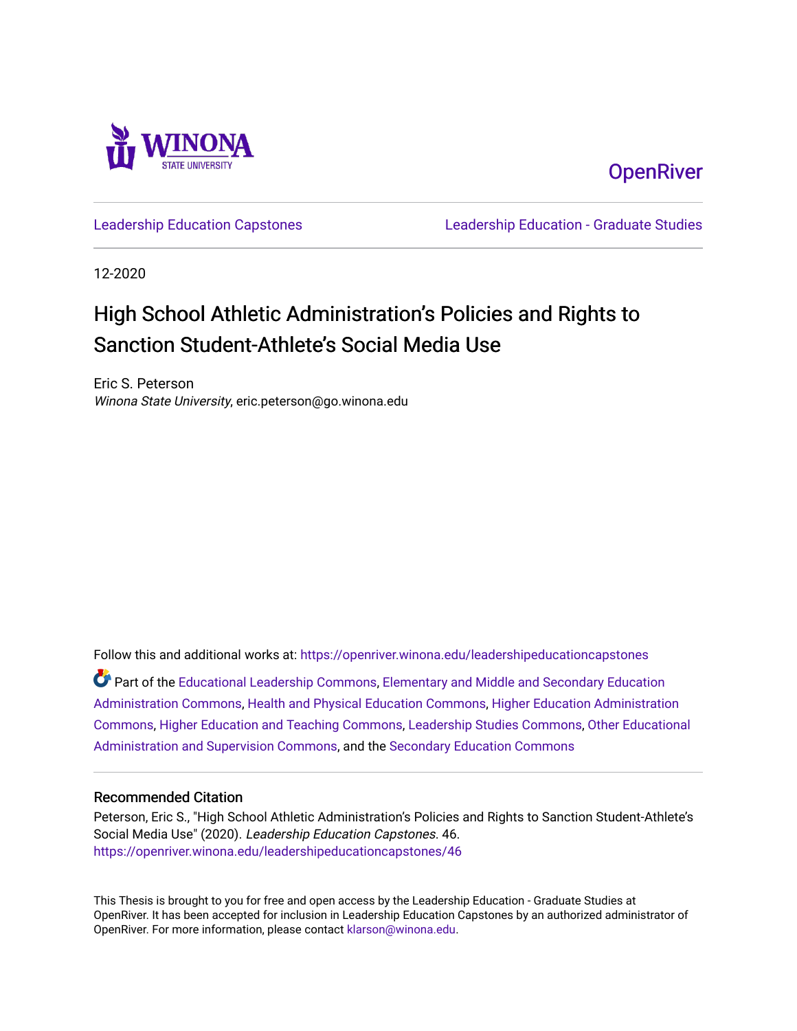Winona State University

OpenRiver

Leadership Education Capstones

Leadership Education - Graduate Studies

12-2020

# High School Athletic Administration's Policies and Rights to Sanction Student-Athlete's Social Media Use

Eric S. Peterson
*Winona State University*, eric.peterson@go.winona.edu

Follow this and additional works at: https://openriver.winona.edu/leadershipeducationcapstones

Part of the Educational Leadership Commons, Elementary and Middle and Secondary Education Administration Commons, Health and Physical Education Commons, Higher Education Administration Commons, Higher Education and Teaching Commons, Leadership Studies Commons, Other Educational Administration and Supervision Commons, and the Secondary Education Commons

## Recommended Citation

Peterson, Eric S., "High School Athletic Administration's Policies and Rights to Sanction Student-Athlete's Social Media Use" (2020). *Leadership Education Capstones*. 46.
https://openriver.winona.edu/leadershipeducationcapstones/46

This Thesis is brought to you for free and open access by the Leadership Education - Graduate Studies at OpenRiver. It has been accepted for inclusion in Leadership Education Capstones by an authorized administrator of OpenRiver. For more information, please contact klarson@winona.edu.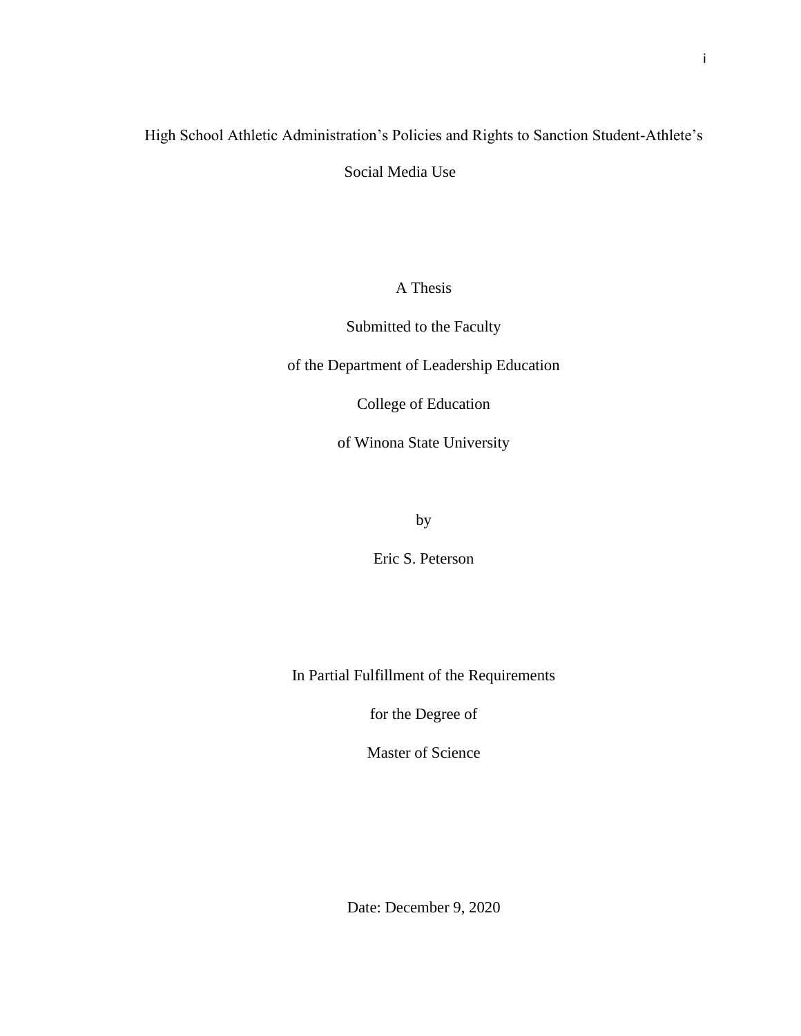# High School Athletic Administration's Policies and Rights to Sanction Student-Athlete's Social Media Use

A Thesis

Submitted to the Faculty

of the Department of Leadership Education

College of Education

of Winona State University

by

Eric S. Peterson

In Partial Fulfillment of the Requirements

for the Degree of

Master of Science

Date: December 9, 2020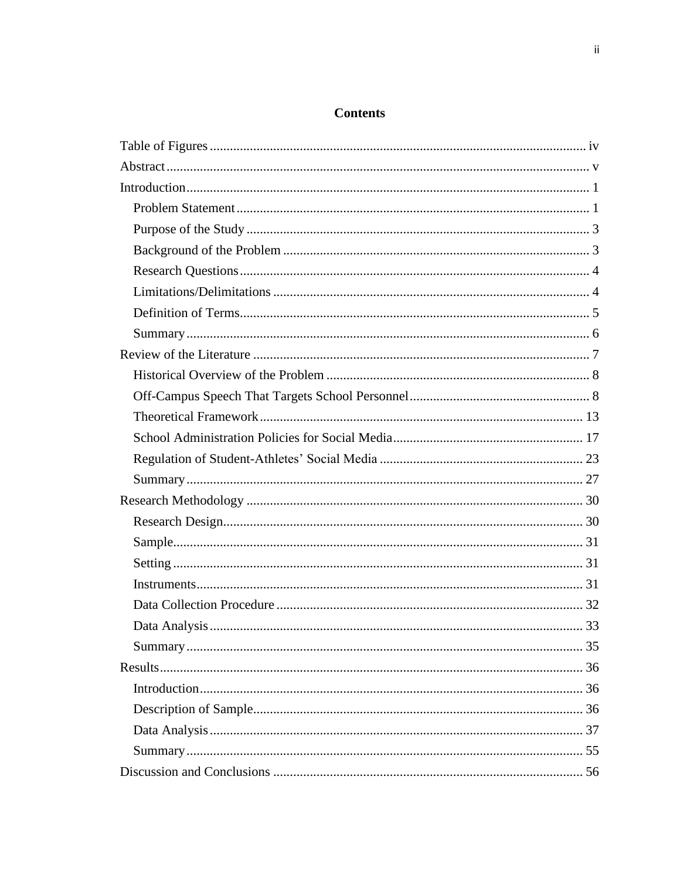# Contents

- Table of Figures ........ iv
- Abstract ........ v
- Introduction ........ 1
  - Problem Statement ........ 1
  - Purpose of the Study ........ 3
  - Background of the Problem ........ 3
  - Research Questions ........ 4
  - Limitations/Delimitations ........ 4
  - Definition of Terms ........ 5
  - Summary ........ 6
- Review of the Literature ........ 7
  - Historical Overview of the Problem ........ 8
  - Off-Campus Speech That Targets School Personnel ........ 8
  - Theoretical Framework ........ 13
  - School Administration Policies for Social Media ........ 17
  - Regulation of Student-Athletes' Social Media ........ 23
  - Summary ........ 27
- Research Methodology ........ 30
  - Research Design ........ 30
  - Sample ........ 31
  - Setting ........ 31
  - Instruments ........ 31
  - Data Collection Procedure ........ 32
  - Data Analysis ........ 33
  - Summary ........ 35
- Results ........ 36
  - Introduction ........ 36
  - Description of Sample ........ 36
  - Data Analysis ........ 37
  - Summary ........ 55
- Discussion and Conclusions ........ 56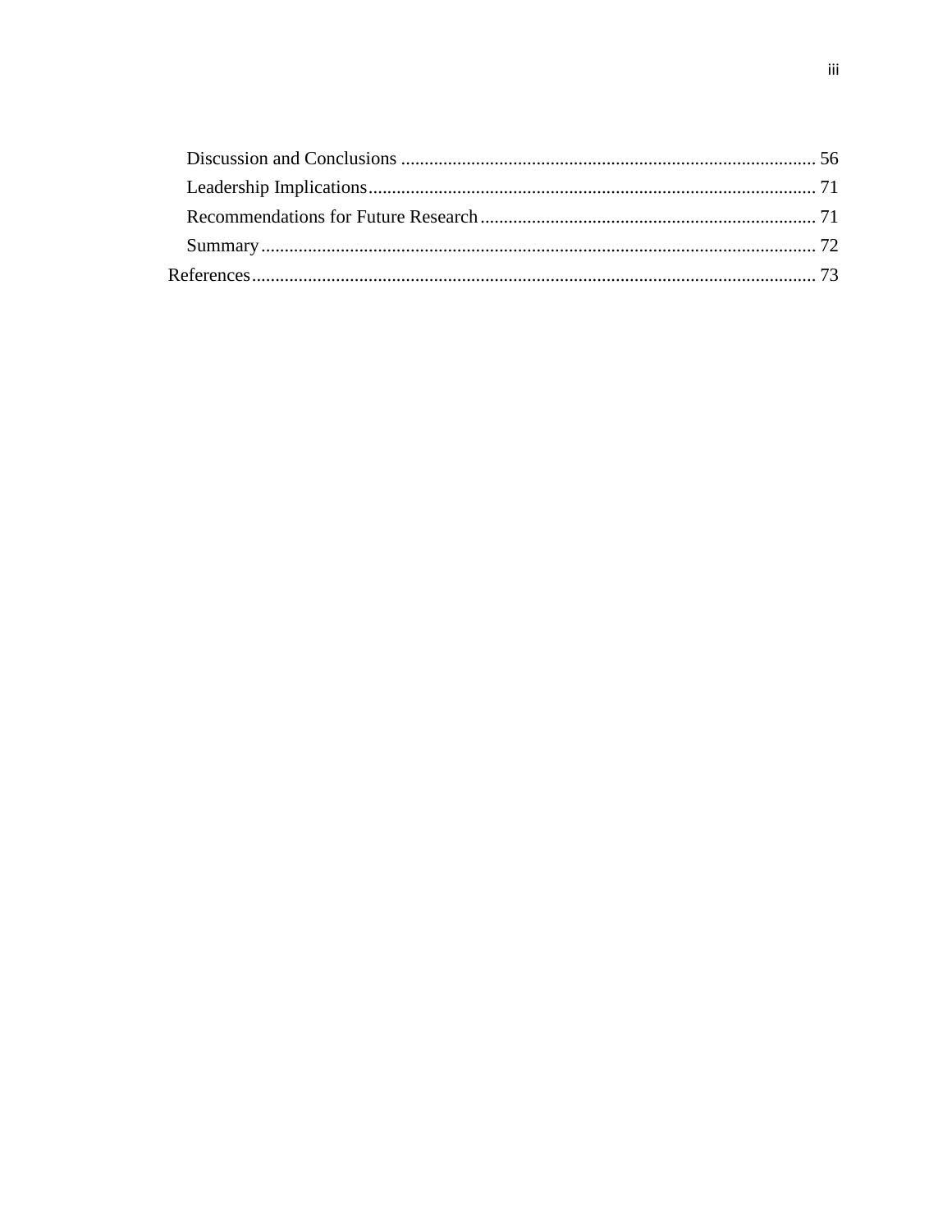Discussion and Conclusions ........................................................................................ 56

Leadership Implications................................................................................................ 71

Recommendations for Future Research........................................................................ 71

Summary........................................................................................................................ 72

References........................................................................................................................ 73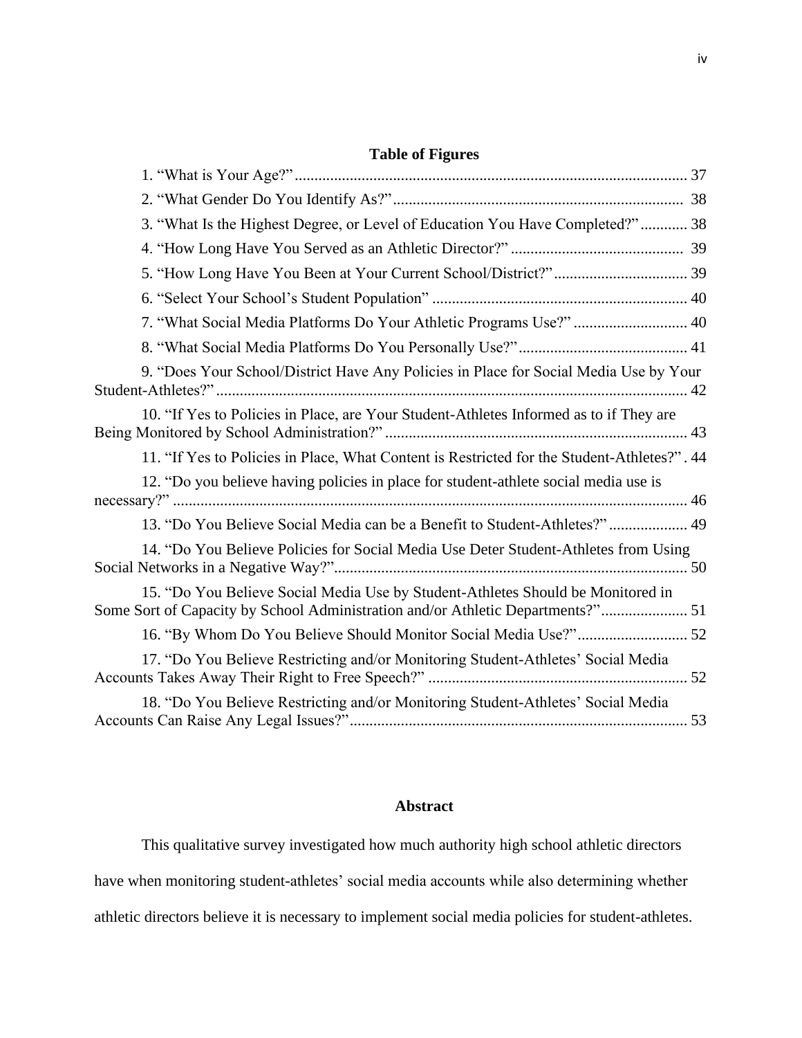## Table of Figures

1. "What is Your Age?" ... 37
2. "What Gender Do You Identify As?" ... 38
3. "What Is the Highest Degree, or Level of Education You Have Completed?" ... 38
4. "How Long Have You Served as an Athletic Director?" ... 39
5. "How Long Have You Been at Your Current School/District?" ... 39
6. "Select Your School's Student Population" ... 40
7. "What Social Media Platforms Do Your Athletic Programs Use?" ... 40
8. "What Social Media Platforms Do You Personally Use?" ... 41
9. "Does Your School/District Have Any Policies in Place for Social Media Use by Your Student-Athletes?" ... 42
10. "If Yes to Policies in Place, are Your Student-Athletes Informed as to if They are Being Monitored by School Administration?" ... 43
11. "If Yes to Policies in Place, What Content is Restricted for the Student-Athletes?" . 44
12. "Do you believe having policies in place for student-athlete social media use is necessary?" ... 46
13. "Do You Believe Social Media can be a Benefit to Student-Athletes?" ... 49
14. "Do You Believe Policies for Social Media Use Deter Student-Athletes from Using Social Networks in a Negative Way?" ... 50
15. "Do You Believe Social Media Use by Student-Athletes Should be Monitored in Some Sort of Capacity by School Administration and/or Athletic Departments?" ... 51
16. "By Whom Do You Believe Should Monitor Social Media Use?" ... 52
17. "Do You Believe Restricting and/or Monitoring Student-Athletes' Social Media Accounts Takes Away Their Right to Free Speech?" ... 52
18. "Do You Believe Restricting and/or Monitoring Student-Athletes' Social Media Accounts Can Raise Any Legal Issues?" ... 53

## Abstract

This qualitative survey investigated how much authority high school athletic directors have when monitoring student-athletes' social media accounts while also determining whether athletic directors believe it is necessary to implement social media policies for student-athletes.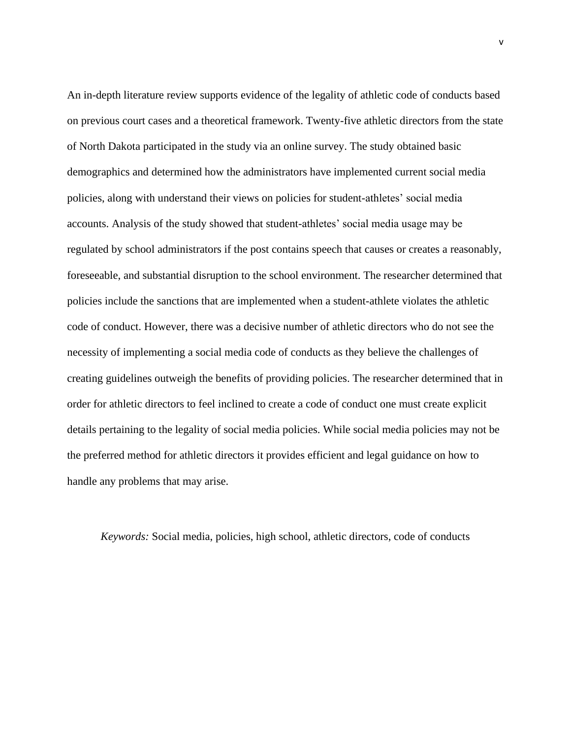An in-depth literature review supports evidence of the legality of athletic code of conducts based on previous court cases and a theoretical framework. Twenty-five athletic directors from the state of North Dakota participated in the study via an online survey. The study obtained basic demographics and determined how the administrators have implemented current social media policies, along with understand their views on policies for student-athletes' social media accounts. Analysis of the study showed that student-athletes' social media usage may be regulated by school administrators if the post contains speech that causes or creates a reasonably, foreseeable, and substantial disruption to the school environment. The researcher determined that policies include the sanctions that are implemented when a student-athlete violates the athletic code of conduct. However, there was a decisive number of athletic directors who do not see the necessity of implementing a social media code of conducts as they believe the challenges of creating guidelines outweigh the benefits of providing policies. The researcher determined that in order for athletic directors to feel inclined to create a code of conduct one must create explicit details pertaining to the legality of social media policies. While social media policies may not be the preferred method for athletic directors it provides efficient and legal guidance on how to handle any problems that may arise.

*Keywords:* Social media, policies, high school, athletic directors, code of conducts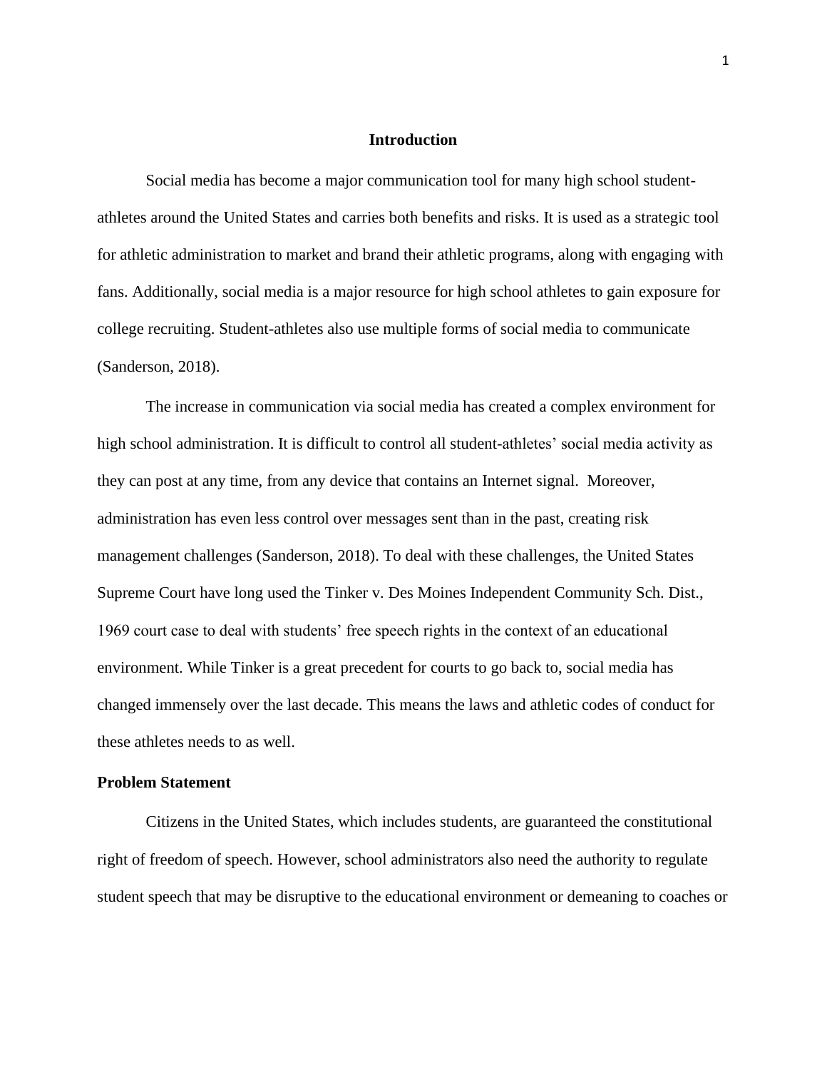# Introduction

Social media has become a major communication tool for many high school student-athletes around the United States and carries both benefits and risks. It is used as a strategic tool for athletic administration to market and brand their athletic programs, along with engaging with fans. Additionally, social media is a major resource for high school athletes to gain exposure for college recruiting. Student-athletes also use multiple forms of social media to communicate (Sanderson, 2018).

The increase in communication via social media has created a complex environment for high school administration. It is difficult to control all student-athletes' social media activity as they can post at any time, from any device that contains an Internet signal. Moreover, administration has even less control over messages sent than in the past, creating risk management challenges (Sanderson, 2018). To deal with these challenges, the United States Supreme Court have long used the Tinker v. Des Moines Independent Community Sch. Dist., 1969 court case to deal with students' free speech rights in the context of an educational environment. While Tinker is a great precedent for courts to go back to, social media has changed immensely over the last decade. This means the laws and athletic codes of conduct for these athletes needs to as well.

## Problem Statement

Citizens in the United States, which includes students, are guaranteed the constitutional right of freedom of speech. However, school administrators also need the authority to regulate student speech that may be disruptive to the educational environment or demeaning to coaches or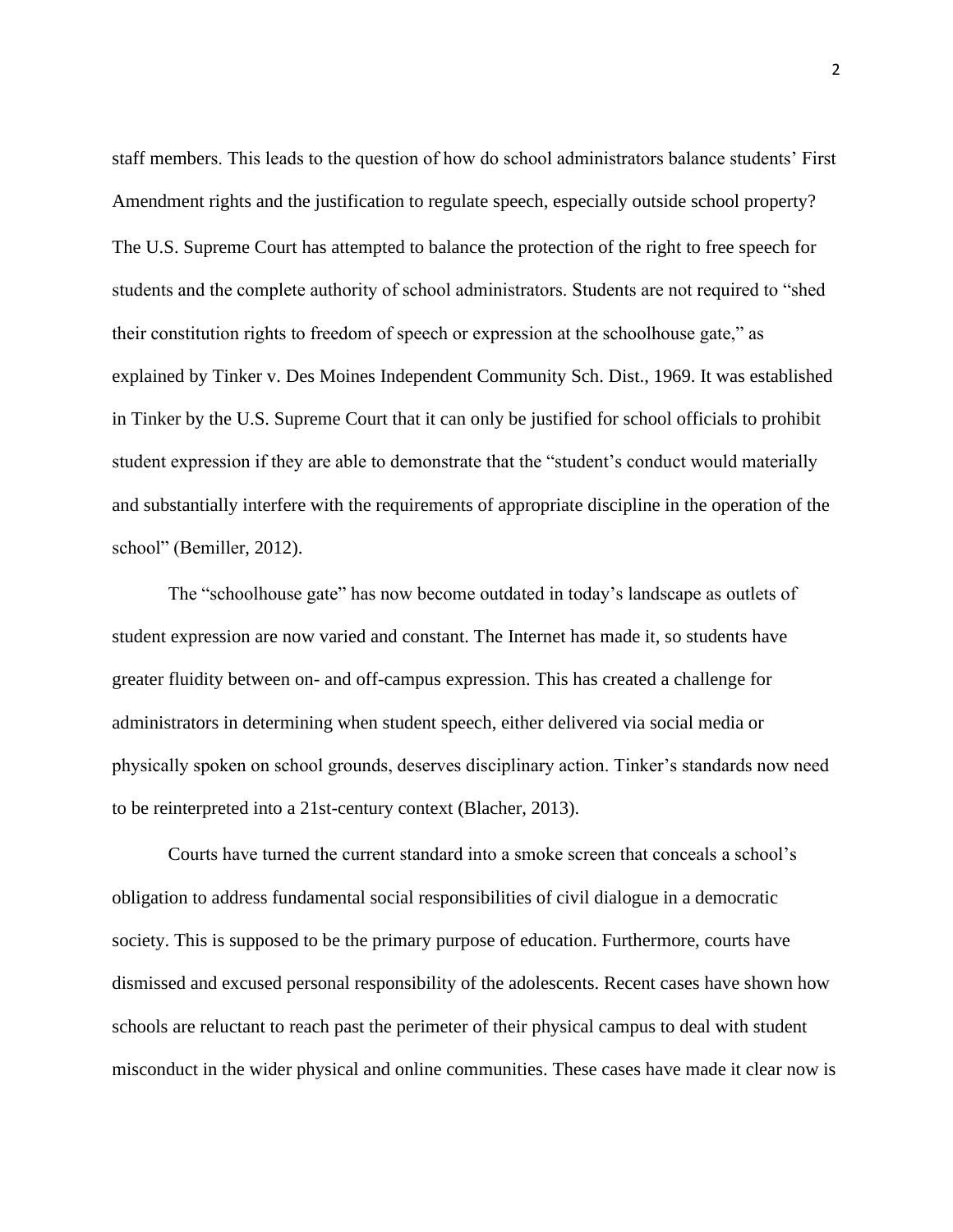staff members. This leads to the question of how do school administrators balance students' First Amendment rights and the justification to regulate speech, especially outside school property? The U.S. Supreme Court has attempted to balance the protection of the right to free speech for students and the complete authority of school administrators. Students are not required to "shed their constitution rights to freedom of speech or expression at the schoolhouse gate," as explained by Tinker v. Des Moines Independent Community Sch. Dist., 1969. It was established in Tinker by the U.S. Supreme Court that it can only be justified for school officials to prohibit student expression if they are able to demonstrate that the "student's conduct would materially and substantially interfere with the requirements of appropriate discipline in the operation of the school" (Bemiller, 2012).

The "schoolhouse gate" has now become outdated in today's landscape as outlets of student expression are now varied and constant. The Internet has made it, so students have greater fluidity between on- and off-campus expression. This has created a challenge for administrators in determining when student speech, either delivered via social media or physically spoken on school grounds, deserves disciplinary action. Tinker's standards now need to be reinterpreted into a 21st-century context (Blacher, 2013).

Courts have turned the current standard into a smoke screen that conceals a school's obligation to address fundamental social responsibilities of civil dialogue in a democratic society. This is supposed to be the primary purpose of education. Furthermore, courts have dismissed and excused personal responsibility of the adolescents. Recent cases have shown how schools are reluctant to reach past the perimeter of their physical campus to deal with student misconduct in the wider physical and online communities. These cases have made it clear now is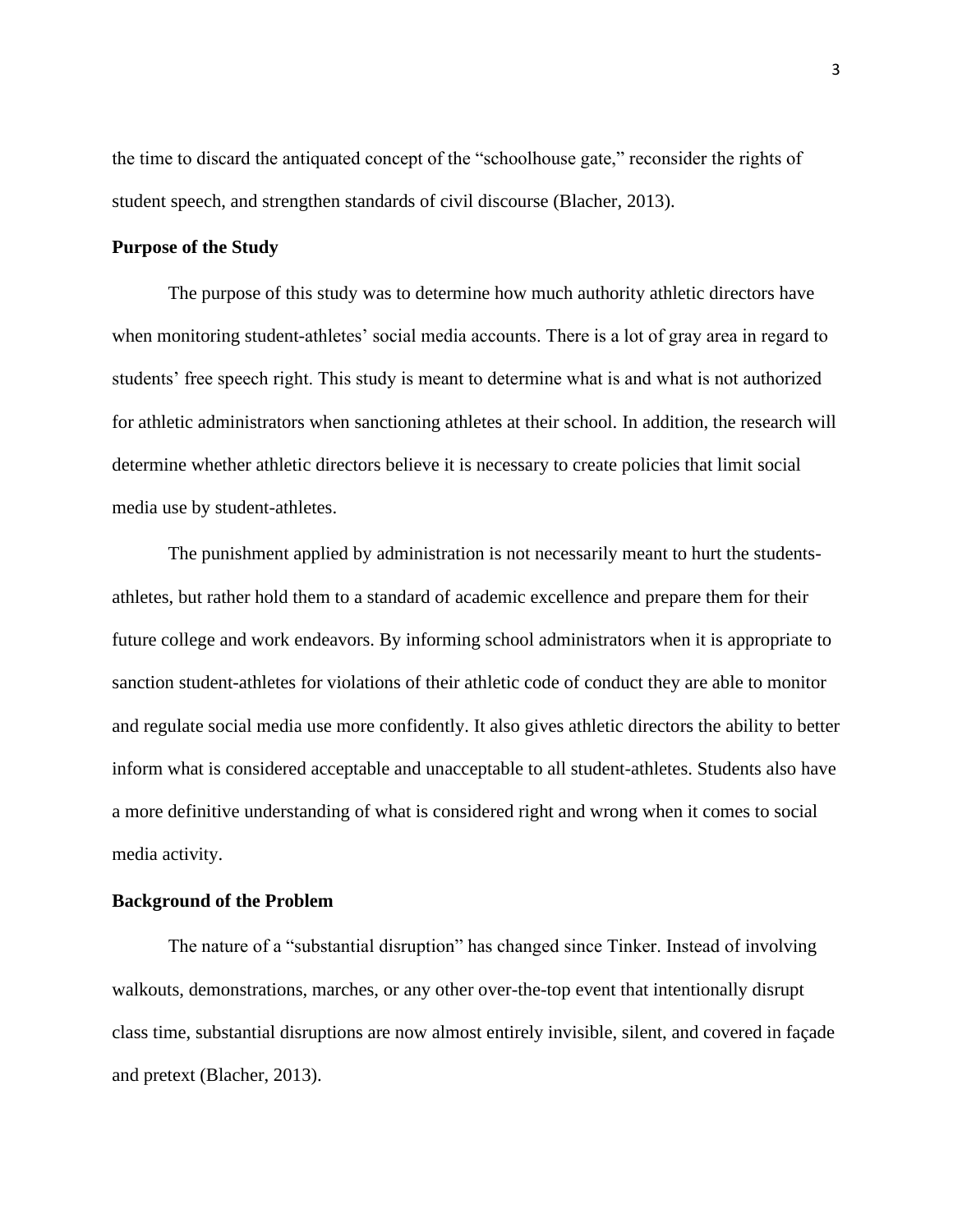the time to discard the antiquated concept of the "schoolhouse gate," reconsider the rights of student speech, and strengthen standards of civil discourse (Blacher, 2013).

**Purpose of the Study**

The purpose of this study was to determine how much authority athletic directors have when monitoring student-athletes' social media accounts. There is a lot of gray area in regard to students' free speech right. This study is meant to determine what is and what is not authorized for athletic administrators when sanctioning athletes at their school. In addition, the research will determine whether athletic directors believe it is necessary to create policies that limit social media use by student-athletes.

The punishment applied by administration is not necessarily meant to hurt the students-athletes, but rather hold them to a standard of academic excellence and prepare them for their future college and work endeavors. By informing school administrators when it is appropriate to sanction student-athletes for violations of their athletic code of conduct they are able to monitor and regulate social media use more confidently. It also gives athletic directors the ability to better inform what is considered acceptable and unacceptable to all student-athletes. Students also have a more definitive understanding of what is considered right and wrong when it comes to social media activity.

**Background of the Problem**

The nature of a "substantial disruption" has changed since Tinker. Instead of involving walkouts, demonstrations, marches, or any other over-the-top event that intentionally disrupt class time, substantial disruptions are now almost entirely invisible, silent, and covered in façade and pretext (Blacher, 2013).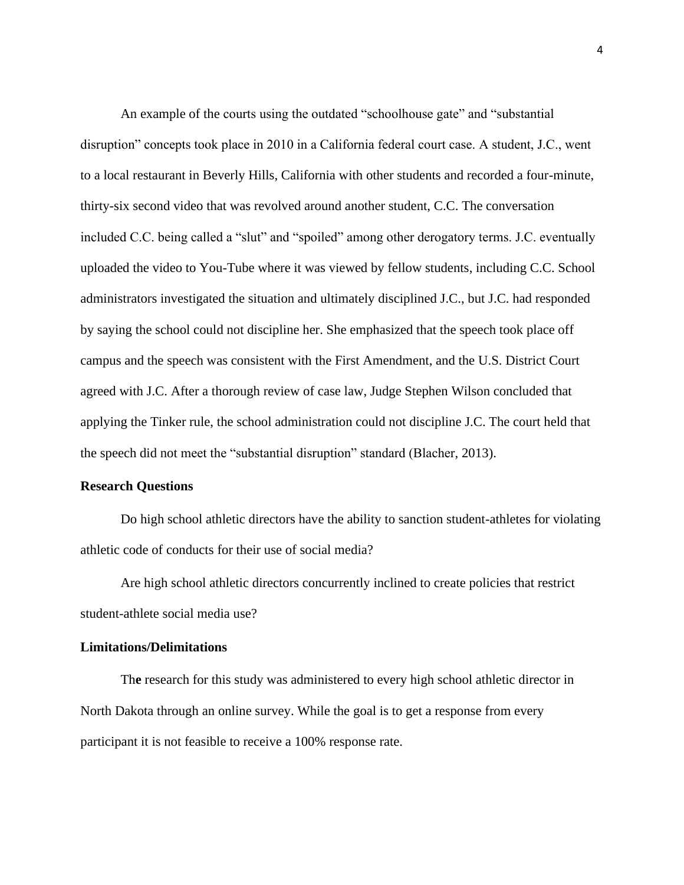An example of the courts using the outdated "schoolhouse gate" and "substantial disruption" concepts took place in 2010 in a California federal court case. A student, J.C., went to a local restaurant in Beverly Hills, California with other students and recorded a four-minute, thirty-six second video that was revolved around another student, C.C. The conversation included C.C. being called a "slut" and "spoiled" among other derogatory terms. J.C. eventually uploaded the video to You-Tube where it was viewed by fellow students, including C.C. School administrators investigated the situation and ultimately disciplined J.C., but J.C. had responded by saying the school could not discipline her. She emphasized that the speech took place off campus and the speech was consistent with the First Amendment, and the U.S. District Court agreed with J.C. After a thorough review of case law, Judge Stephen Wilson concluded that applying the Tinker rule, the school administration could not discipline J.C. The court held that the speech did not meet the "substantial disruption" standard (Blacher, 2013).

**Research Questions**

Do high school athletic directors have the ability to sanction student-athletes for violating athletic code of conducts for their use of social media?

Are high school athletic directors concurrently inclined to create policies that restrict student-athlete social media use?

**Limitations/Delimitations**

Th**e** research for this study was administered to every high school athletic director in North Dakota through an online survey. While the goal is to get a response from every participant it is not feasible to receive a 100% response rate.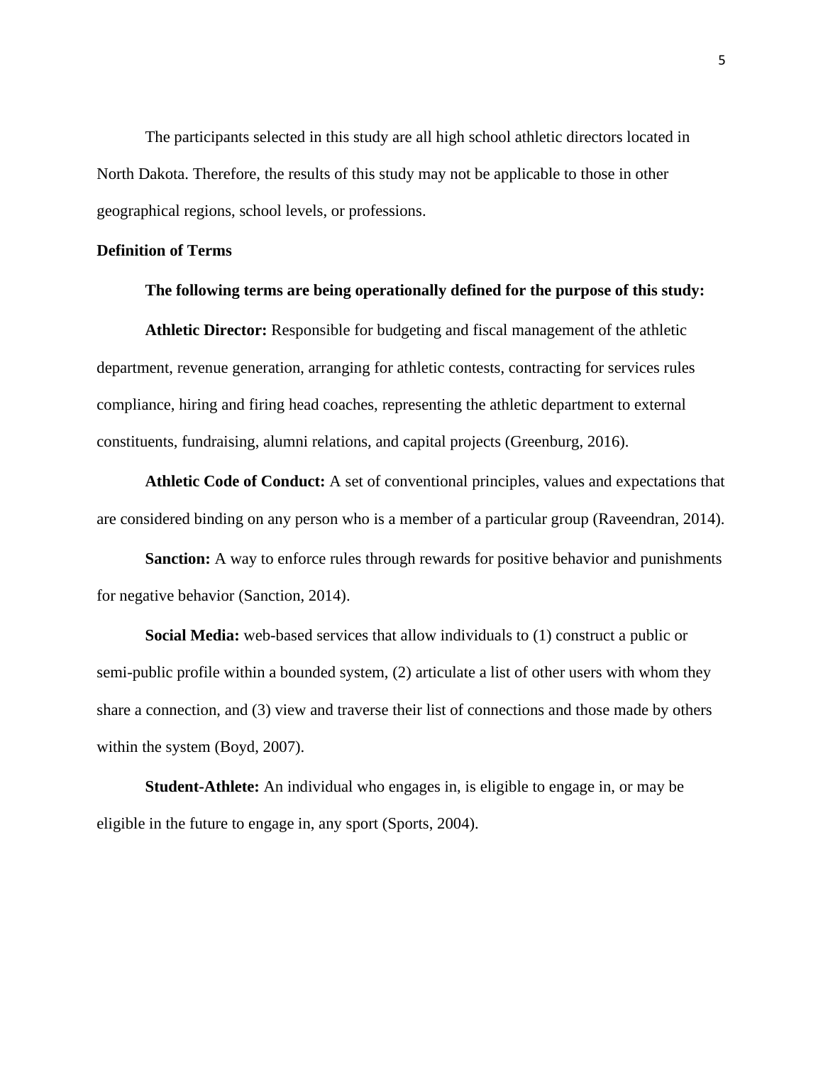The participants selected in this study are all high school athletic directors located in North Dakota. Therefore, the results of this study may not be applicable to those in other geographical regions, school levels, or professions.

## Definition of Terms

**The following terms are being operationally defined for the purpose of this study:**

**Athletic Director:** Responsible for budgeting and fiscal management of the athletic department, revenue generation, arranging for athletic contests, contracting for services rules compliance, hiring and firing head coaches, representing the athletic department to external constituents, fundraising, alumni relations, and capital projects (Greenburg, 2016).

**Athletic Code of Conduct:** A set of conventional principles, values and expectations that are considered binding on any person who is a member of a particular group (Raveendran, 2014).

**Sanction:** A way to enforce rules through rewards for positive behavior and punishments for negative behavior (Sanction, 2014).

**Social Media:** web-based services that allow individuals to (1) construct a public or semi-public profile within a bounded system, (2) articulate a list of other users with whom they share a connection, and (3) view and traverse their list of connections and those made by others within the system (Boyd, 2007).

**Student-Athlete:** An individual who engages in, is eligible to engage in, or may be eligible in the future to engage in, any sport (Sports, 2004).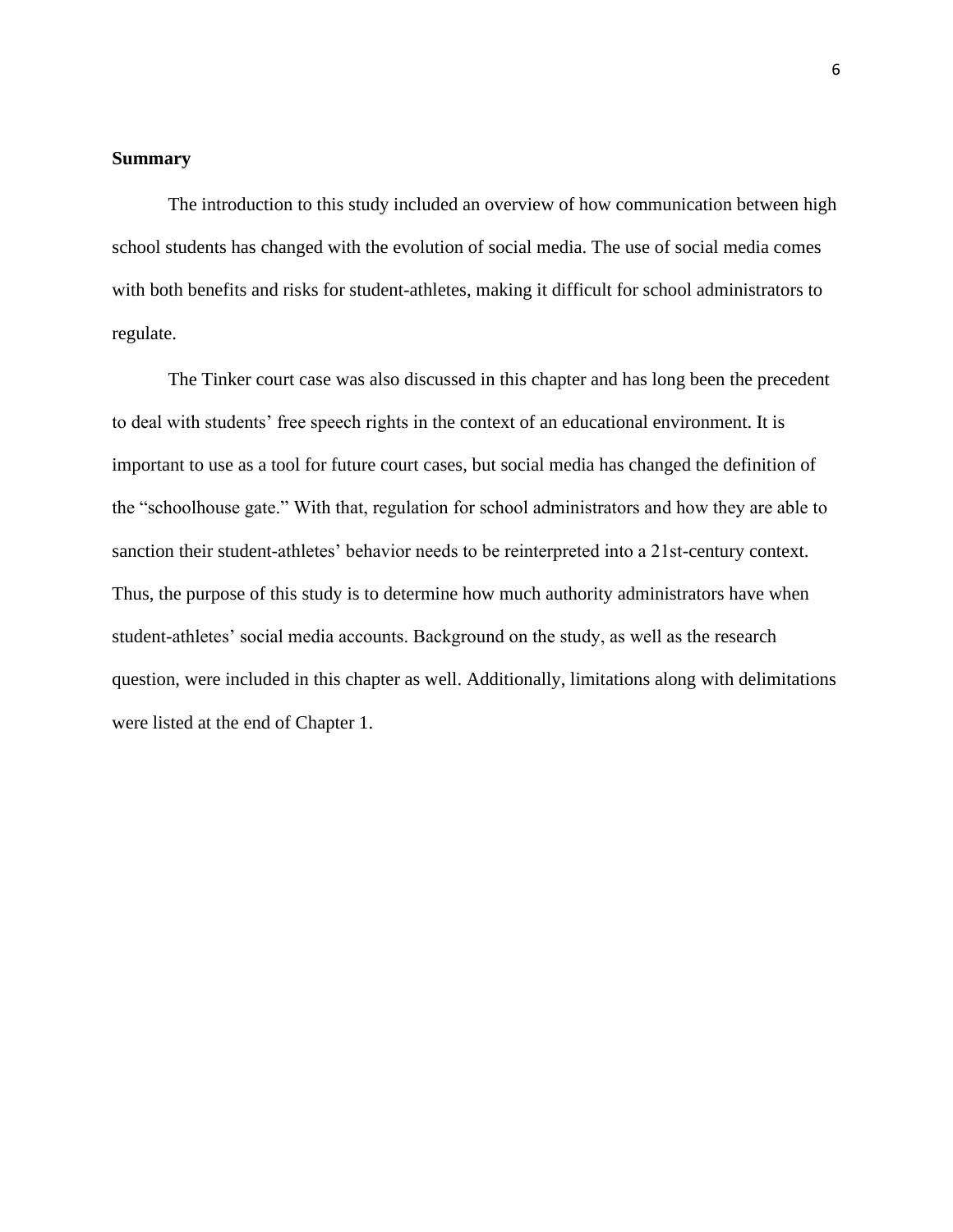**Summary**

The introduction to this study included an overview of how communication between high school students has changed with the evolution of social media. The use of social media comes with both benefits and risks for student-athletes, making it difficult for school administrators to regulate.

The Tinker court case was also discussed in this chapter and has long been the precedent to deal with students' free speech rights in the context of an educational environment. It is important to use as a tool for future court cases, but social media has changed the definition of the "schoolhouse gate." With that, regulation for school administrators and how they are able to sanction their student-athletes' behavior needs to be reinterpreted into a 21st-century context. Thus, the purpose of this study is to determine how much authority administrators have when student-athletes' social media accounts. Background on the study, as well as the research question, were included in this chapter as well. Additionally, limitations along with delimitations were listed at the end of Chapter 1.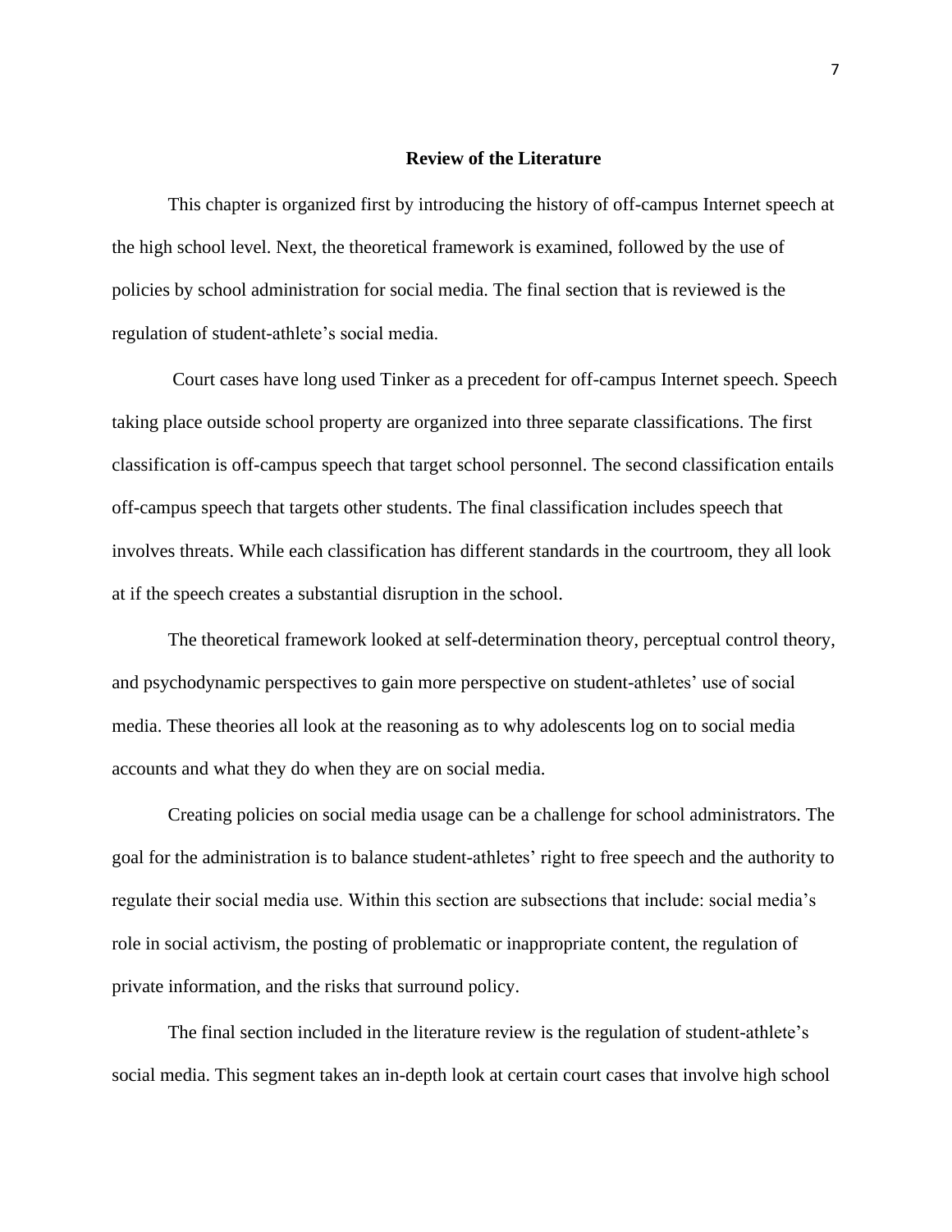## Review of the Literature

This chapter is organized first by introducing the history of off-campus Internet speech at the high school level. Next, the theoretical framework is examined, followed by the use of policies by school administration for social media. The final section that is reviewed is the regulation of student-athlete's social media.

Court cases have long used Tinker as a precedent for off-campus Internet speech. Speech taking place outside school property are organized into three separate classifications. The first classification is off-campus speech that target school personnel. The second classification entails off-campus speech that targets other students. The final classification includes speech that involves threats. While each classification has different standards in the courtroom, they all look at if the speech creates a substantial disruption in the school.

The theoretical framework looked at self-determination theory, perceptual control theory, and psychodynamic perspectives to gain more perspective on student-athletes' use of social media. These theories all look at the reasoning as to why adolescents log on to social media accounts and what they do when they are on social media.

Creating policies on social media usage can be a challenge for school administrators. The goal for the administration is to balance student-athletes' right to free speech and the authority to regulate their social media use. Within this section are subsections that include: social media's role in social activism, the posting of problematic or inappropriate content, the regulation of private information, and the risks that surround policy.

The final section included in the literature review is the regulation of student-athlete's social media. This segment takes an in-depth look at certain court cases that involve high school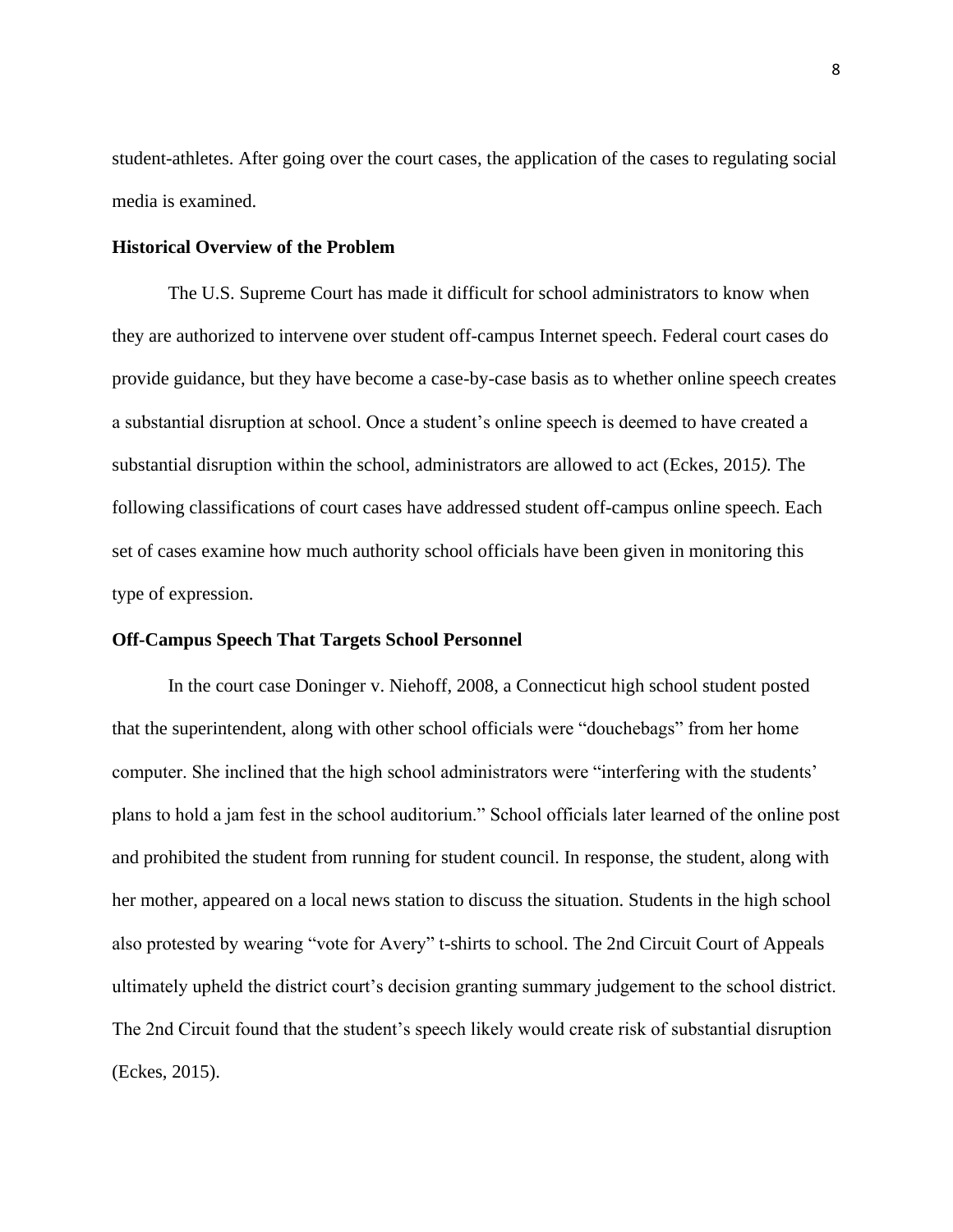student-athletes. After going over the court cases, the application of the cases to regulating social media is examined.

**Historical Overview of the Problem**

The U.S. Supreme Court has made it difficult for school administrators to know when they are authorized to intervene over student off-campus Internet speech. Federal court cases do provide guidance, but they have become a case-by-case basis as to whether online speech creates a substantial disruption at school. Once a student's online speech is deemed to have created a substantial disruption within the school, administrators are allowed to act (Eckes, 2015). The following classifications of court cases have addressed student off-campus online speech. Each set of cases examine how much authority school officials have been given in monitoring this type of expression.

**Off-Campus Speech That Targets School Personnel**

In the court case Doninger v. Niehoff, 2008, a Connecticut high school student posted that the superintendent, along with other school officials were "douchebags" from her home computer. She inclined that the high school administrators were "interfering with the students' plans to hold a jam fest in the school auditorium." School officials later learned of the online post and prohibited the student from running for student council. In response, the student, along with her mother, appeared on a local news station to discuss the situation. Students in the high school also protested by wearing "vote for Avery" t-shirts to school. The 2nd Circuit Court of Appeals ultimately upheld the district court's decision granting summary judgement to the school district. The 2nd Circuit found that the student's speech likely would create risk of substantial disruption (Eckes, 2015).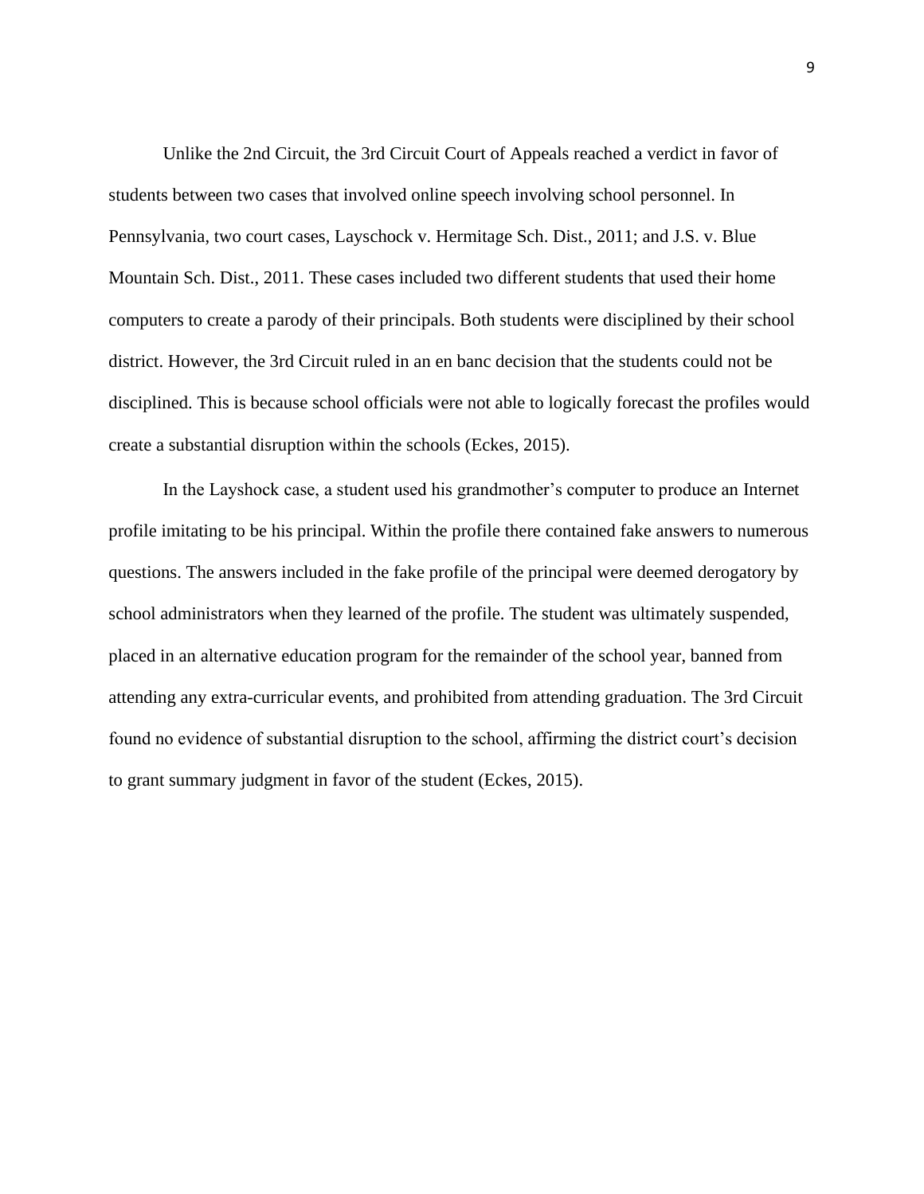Unlike the 2nd Circuit, the 3rd Circuit Court of Appeals reached a verdict in favor of students between two cases that involved online speech involving school personnel. In Pennsylvania, two court cases, Layschock v. Hermitage Sch. Dist., 2011; and J.S. v. Blue Mountain Sch. Dist., 2011. These cases included two different students that used their home computers to create a parody of their principals. Both students were disciplined by their school district. However, the 3rd Circuit ruled in an en banc decision that the students could not be disciplined. This is because school officials were not able to logically forecast the profiles would create a substantial disruption within the schools (Eckes, 2015).

In the Layshock case, a student used his grandmother's computer to produce an Internet profile imitating to be his principal. Within the profile there contained fake answers to numerous questions. The answers included in the fake profile of the principal were deemed derogatory by school administrators when they learned of the profile. The student was ultimately suspended, placed in an alternative education program for the remainder of the school year, banned from attending any extra-curricular events, and prohibited from attending graduation. The 3rd Circuit found no evidence of substantial disruption to the school, affirming the district court's decision to grant summary judgment in favor of the student (Eckes, 2015).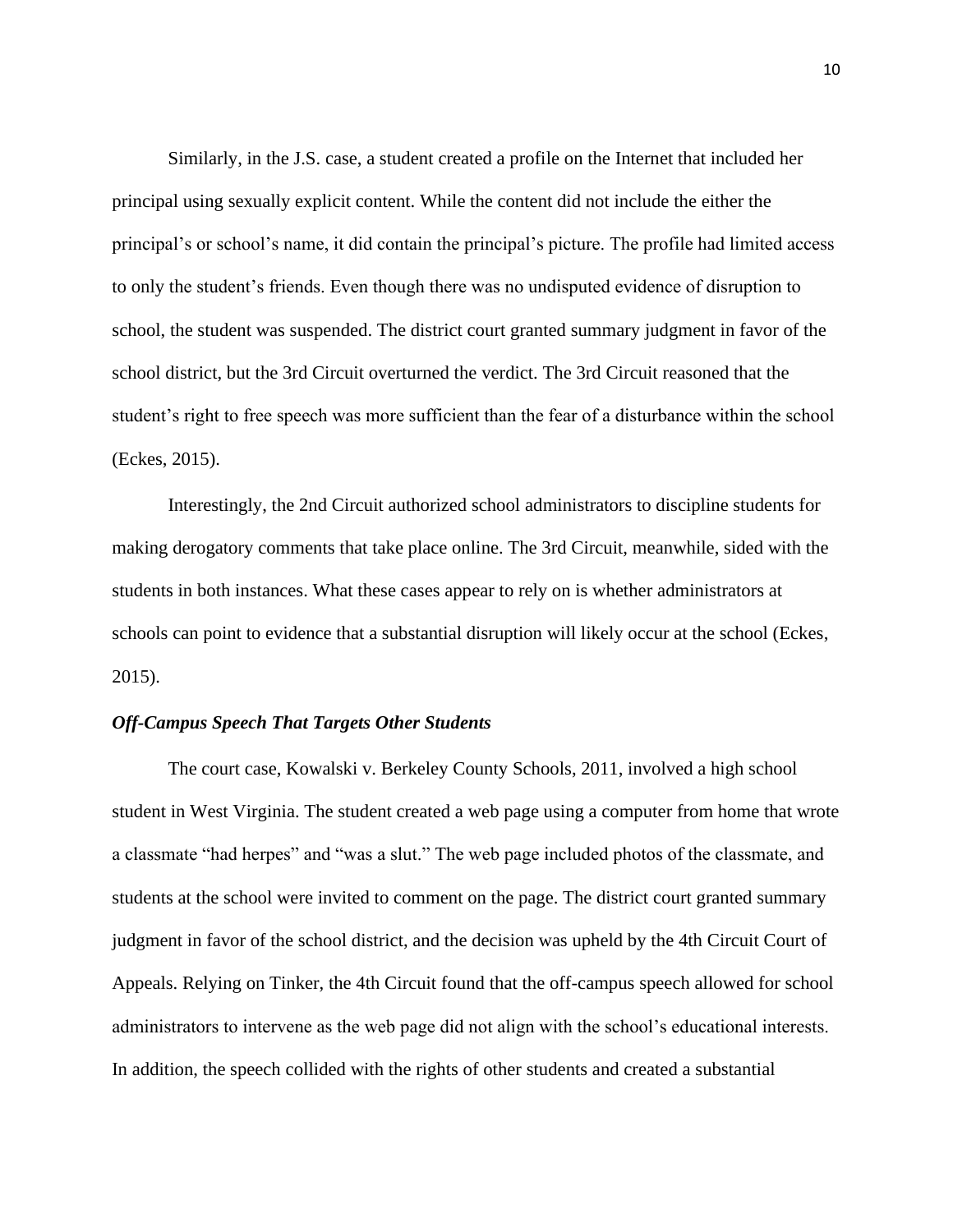Similarly, in the J.S. case, a student created a profile on the Internet that included her principal using sexually explicit content. While the content did not include the either the principal's or school's name, it did contain the principal's picture. The profile had limited access to only the student's friends. Even though there was no undisputed evidence of disruption to school, the student was suspended. The district court granted summary judgment in favor of the school district, but the 3rd Circuit overturned the verdict. The 3rd Circuit reasoned that the student's right to free speech was more sufficient than the fear of a disturbance within the school (Eckes, 2015).

Interestingly, the 2nd Circuit authorized school administrators to discipline students for making derogatory comments that take place online. The 3rd Circuit, meanwhile, sided with the students in both instances. What these cases appear to rely on is whether administrators at schools can point to evidence that a substantial disruption will likely occur at the school (Eckes, 2015).

### *Off-Campus Speech That Targets Other Students*

The court case, Kowalski v. Berkeley County Schools, 2011, involved a high school student in West Virginia. The student created a web page using a computer from home that wrote a classmate "had herpes" and "was a slut." The web page included photos of the classmate, and students at the school were invited to comment on the page. The district court granted summary judgment in favor of the school district, and the decision was upheld by the 4th Circuit Court of Appeals. Relying on Tinker, the 4th Circuit found that the off-campus speech allowed for school administrators to intervene as the web page did not align with the school's educational interests. In addition, the speech collided with the rights of other students and created a substantial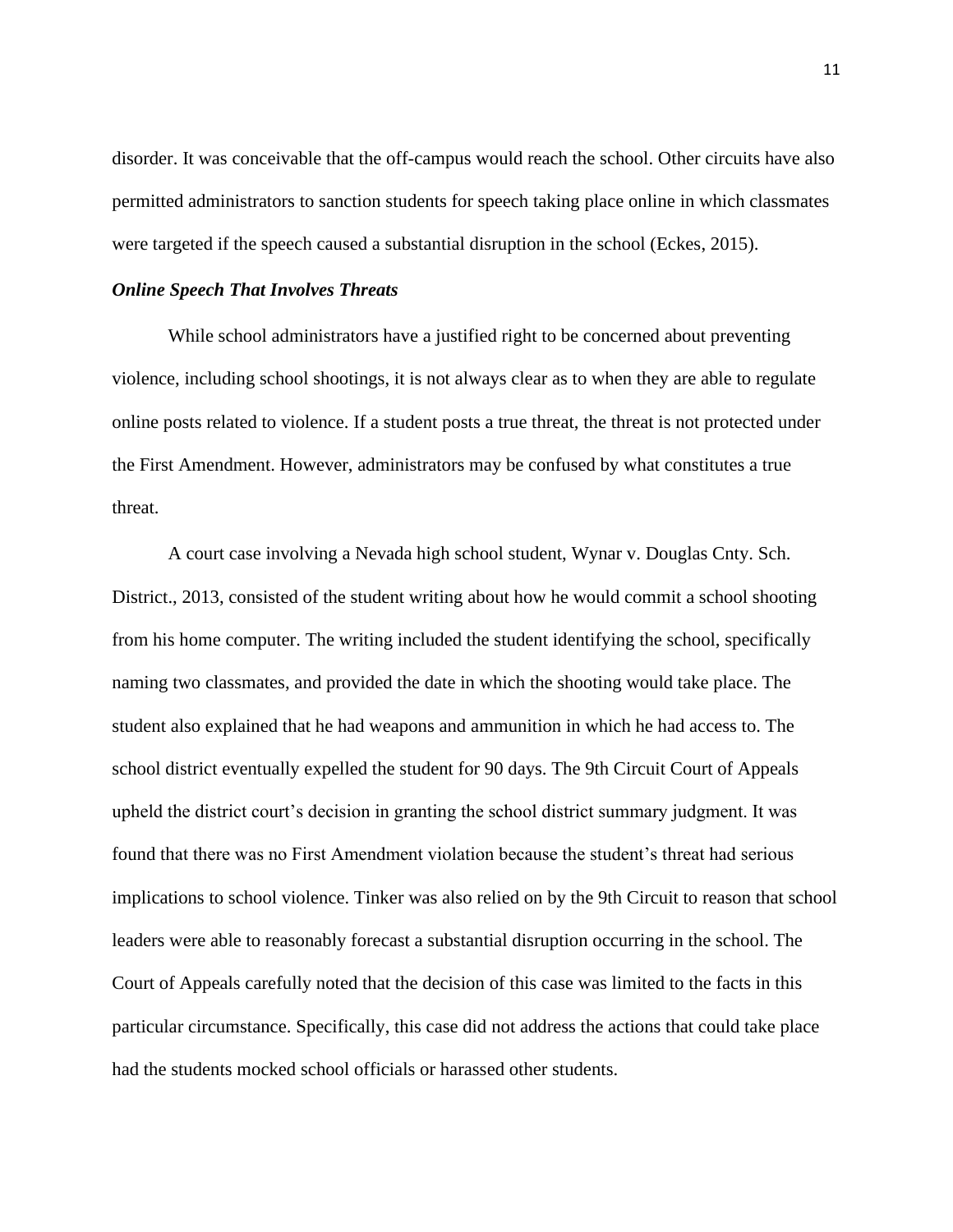disorder. It was conceivable that the off-campus would reach the school. Other circuits have also permitted administrators to sanction students for speech taking place online in which classmates were targeted if the speech caused a substantial disruption in the school (Eckes, 2015).

### ***Online Speech That Involves Threats***

While school administrators have a justified right to be concerned about preventing violence, including school shootings, it is not always clear as to when they are able to regulate online posts related to violence. If a student posts a true threat, the threat is not protected under the First Amendment. However, administrators may be confused by what constitutes a true threat.

A court case involving a Nevada high school student, Wynar v. Douglas Cnty. Sch. District., 2013, consisted of the student writing about how he would commit a school shooting from his home computer. The writing included the student identifying the school, specifically naming two classmates, and provided the date in which the shooting would take place. The student also explained that he had weapons and ammunition in which he had access to. The school district eventually expelled the student for 90 days. The 9th Circuit Court of Appeals upheld the district court's decision in granting the school district summary judgment. It was found that there was no First Amendment violation because the student's threat had serious implications to school violence. Tinker was also relied on by the 9th Circuit to reason that school leaders were able to reasonably forecast a substantial disruption occurring in the school. The Court of Appeals carefully noted that the decision of this case was limited to the facts in this particular circumstance. Specifically, this case did not address the actions that could take place had the students mocked school officials or harassed other students.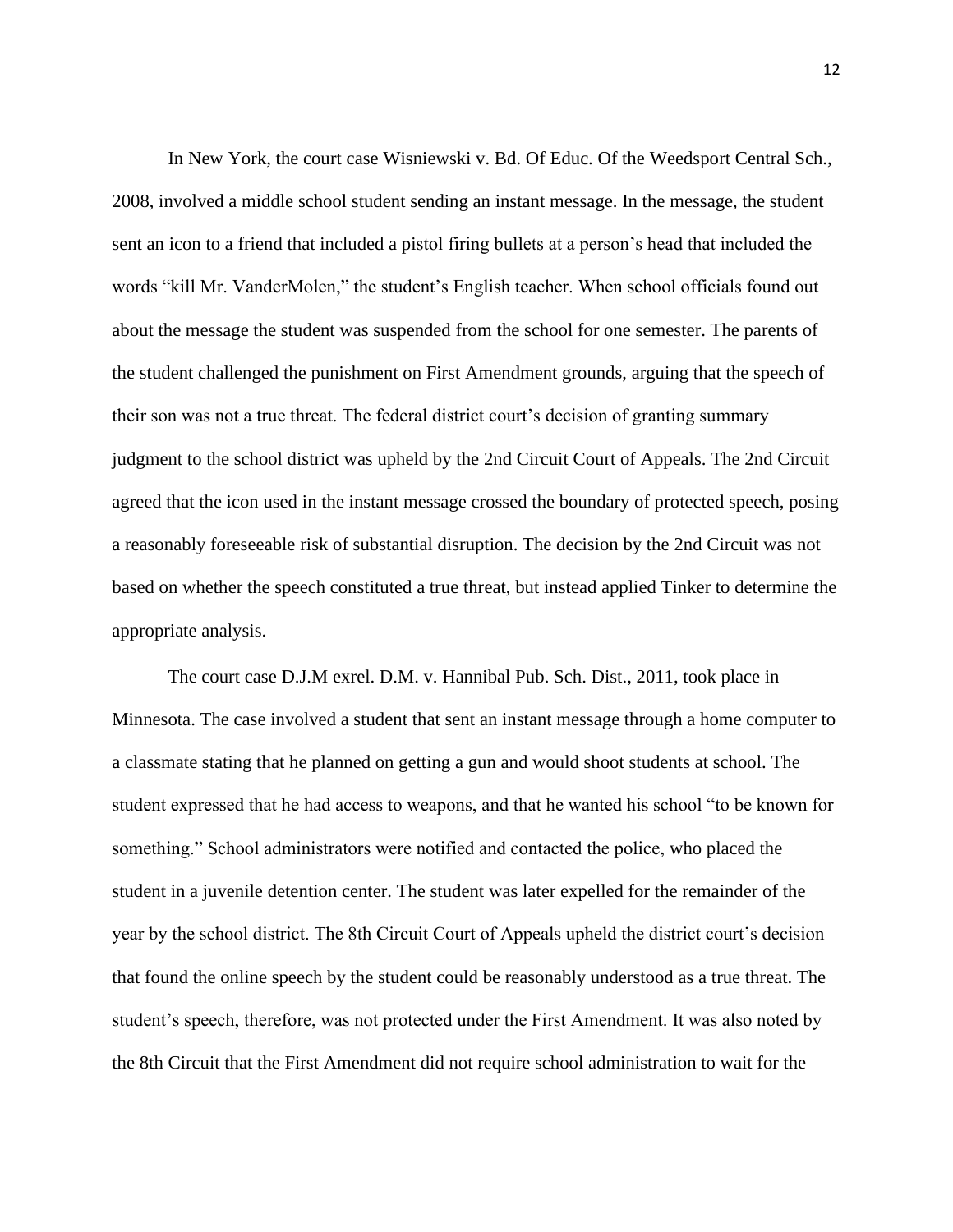In New York, the court case Wisniewski v. Bd. Of Educ. Of the Weedsport Central Sch., 2008, involved a middle school student sending an instant message. In the message, the student sent an icon to a friend that included a pistol firing bullets at a person's head that included the words "kill Mr. VanderMolen," the student's English teacher. When school officials found out about the message the student was suspended from the school for one semester. The parents of the student challenged the punishment on First Amendment grounds, arguing that the speech of their son was not a true threat. The federal district court's decision of granting summary judgment to the school district was upheld by the 2nd Circuit Court of Appeals. The 2nd Circuit agreed that the icon used in the instant message crossed the boundary of protected speech, posing a reasonably foreseeable risk of substantial disruption. The decision by the 2nd Circuit was not based on whether the speech constituted a true threat, but instead applied Tinker to determine the appropriate analysis.

The court case D.J.M exrel. D.M. v. Hannibal Pub. Sch. Dist., 2011, took place in Minnesota. The case involved a student that sent an instant message through a home computer to a classmate stating that he planned on getting a gun and would shoot students at school. The student expressed that he had access to weapons, and that he wanted his school "to be known for something." School administrators were notified and contacted the police, who placed the student in a juvenile detention center. The student was later expelled for the remainder of the year by the school district. The 8th Circuit Court of Appeals upheld the district court's decision that found the online speech by the student could be reasonably understood as a true threat. The student's speech, therefore, was not protected under the First Amendment. It was also noted by the 8th Circuit that the First Amendment did not require school administration to wait for the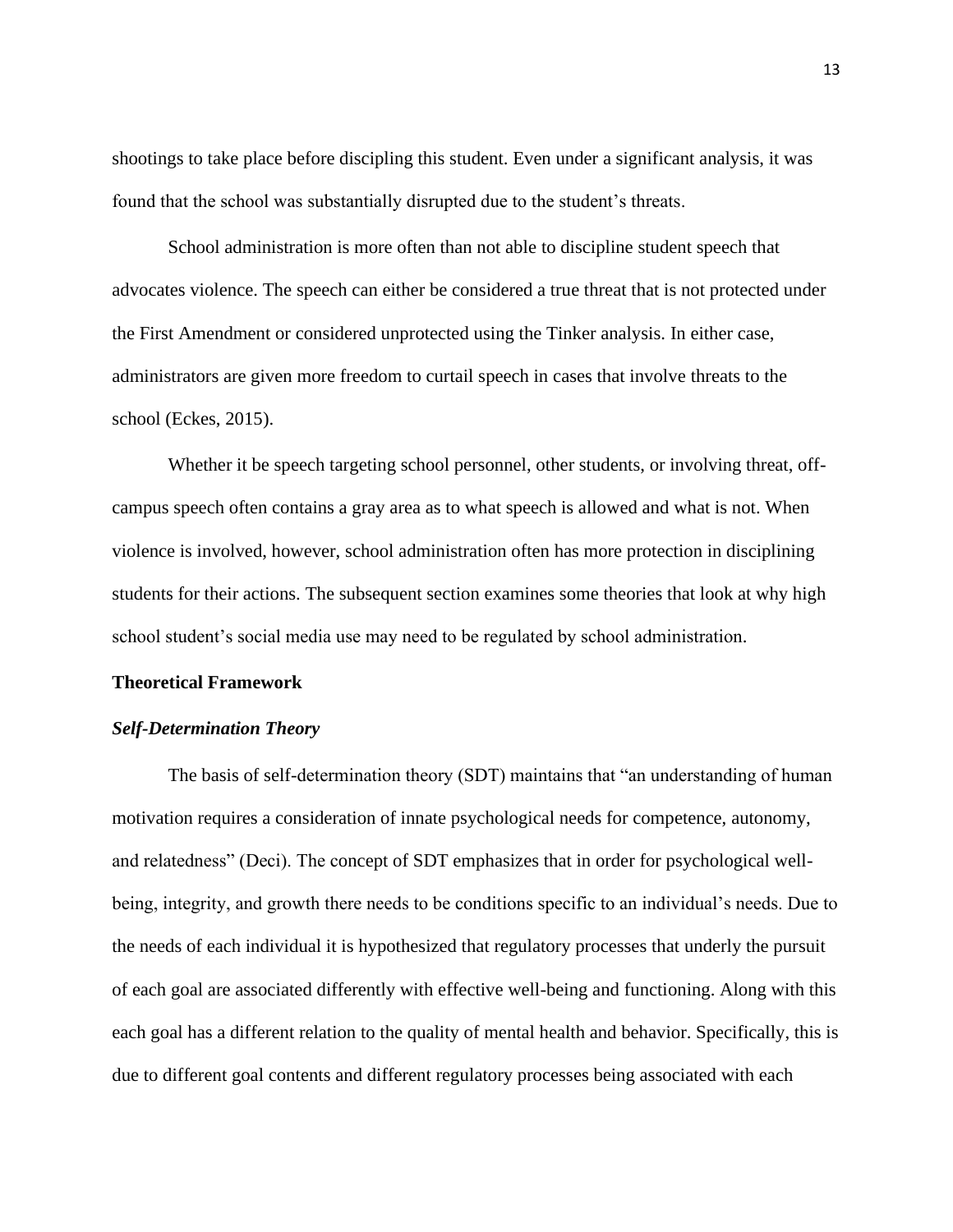shootings to take place before discipling this student. Even under a significant analysis, it was found that the school was substantially disrupted due to the student's threats.

School administration is more often than not able to discipline student speech that advocates violence. The speech can either be considered a true threat that is not protected under the First Amendment or considered unprotected using the Tinker analysis. In either case, administrators are given more freedom to curtail speech in cases that involve threats to the school (Eckes, 2015).

Whether it be speech targeting school personnel, other students, or involving threat, off-campus speech often contains a gray area as to what speech is allowed and what is not. When violence is involved, however, school administration often has more protection in disciplining students for their actions. The subsequent section examines some theories that look at why high school student's social media use may need to be regulated by school administration.

## Theoretical Framework

### *Self-Determination Theory*

The basis of self-determination theory (SDT) maintains that "an understanding of human motivation requires a consideration of innate psychological needs for competence, autonomy, and relatedness" (Deci). The concept of SDT emphasizes that in order for psychological well-being, integrity, and growth there needs to be conditions specific to an individual's needs. Due to the needs of each individual it is hypothesized that regulatory processes that underly the pursuit of each goal are associated differently with effective well-being and functioning. Along with this each goal has a different relation to the quality of mental health and behavior. Specifically, this is due to different goal contents and different regulatory processes being associated with each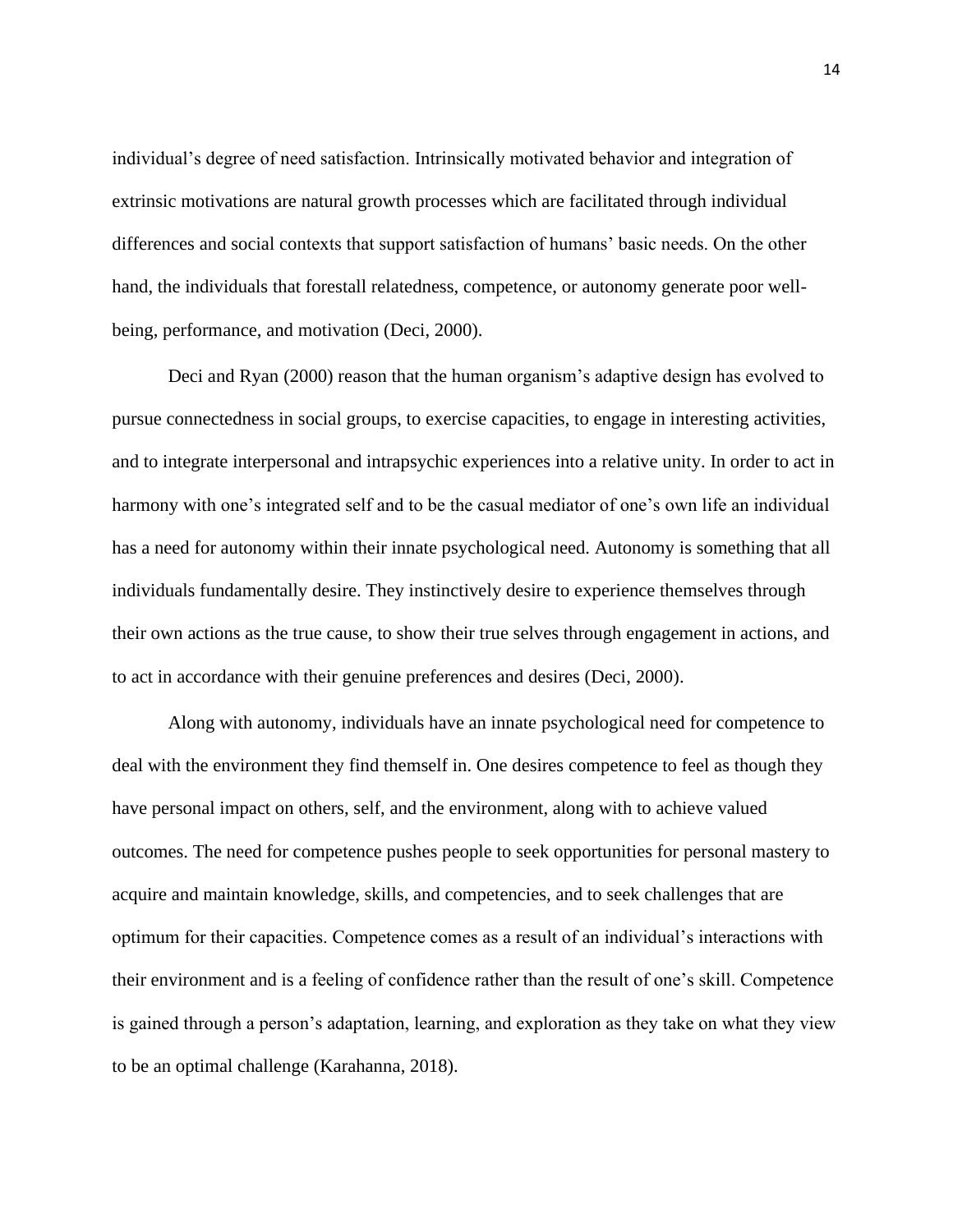individual's degree of need satisfaction. Intrinsically motivated behavior and integration of extrinsic motivations are natural growth processes which are facilitated through individual differences and social contexts that support satisfaction of humans' basic needs. On the other hand, the individuals that forestall relatedness, competence, or autonomy generate poor well-being, performance, and motivation (Deci, 2000).

Deci and Ryan (2000) reason that the human organism's adaptive design has evolved to pursue connectedness in social groups, to exercise capacities, to engage in interesting activities, and to integrate interpersonal and intrapsychic experiences into a relative unity. In order to act in harmony with one's integrated self and to be the casual mediator of one's own life an individual has a need for autonomy within their innate psychological need. Autonomy is something that all individuals fundamentally desire. They instinctively desire to experience themselves through their own actions as the true cause, to show their true selves through engagement in actions, and to act in accordance with their genuine preferences and desires (Deci, 2000).

Along with autonomy, individuals have an innate psychological need for competence to deal with the environment they find themself in. One desires competence to feel as though they have personal impact on others, self, and the environment, along with to achieve valued outcomes. The need for competence pushes people to seek opportunities for personal mastery to acquire and maintain knowledge, skills, and competencies, and to seek challenges that are optimum for their capacities. Competence comes as a result of an individual's interactions with their environment and is a feeling of confidence rather than the result of one's skill. Competence is gained through a person's adaptation, learning, and exploration as they take on what they view to be an optimal challenge (Karahanna, 2018).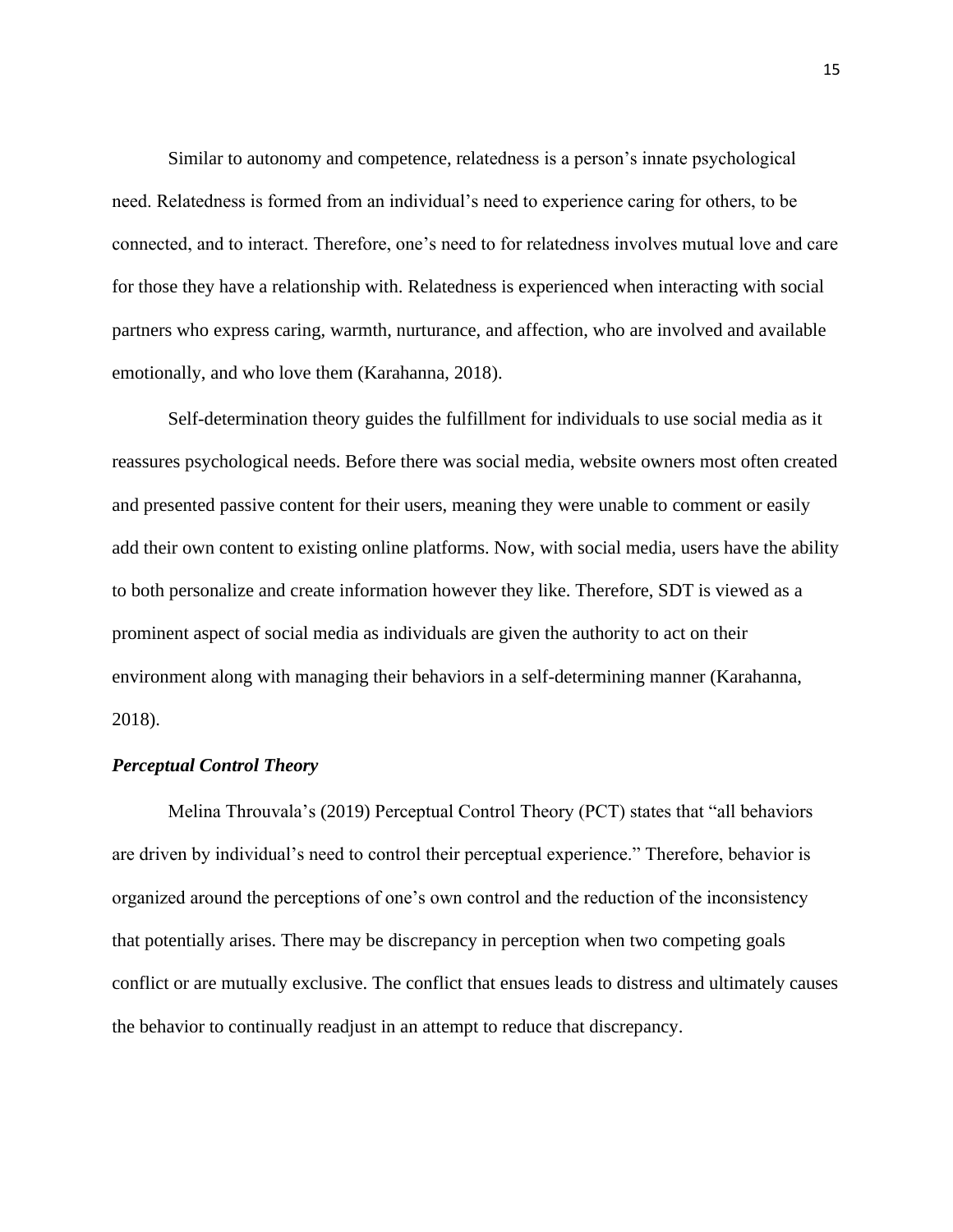Similar to autonomy and competence, relatedness is a person's innate psychological need. Relatedness is formed from an individual's need to experience caring for others, to be connected, and to interact. Therefore, one's need to for relatedness involves mutual love and care for those they have a relationship with. Relatedness is experienced when interacting with social partners who express caring, warmth, nurturance, and affection, who are involved and available emotionally, and who love them (Karahanna, 2018).

Self-determination theory guides the fulfillment for individuals to use social media as it reassures psychological needs. Before there was social media, website owners most often created and presented passive content for their users, meaning they were unable to comment or easily add their own content to existing online platforms. Now, with social media, users have the ability to both personalize and create information however they like. Therefore, SDT is viewed as a prominent aspect of social media as individuals are given the authority to act on their environment along with managing their behaviors in a self-determining manner (Karahanna, 2018).

### *Perceptual Control Theory*

Melina Throuvala's (2019) Perceptual Control Theory (PCT) states that "all behaviors are driven by individual's need to control their perceptual experience." Therefore, behavior is organized around the perceptions of one's own control and the reduction of the inconsistency that potentially arises. There may be discrepancy in perception when two competing goals conflict or are mutually exclusive. The conflict that ensues leads to distress and ultimately causes the behavior to continually readjust in an attempt to reduce that discrepancy.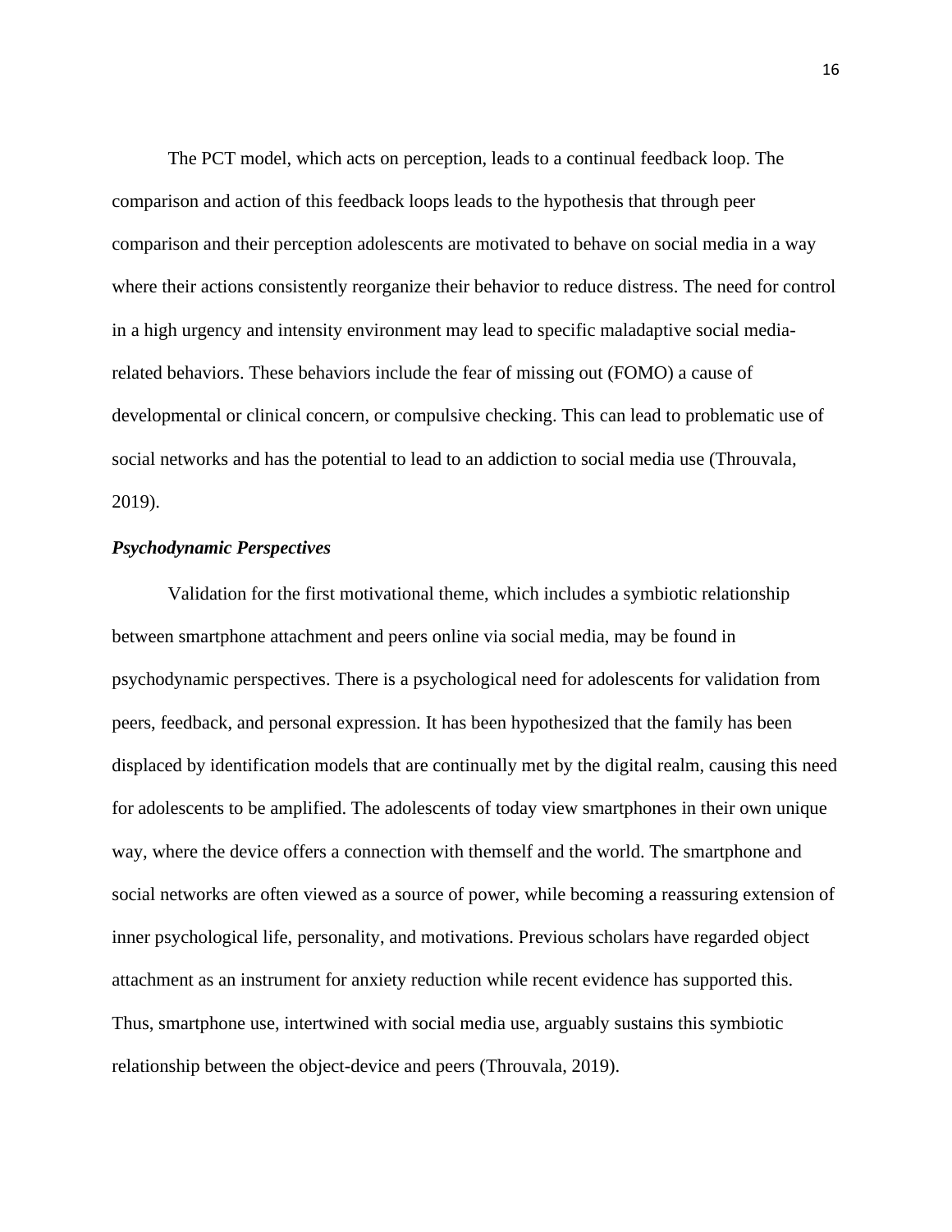The PCT model, which acts on perception, leads to a continual feedback loop. The comparison and action of this feedback loops leads to the hypothesis that through peer comparison and their perception adolescents are motivated to behave on social media in a way where their actions consistently reorganize their behavior to reduce distress. The need for control in a high urgency and intensity environment may lead to specific maladaptive social media-related behaviors. These behaviors include the fear of missing out (FOMO) a cause of developmental or clinical concern, or compulsive checking. This can lead to problematic use of social networks and has the potential to lead to an addiction to social media use (Throuvala, 2019).

### *Psychodynamic Perspectives*

Validation for the first motivational theme, which includes a symbiotic relationship between smartphone attachment and peers online via social media, may be found in psychodynamic perspectives. There is a psychological need for adolescents for validation from peers, feedback, and personal expression. It has been hypothesized that the family has been displaced by identification models that are continually met by the digital realm, causing this need for adolescents to be amplified. The adolescents of today view smartphones in their own unique way, where the device offers a connection with themself and the world. The smartphone and social networks are often viewed as a source of power, while becoming a reassuring extension of inner psychological life, personality, and motivations. Previous scholars have regarded object attachment as an instrument for anxiety reduction while recent evidence has supported this. Thus, smartphone use, intertwined with social media use, arguably sustains this symbiotic relationship between the object-device and peers (Throuvala, 2019).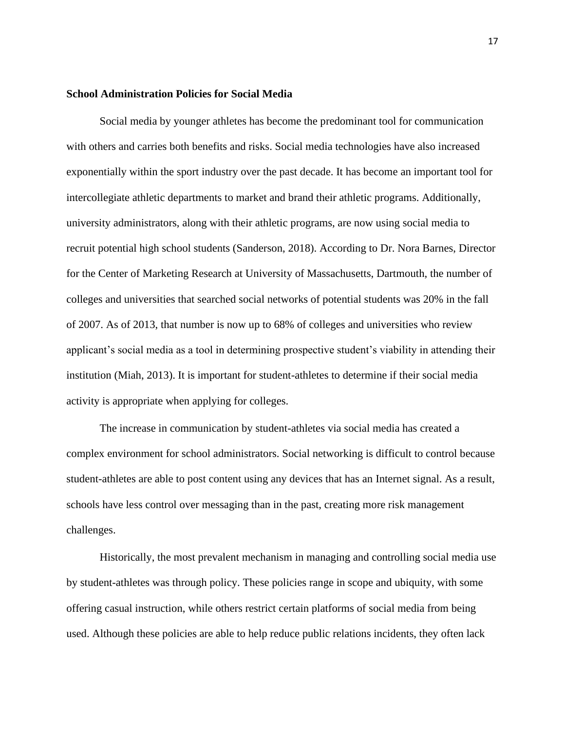**School Administration Policies for Social Media**

Social media by younger athletes has become the predominant tool for communication with others and carries both benefits and risks. Social media technologies have also increased exponentially within the sport industry over the past decade. It has become an important tool for intercollegiate athletic departments to market and brand their athletic programs. Additionally, university administrators, along with their athletic programs, are now using social media to recruit potential high school students (Sanderson, 2018). According to Dr. Nora Barnes, Director for the Center of Marketing Research at University of Massachusetts, Dartmouth, the number of colleges and universities that searched social networks of potential students was 20% in the fall of 2007. As of 2013, that number is now up to 68% of colleges and universities who review applicant's social media as a tool in determining prospective student's viability in attending their institution (Miah, 2013). It is important for student-athletes to determine if their social media activity is appropriate when applying for colleges.

The increase in communication by student-athletes via social media has created a complex environment for school administrators. Social networking is difficult to control because student-athletes are able to post content using any devices that has an Internet signal. As a result, schools have less control over messaging than in the past, creating more risk management challenges.

Historically, the most prevalent mechanism in managing and controlling social media use by student-athletes was through policy. These policies range in scope and ubiquity, with some offering casual instruction, while others restrict certain platforms of social media from being used. Although these policies are able to help reduce public relations incidents, they often lack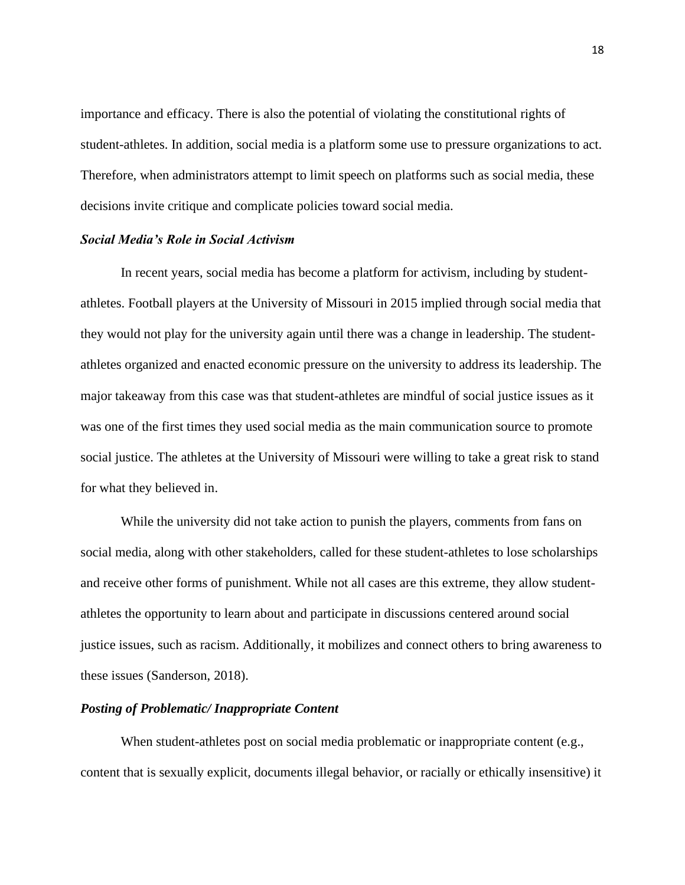importance and efficacy. There is also the potential of violating the constitutional rights of student-athletes. In addition, social media is a platform some use to pressure organizations to act. Therefore, when administrators attempt to limit speech on platforms such as social media, these decisions invite critique and complicate policies toward social media.

### *Social Media's Role in Social Activism*

In recent years, social media has become a platform for activism, including by student-athletes. Football players at the University of Missouri in 2015 implied through social media that they would not play for the university again until there was a change in leadership. The student-athletes organized and enacted economic pressure on the university to address its leadership. The major takeaway from this case was that student-athletes are mindful of social justice issues as it was one of the first times they used social media as the main communication source to promote social justice. The athletes at the University of Missouri were willing to take a great risk to stand for what they believed in.

While the university did not take action to punish the players, comments from fans on social media, along with other stakeholders, called for these student-athletes to lose scholarships and receive other forms of punishment. While not all cases are this extreme, they allow student-athletes the opportunity to learn about and participate in discussions centered around social justice issues, such as racism. Additionally, it mobilizes and connect others to bring awareness to these issues (Sanderson, 2018).

### *Posting of Problematic/ Inappropriate Content*

When student-athletes post on social media problematic or inappropriate content (e.g., content that is sexually explicit, documents illegal behavior, or racially or ethically insensitive) it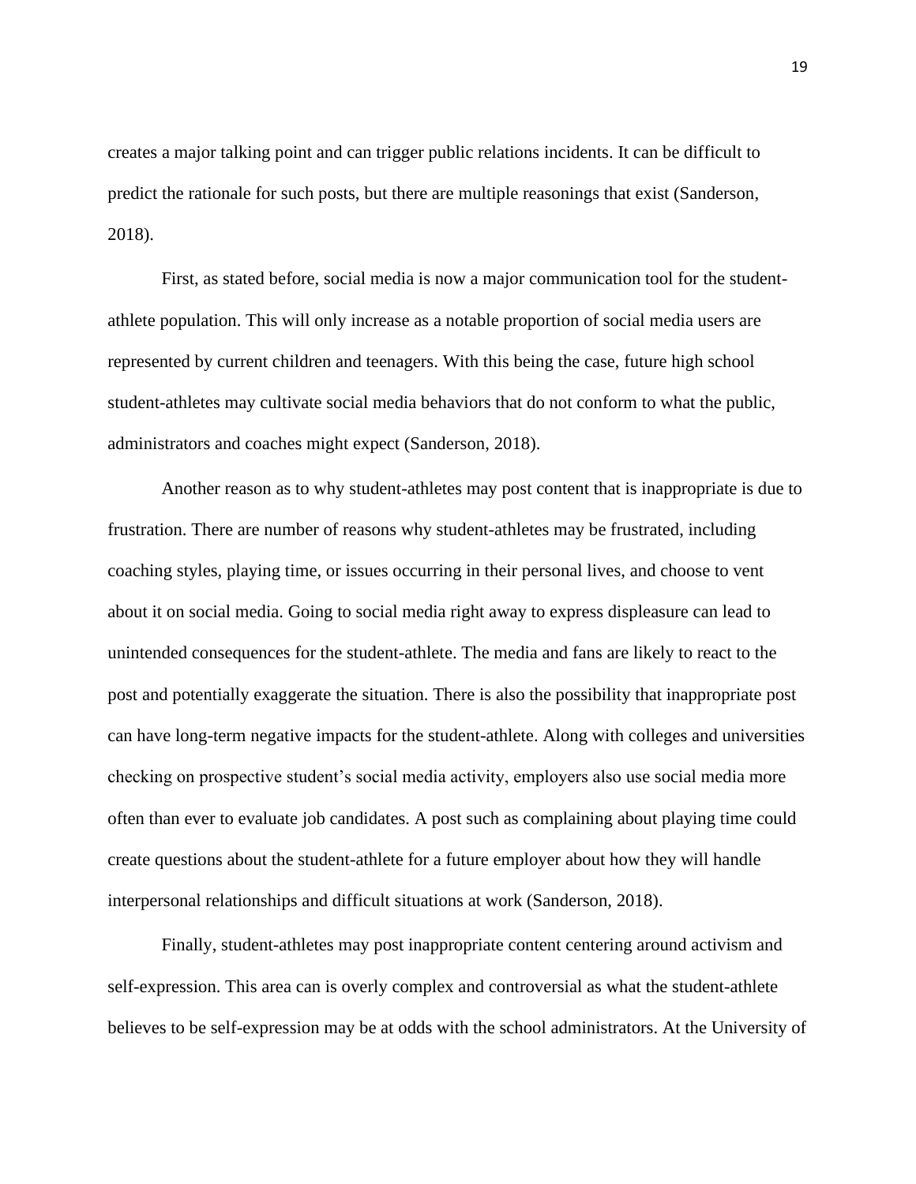creates a major talking point and can trigger public relations incidents. It can be difficult to predict the rationale for such posts, but there are multiple reasonings that exist (Sanderson, 2018).

First, as stated before, social media is now a major communication tool for the student-athlete population. This will only increase as a notable proportion of social media users are represented by current children and teenagers. With this being the case, future high school student-athletes may cultivate social media behaviors that do not conform to what the public, administrators and coaches might expect (Sanderson, 2018).

Another reason as to why student-athletes may post content that is inappropriate is due to frustration. There are number of reasons why student-athletes may be frustrated, including coaching styles, playing time, or issues occurring in their personal lives, and choose to vent about it on social media. Going to social media right away to express displeasure can lead to unintended consequences for the student-athlete. The media and fans are likely to react to the post and potentially exaggerate the situation. There is also the possibility that inappropriate post can have long-term negative impacts for the student-athlete. Along with colleges and universities checking on prospective student's social media activity, employers also use social media more often than ever to evaluate job candidates. A post such as complaining about playing time could create questions about the student-athlete for a future employer about how they will handle interpersonal relationships and difficult situations at work (Sanderson, 2018).

Finally, student-athletes may post inappropriate content centering around activism and self-expression. This area can is overly complex and controversial as what the student-athlete believes to be self-expression may be at odds with the school administrators. At the University of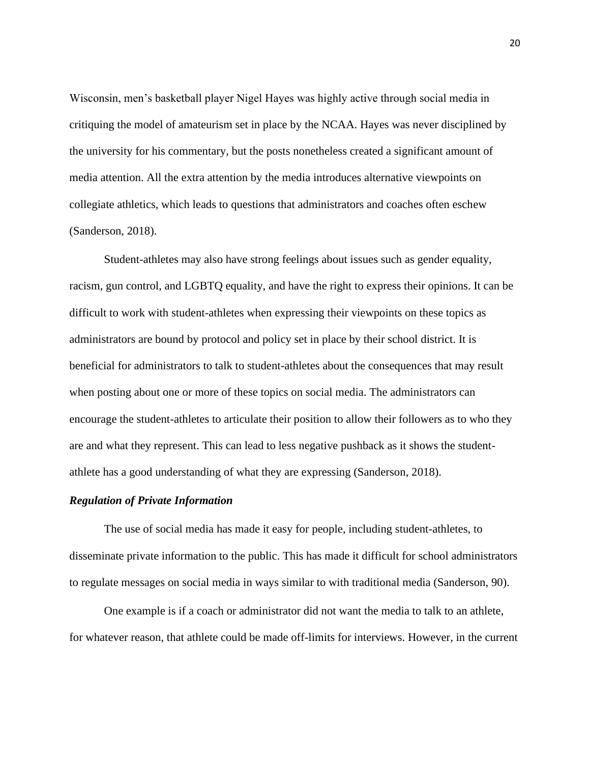Wisconsin, men's basketball player Nigel Hayes was highly active through social media in critiquing the model of amateurism set in place by the NCAA. Hayes was never disciplined by the university for his commentary, but the posts nonetheless created a significant amount of media attention. All the extra attention by the media introduces alternative viewpoints on collegiate athletics, which leads to questions that administrators and coaches often eschew (Sanderson, 2018).

Student-athletes may also have strong feelings about issues such as gender equality, racism, gun control, and LGBTQ equality, and have the right to express their opinions. It can be difficult to work with student-athletes when expressing their viewpoints on these topics as administrators are bound by protocol and policy set in place by their school district. It is beneficial for administrators to talk to student-athletes about the consequences that may result when posting about one or more of these topics on social media. The administrators can encourage the student-athletes to articulate their position to allow their followers as to who they are and what they represent. This can lead to less negative pushback as it shows the student-athlete has a good understanding of what they are expressing (Sanderson, 2018).

***Regulation of Private Information***

The use of social media has made it easy for people, including student-athletes, to disseminate private information to the public. This has made it difficult for school administrators to regulate messages on social media in ways similar to with traditional media (Sanderson, 90).

One example is if a coach or administrator did not want the media to talk to an athlete, for whatever reason, that athlete could be made off-limits for interviews. However, in the current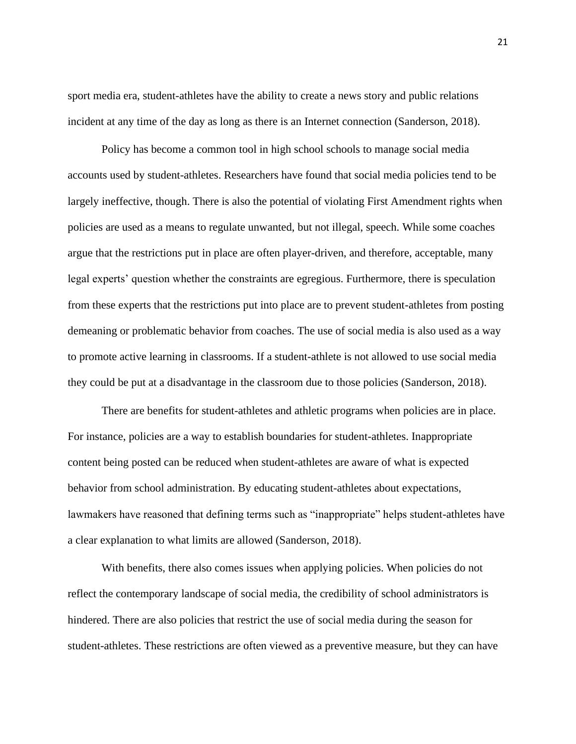sport media era, student-athletes have the ability to create a news story and public relations incident at any time of the day as long as there is an Internet connection (Sanderson, 2018).

Policy has become a common tool in high school schools to manage social media accounts used by student-athletes. Researchers have found that social media policies tend to be largely ineffective, though. There is also the potential of violating First Amendment rights when policies are used as a means to regulate unwanted, but not illegal, speech. While some coaches argue that the restrictions put in place are often player-driven, and therefore, acceptable, many legal experts' question whether the constraints are egregious. Furthermore, there is speculation from these experts that the restrictions put into place are to prevent student-athletes from posting demeaning or problematic behavior from coaches. The use of social media is also used as a way to promote active learning in classrooms. If a student-athlete is not allowed to use social media they could be put at a disadvantage in the classroom due to those policies (Sanderson, 2018).

There are benefits for student-athletes and athletic programs when policies are in place. For instance, policies are a way to establish boundaries for student-athletes. Inappropriate content being posted can be reduced when student-athletes are aware of what is expected behavior from school administration. By educating student-athletes about expectations, lawmakers have reasoned that defining terms such as "inappropriate" helps student-athletes have a clear explanation to what limits are allowed (Sanderson, 2018).

With benefits, there also comes issues when applying policies. When policies do not reflect the contemporary landscape of social media, the credibility of school administrators is hindered. There are also policies that restrict the use of social media during the season for student-athletes. These restrictions are often viewed as a preventive measure, but they can have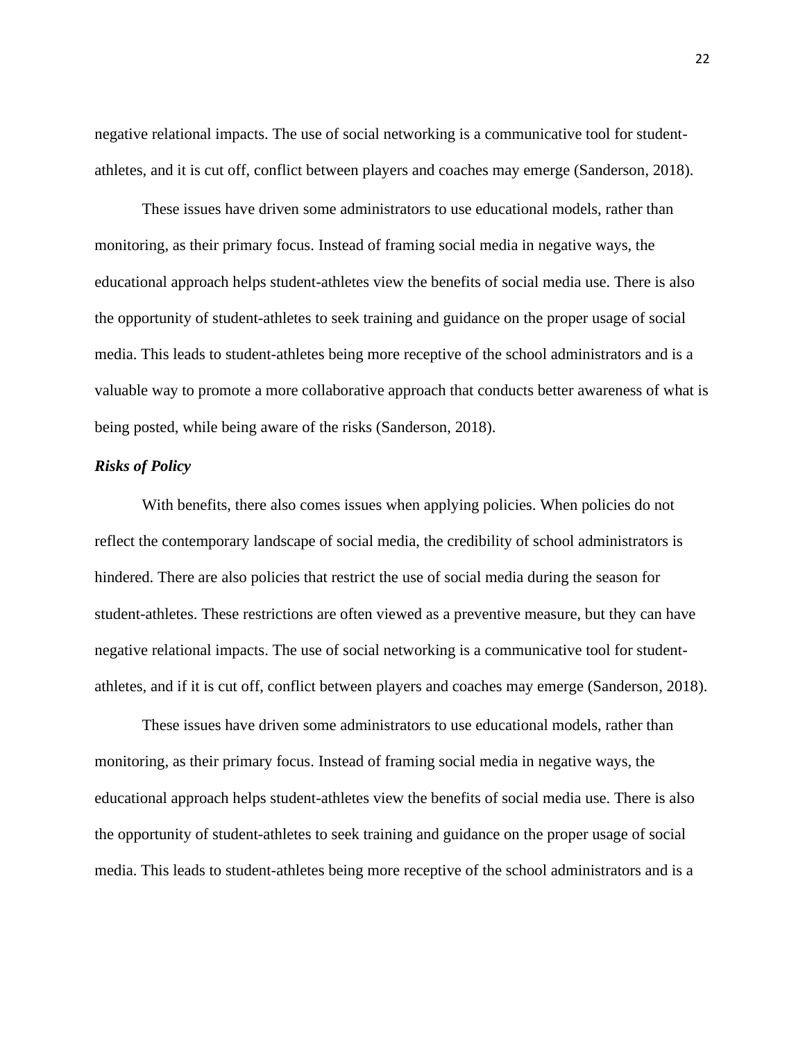negative relational impacts. The use of social networking is a communicative tool for student-athletes, and it is cut off, conflict between players and coaches may emerge (Sanderson, 2018).

These issues have driven some administrators to use educational models, rather than monitoring, as their primary focus. Instead of framing social media in negative ways, the educational approach helps student-athletes view the benefits of social media use. There is also the opportunity of student-athletes to seek training and guidance on the proper usage of social media. This leads to student-athletes being more receptive of the school administrators and is a valuable way to promote a more collaborative approach that conducts better awareness of what is being posted, while being aware of the risks (Sanderson, 2018).

***Risks of Policy***

With benefits, there also comes issues when applying policies. When policies do not reflect the contemporary landscape of social media, the credibility of school administrators is hindered. There are also policies that restrict the use of social media during the season for student-athletes. These restrictions are often viewed as a preventive measure, but they can have negative relational impacts. The use of social networking is a communicative tool for student-athletes, and if it is cut off, conflict between players and coaches may emerge (Sanderson, 2018).

These issues have driven some administrators to use educational models, rather than monitoring, as their primary focus. Instead of framing social media in negative ways, the educational approach helps student-athletes view the benefits of social media use. There is also the opportunity of student-athletes to seek training and guidance on the proper usage of social media. This leads to student-athletes being more receptive of the school administrators and is a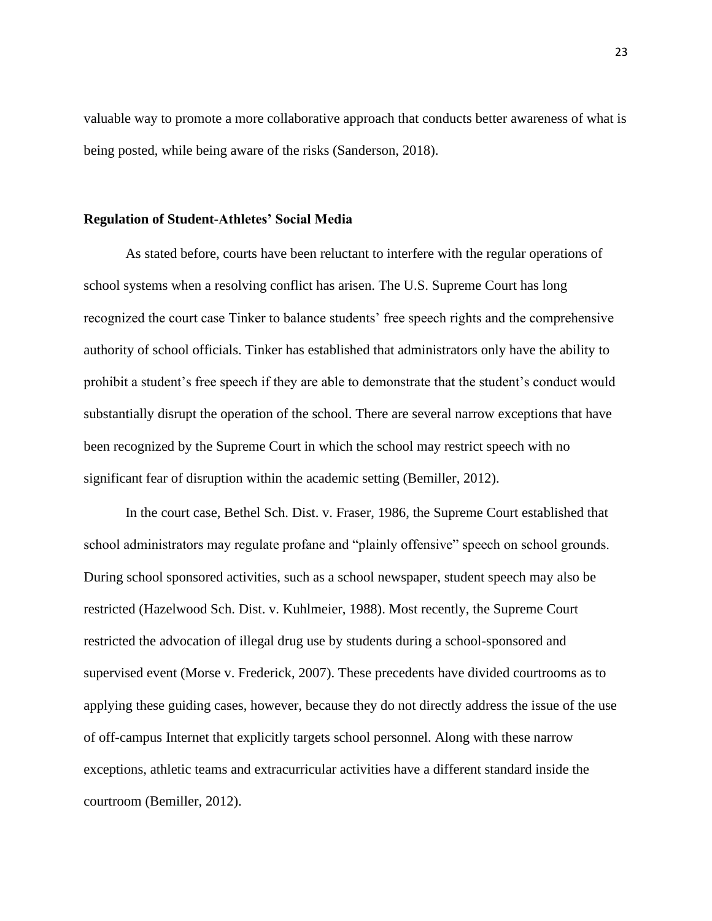valuable way to promote a more collaborative approach that conducts better awareness of what is being posted, while being aware of the risks (Sanderson, 2018).

### Regulation of Student-Athletes' Social Media

As stated before, courts have been reluctant to interfere with the regular operations of school systems when a resolving conflict has arisen. The U.S. Supreme Court has long recognized the court case Tinker to balance students' free speech rights and the comprehensive authority of school officials. Tinker has established that administrators only have the ability to prohibit a student's free speech if they are able to demonstrate that the student's conduct would substantially disrupt the operation of the school. There are several narrow exceptions that have been recognized by the Supreme Court in which the school may restrict speech with no significant fear of disruption within the academic setting (Bemiller, 2012).

In the court case, Bethel Sch. Dist. v. Fraser, 1986, the Supreme Court established that school administrators may regulate profane and "plainly offensive" speech on school grounds. During school sponsored activities, such as a school newspaper, student speech may also be restricted (Hazelwood Sch. Dist. v. Kuhlmeier, 1988). Most recently, the Supreme Court restricted the advocation of illegal drug use by students during a school-sponsored and supervised event (Morse v. Frederick, 2007). These precedents have divided courtrooms as to applying these guiding cases, however, because they do not directly address the issue of the use of off-campus Internet that explicitly targets school personnel. Along with these narrow exceptions, athletic teams and extracurricular activities have a different standard inside the courtroom (Bemiller, 2012).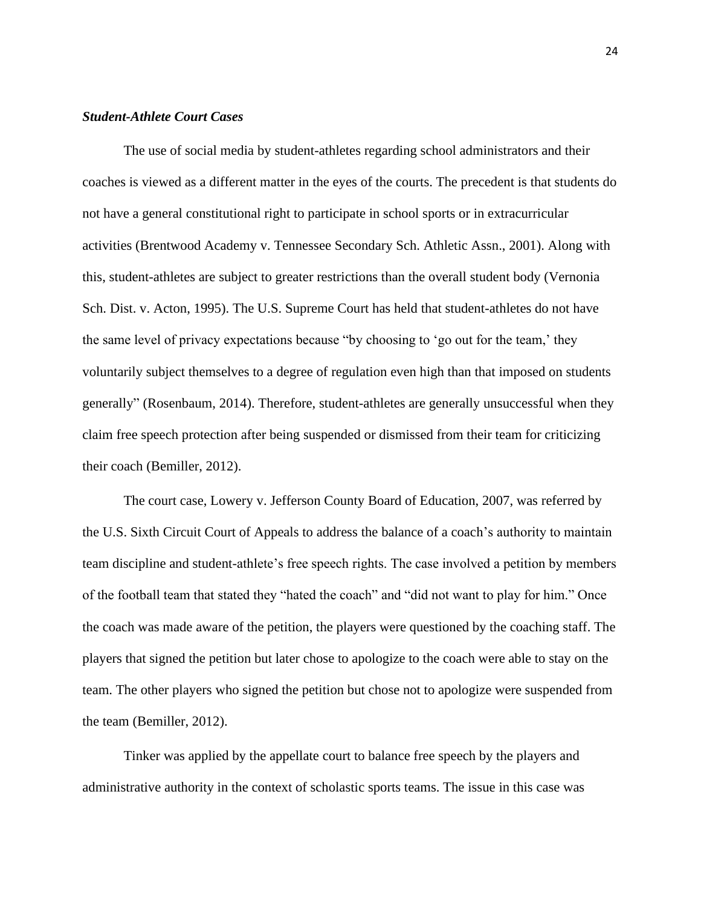### ***Student-Athlete Court Cases***

The use of social media by student-athletes regarding school administrators and their coaches is viewed as a different matter in the eyes of the courts. The precedent is that students do not have a general constitutional right to participate in school sports or in extracurricular activities (Brentwood Academy v. Tennessee Secondary Sch. Athletic Assn., 2001). Along with this, student-athletes are subject to greater restrictions than the overall student body (Vernonia Sch. Dist. v. Acton, 1995). The U.S. Supreme Court has held that student-athletes do not have the same level of privacy expectations because "by choosing to 'go out for the team,' they voluntarily subject themselves to a degree of regulation even high than that imposed on students generally" (Rosenbaum, 2014). Therefore, student-athletes are generally unsuccessful when they claim free speech protection after being suspended or dismissed from their team for criticizing their coach (Bemiller, 2012).

The court case, Lowery v. Jefferson County Board of Education, 2007, was referred by the U.S. Sixth Circuit Court of Appeals to address the balance of a coach's authority to maintain team discipline and student-athlete's free speech rights. The case involved a petition by members of the football team that stated they "hated the coach" and "did not want to play for him." Once the coach was made aware of the petition, the players were questioned by the coaching staff. The players that signed the petition but later chose to apologize to the coach were able to stay on the team. The other players who signed the petition but chose not to apologize were suspended from the team (Bemiller, 2012).

Tinker was applied by the appellate court to balance free speech by the players and administrative authority in the context of scholastic sports teams. The issue in this case was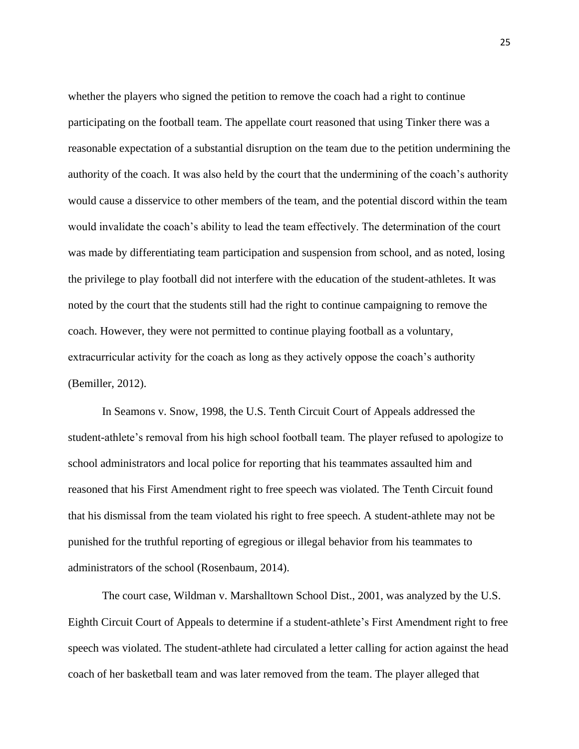whether the players who signed the petition to remove the coach had a right to continue participating on the football team. The appellate court reasoned that using Tinker there was a reasonable expectation of a substantial disruption on the team due to the petition undermining the authority of the coach. It was also held by the court that the undermining of the coach's authority would cause a disservice to other members of the team, and the potential discord within the team would invalidate the coach's ability to lead the team effectively. The determination of the court was made by differentiating team participation and suspension from school, and as noted, losing the privilege to play football did not interfere with the education of the student-athletes. It was noted by the court that the students still had the right to continue campaigning to remove the coach. However, they were not permitted to continue playing football as a voluntary, extracurricular activity for the coach as long as they actively oppose the coach's authority (Bemiller, 2012).

In Seamons v. Snow, 1998, the U.S. Tenth Circuit Court of Appeals addressed the student-athlete's removal from his high school football team. The player refused to apologize to school administrators and local police for reporting that his teammates assaulted him and reasoned that his First Amendment right to free speech was violated. The Tenth Circuit found that his dismissal from the team violated his right to free speech. A student-athlete may not be punished for the truthful reporting of egregious or illegal behavior from his teammates to administrators of the school (Rosenbaum, 2014).

The court case, Wildman v. Marshalltown School Dist., 2001, was analyzed by the U.S. Eighth Circuit Court of Appeals to determine if a student-athlete's First Amendment right to free speech was violated. The student-athlete had circulated a letter calling for action against the head coach of her basketball team and was later removed from the team. The player alleged that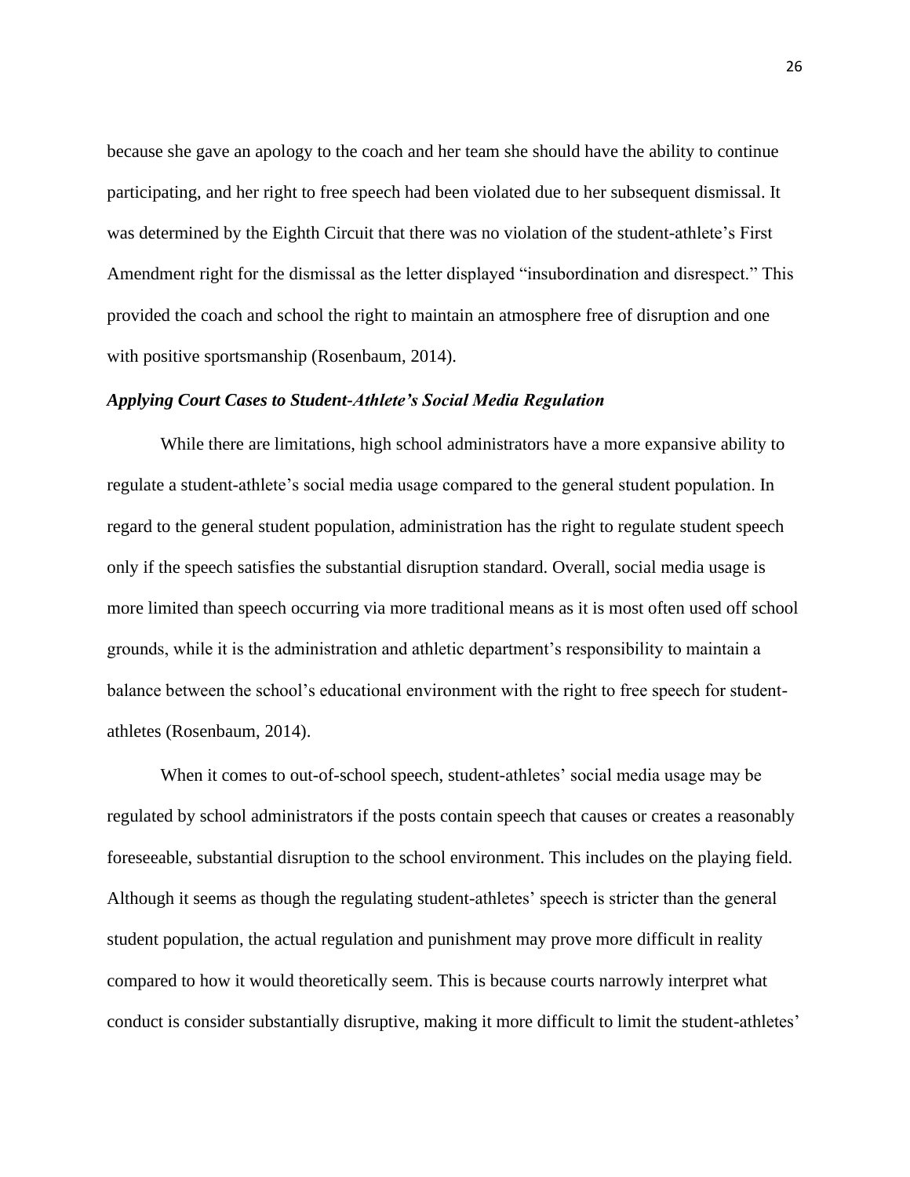because she gave an apology to the coach and her team she should have the ability to continue participating, and her right to free speech had been violated due to her subsequent dismissal. It was determined by the Eighth Circuit that there was no violation of the student-athlete's First Amendment right for the dismissal as the letter displayed "insubordination and disrespect." This provided the coach and school the right to maintain an atmosphere free of disruption and one with positive sportsmanship (Rosenbaum, 2014).

### *Applying Court Cases to Student-Athlete's Social Media Regulation*

While there are limitations, high school administrators have a more expansive ability to regulate a student-athlete's social media usage compared to the general student population. In regard to the general student population, administration has the right to regulate student speech only if the speech satisfies the substantial disruption standard. Overall, social media usage is more limited than speech occurring via more traditional means as it is most often used off school grounds, while it is the administration and athletic department's responsibility to maintain a balance between the school's educational environment with the right to free speech for student-athletes (Rosenbaum, 2014).

When it comes to out-of-school speech, student-athletes' social media usage may be regulated by school administrators if the posts contain speech that causes or creates a reasonably foreseeable, substantial disruption to the school environment. This includes on the playing field. Although it seems as though the regulating student-athletes' speech is stricter than the general student population, the actual regulation and punishment may prove more difficult in reality compared to how it would theoretically seem. This is because courts narrowly interpret what conduct is consider substantially disruptive, making it more difficult to limit the student-athletes'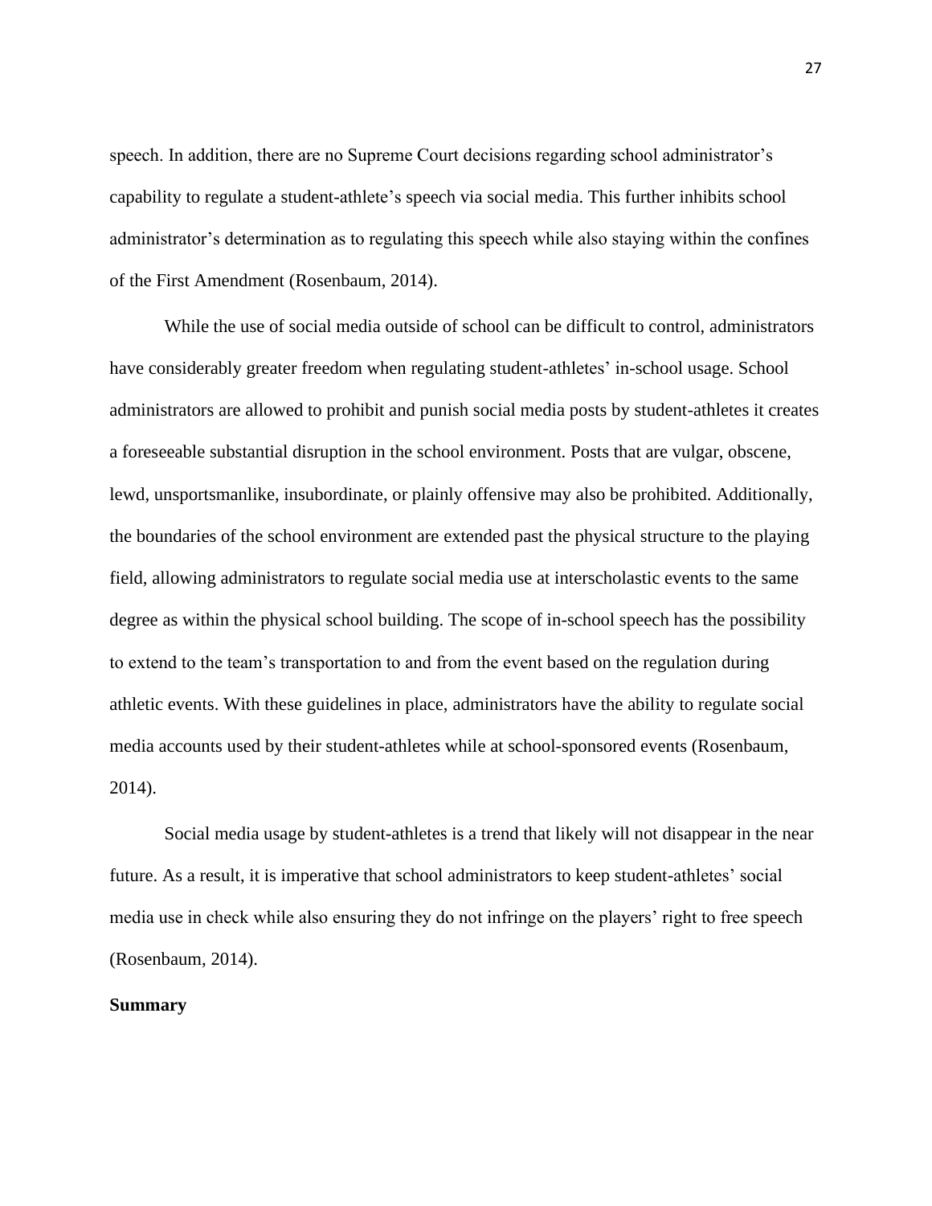speech. In addition, there are no Supreme Court decisions regarding school administrator's capability to regulate a student-athlete's speech via social media. This further inhibits school administrator's determination as to regulating this speech while also staying within the confines of the First Amendment (Rosenbaum, 2014).

While the use of social media outside of school can be difficult to control, administrators have considerably greater freedom when regulating student-athletes' in-school usage. School administrators are allowed to prohibit and punish social media posts by student-athletes it creates a foreseeable substantial disruption in the school environment. Posts that are vulgar, obscene, lewd, unsportsmanlike, insubordinate, or plainly offensive may also be prohibited. Additionally, the boundaries of the school environment are extended past the physical structure to the playing field, allowing administrators to regulate social media use at interscholastic events to the same degree as within the physical school building. The scope of in-school speech has the possibility to extend to the team's transportation to and from the event based on the regulation during athletic events. With these guidelines in place, administrators have the ability to regulate social media accounts used by their student-athletes while at school-sponsored events (Rosenbaum, 2014).

Social media usage by student-athletes is a trend that likely will not disappear in the near future. As a result, it is imperative that school administrators to keep student-athletes' social media use in check while also ensuring they do not infringe on the players' right to free speech (Rosenbaum, 2014).

**Summary**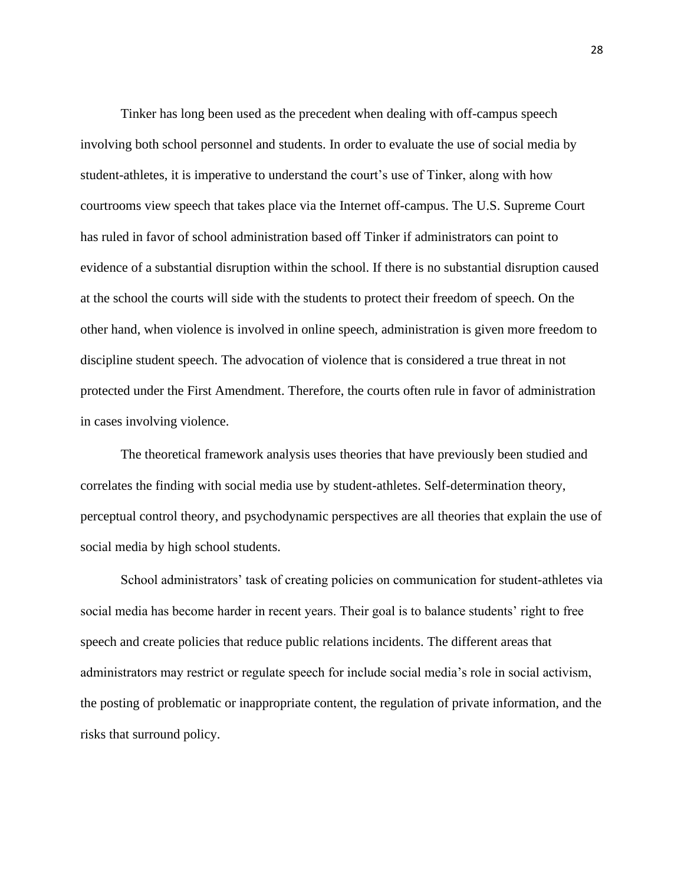Tinker has long been used as the precedent when dealing with off-campus speech involving both school personnel and students. In order to evaluate the use of social media by student-athletes, it is imperative to understand the court's use of Tinker, along with how courtrooms view speech that takes place via the Internet off-campus. The U.S. Supreme Court has ruled in favor of school administration based off Tinker if administrators can point to evidence of a substantial disruption within the school. If there is no substantial disruption caused at the school the courts will side with the students to protect their freedom of speech. On the other hand, when violence is involved in online speech, administration is given more freedom to discipline student speech. The advocation of violence that is considered a true threat in not protected under the First Amendment. Therefore, the courts often rule in favor of administration in cases involving violence.

The theoretical framework analysis uses theories that have previously been studied and correlates the finding with social media use by student-athletes. Self-determination theory, perceptual control theory, and psychodynamic perspectives are all theories that explain the use of social media by high school students.

School administrators' task of creating policies on communication for student-athletes via social media has become harder in recent years. Their goal is to balance students' right to free speech and create policies that reduce public relations incidents. The different areas that administrators may restrict or regulate speech for include social media's role in social activism, the posting of problematic or inappropriate content, the regulation of private information, and the risks that surround policy.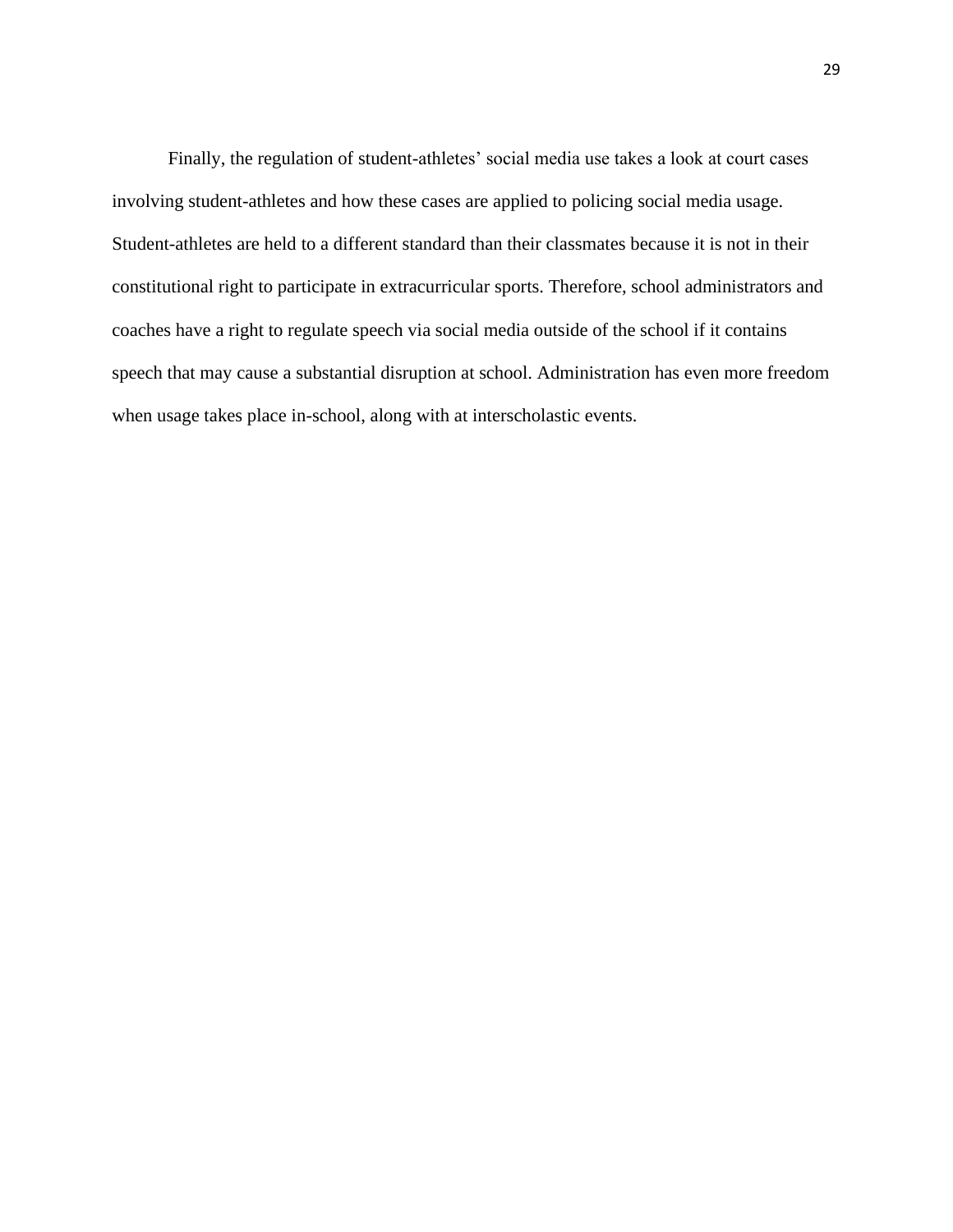Finally, the regulation of student-athletes' social media use takes a look at court cases involving student-athletes and how these cases are applied to policing social media usage. Student-athletes are held to a different standard than their classmates because it is not in their constitutional right to participate in extracurricular sports. Therefore, school administrators and coaches have a right to regulate speech via social media outside of the school if it contains speech that may cause a substantial disruption at school. Administration has even more freedom when usage takes place in-school, along with at interscholastic events.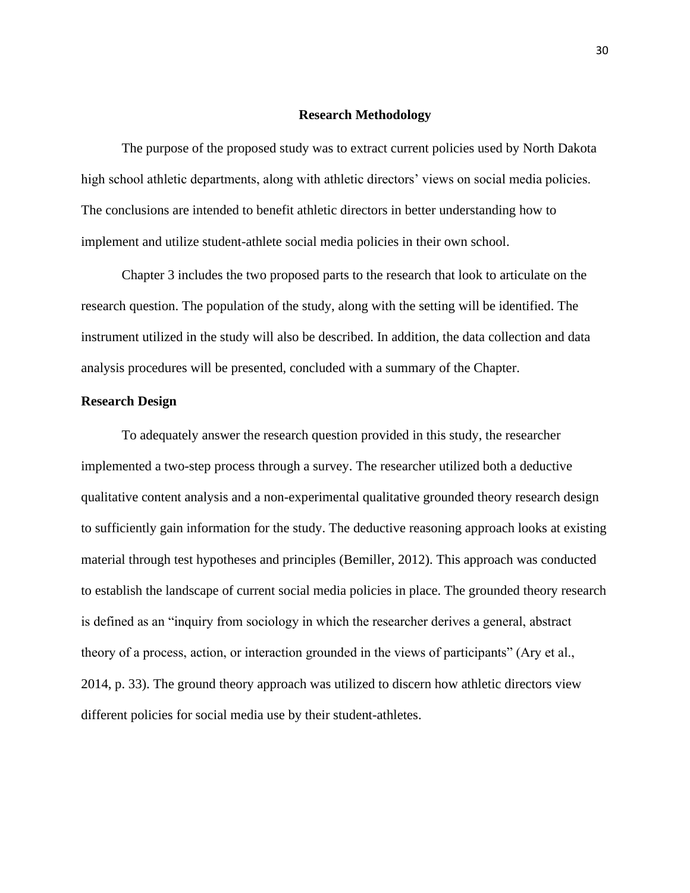# Research Methodology

The purpose of the proposed study was to extract current policies used by North Dakota high school athletic departments, along with athletic directors' views on social media policies. The conclusions are intended to benefit athletic directors in better understanding how to implement and utilize student-athlete social media policies in their own school.

Chapter 3 includes the two proposed parts to the research that look to articulate on the research question. The population of the study, along with the setting will be identified. The instrument utilized in the study will also be described. In addition, the data collection and data analysis procedures will be presented, concluded with a summary of the Chapter.

## Research Design

To adequately answer the research question provided in this study, the researcher implemented a two-step process through a survey. The researcher utilized both a deductive qualitative content analysis and a non-experimental qualitative grounded theory research design to sufficiently gain information for the study. The deductive reasoning approach looks at existing material through test hypotheses and principles (Bemiller, 2012). This approach was conducted to establish the landscape of current social media policies in place. The grounded theory research is defined as an "inquiry from sociology in which the researcher derives a general, abstract theory of a process, action, or interaction grounded in the views of participants" (Ary et al., 2014, p. 33). The ground theory approach was utilized to discern how athletic directors view different policies for social media use by their student-athletes.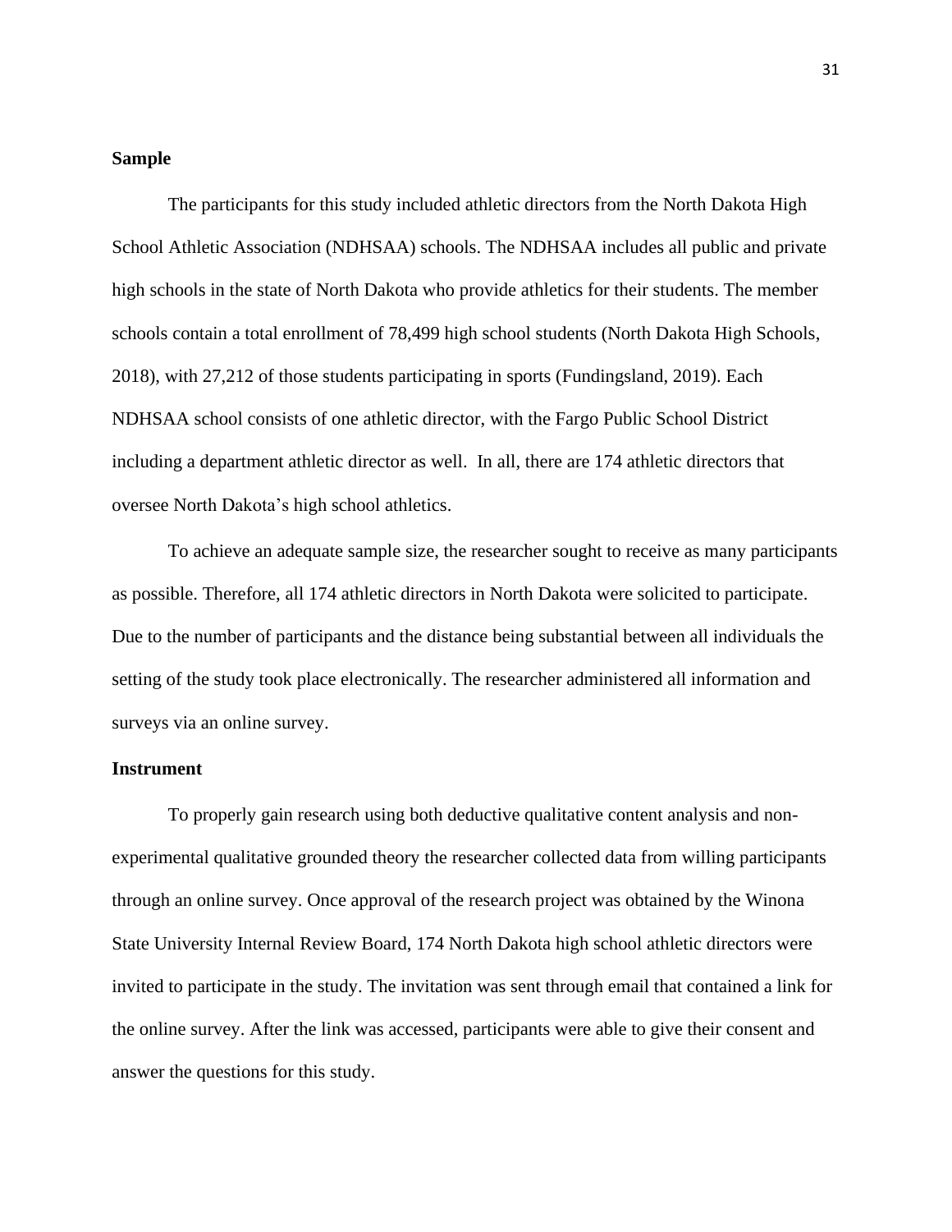**Sample**

The participants for this study included athletic directors from the North Dakota High School Athletic Association (NDHSAA) schools. The NDHSAA includes all public and private high schools in the state of North Dakota who provide athletics for their students. The member schools contain a total enrollment of 78,499 high school students (North Dakota High Schools, 2018), with 27,212 of those students participating in sports (Fundingsland, 2019). Each NDHSAA school consists of one athletic director, with the Fargo Public School District including a department athletic director as well.  In all, there are 174 athletic directors that oversee North Dakota's high school athletics.

To achieve an adequate sample size, the researcher sought to receive as many participants as possible. Therefore, all 174 athletic directors in North Dakota were solicited to participate. Due to the number of participants and the distance being substantial between all individuals the setting of the study took place electronically. The researcher administered all information and surveys via an online survey.

**Instrument**

To properly gain research using both deductive qualitative content analysis and non-experimental qualitative grounded theory the researcher collected data from willing participants through an online survey. Once approval of the research project was obtained by the Winona State University Internal Review Board, 174 North Dakota high school athletic directors were invited to participate in the study. The invitation was sent through email that contained a link for the online survey. After the link was accessed, participants were able to give their consent and answer the questions for this study.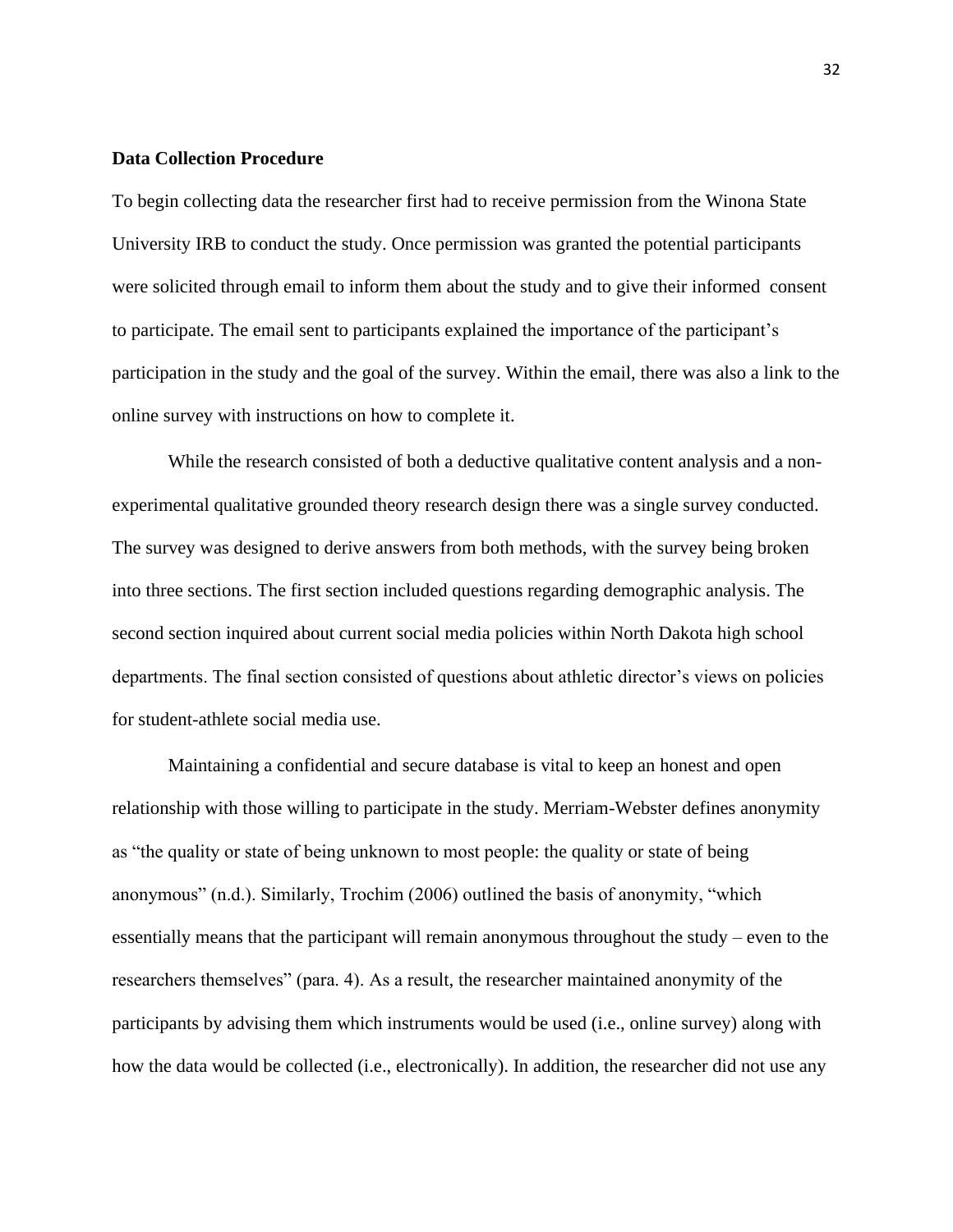**Data Collection Procedure**

To begin collecting data the researcher first had to receive permission from the Winona State University IRB to conduct the study. Once permission was granted the potential participants were solicited through email to inform them about the study and to give their informed consent to participate. The email sent to participants explained the importance of the participant's participation in the study and the goal of the survey. Within the email, there was also a link to the online survey with instructions on how to complete it.

While the research consisted of both a deductive qualitative content analysis and a non-experimental qualitative grounded theory research design there was a single survey conducted. The survey was designed to derive answers from both methods, with the survey being broken into three sections. The first section included questions regarding demographic analysis. The second section inquired about current social media policies within North Dakota high school departments. The final section consisted of questions about athletic director's views on policies for student-athlete social media use.

Maintaining a confidential and secure database is vital to keep an honest and open relationship with those willing to participate in the study. Merriam-Webster defines anonymity as "the quality or state of being unknown to most people: the quality or state of being anonymous" (n.d.). Similarly, Trochim (2006) outlined the basis of anonymity, "which essentially means that the participant will remain anonymous throughout the study – even to the researchers themselves" (para. 4). As a result, the researcher maintained anonymity of the participants by advising them which instruments would be used (i.e., online survey) along with how the data would be collected (i.e., electronically). In addition, the researcher did not use any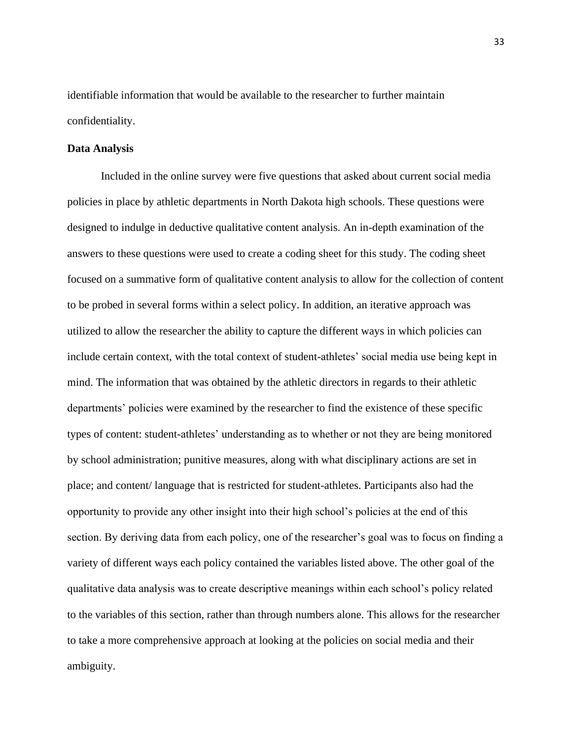identifiable information that would be available to the researcher to further maintain confidentiality.

**Data Analysis**

Included in the online survey were five questions that asked about current social media policies in place by athletic departments in North Dakota high schools. These questions were designed to indulge in deductive qualitative content analysis. An in-depth examination of the answers to these questions were used to create a coding sheet for this study. The coding sheet focused on a summative form of qualitative content analysis to allow for the collection of content to be probed in several forms within a select policy. In addition, an iterative approach was utilized to allow the researcher the ability to capture the different ways in which policies can include certain context, with the total context of student-athletes' social media use being kept in mind. The information that was obtained by the athletic directors in regards to their athletic departments' policies were examined by the researcher to find the existence of these specific types of content: student-athletes' understanding as to whether or not they are being monitored by school administration; punitive measures, along with what disciplinary actions are set in place; and content/ language that is restricted for student-athletes. Participants also had the opportunity to provide any other insight into their high school's policies at the end of this section. By deriving data from each policy, one of the researcher's goal was to focus on finding a variety of different ways each policy contained the variables listed above. The other goal of the qualitative data analysis was to create descriptive meanings within each school's policy related to the variables of this section, rather than through numbers alone. This allows for the researcher to take a more comprehensive approach at looking at the policies on social media and their ambiguity.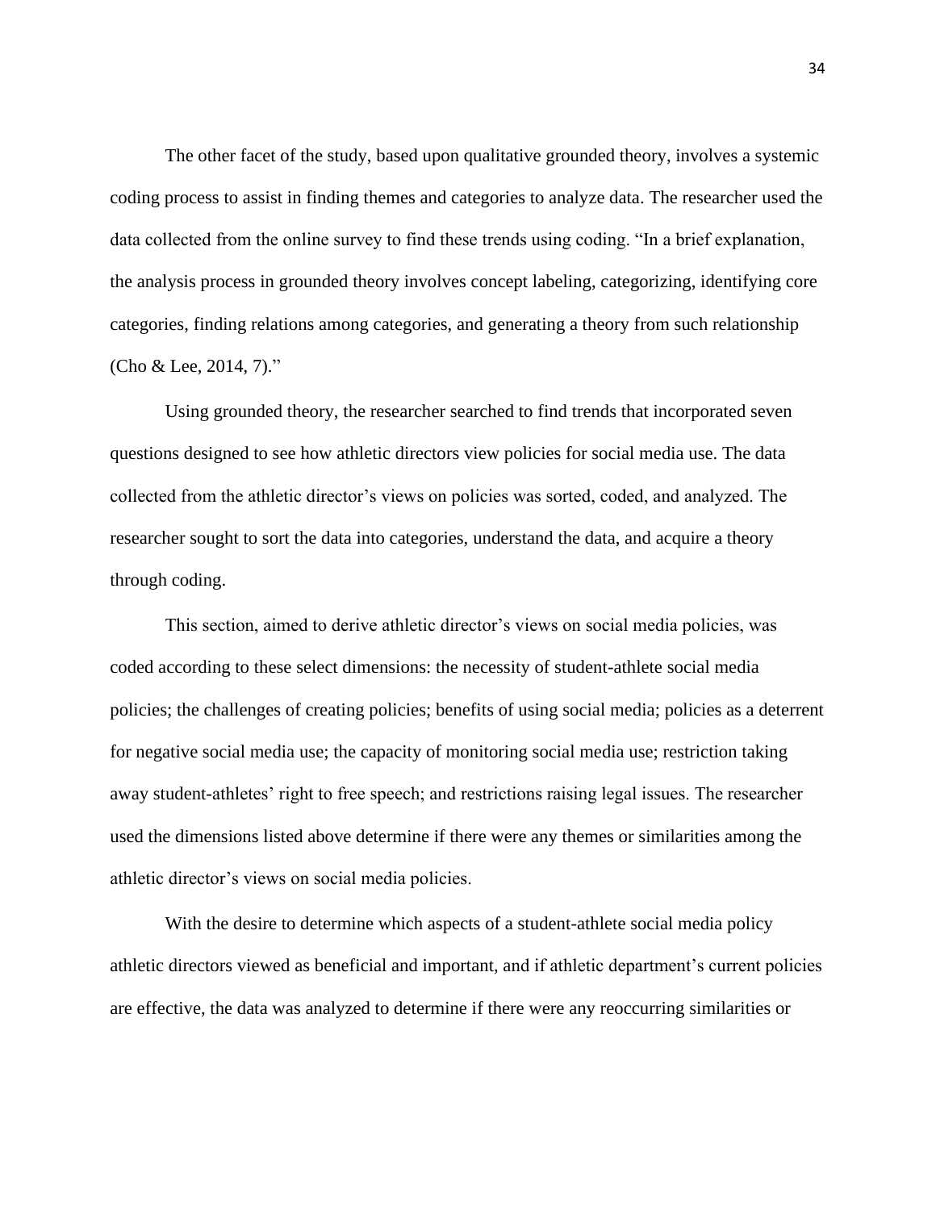The other facet of the study, based upon qualitative grounded theory, involves a systemic coding process to assist in finding themes and categories to analyze data. The researcher used the data collected from the online survey to find these trends using coding. "In a brief explanation, the analysis process in grounded theory involves concept labeling, categorizing, identifying core categories, finding relations among categories, and generating a theory from such relationship (Cho & Lee, 2014, 7)."

Using grounded theory, the researcher searched to find trends that incorporated seven questions designed to see how athletic directors view policies for social media use. The data collected from the athletic director's views on policies was sorted, coded, and analyzed. The researcher sought to sort the data into categories, understand the data, and acquire a theory through coding.

This section, aimed to derive athletic director's views on social media policies, was coded according to these select dimensions: the necessity of student-athlete social media policies; the challenges of creating policies; benefits of using social media; policies as a deterrent for negative social media use; the capacity of monitoring social media use; restriction taking away student-athletes' right to free speech; and restrictions raising legal issues. The researcher used the dimensions listed above determine if there were any themes or similarities among the athletic director's views on social media policies.

With the desire to determine which aspects of a student-athlete social media policy athletic directors viewed as beneficial and important, and if athletic department's current policies are effective, the data was analyzed to determine if there were any reoccurring similarities or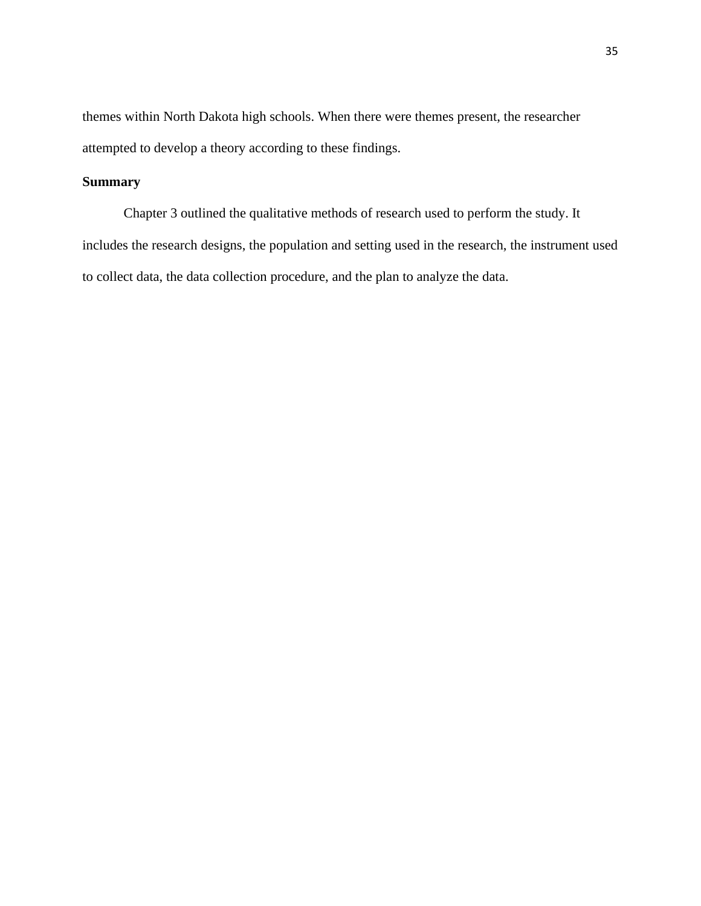themes within North Dakota high schools. When there were themes present, the researcher attempted to develop a theory according to these findings.

## Summary

Chapter 3 outlined the qualitative methods of research used to perform the study. It includes the research designs, the population and setting used in the research, the instrument used to collect data, the data collection procedure, and the plan to analyze the data.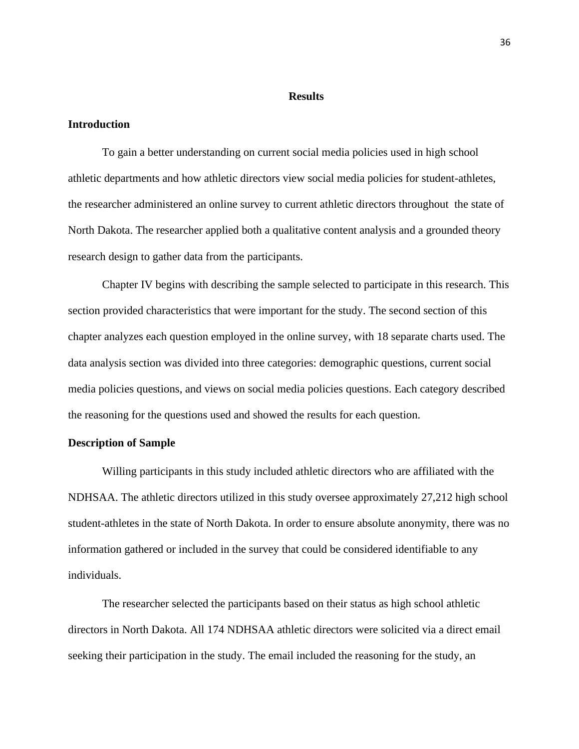# Results

## Introduction

To gain a better understanding on current social media policies used in high school athletic departments and how athletic directors view social media policies for student-athletes, the researcher administered an online survey to current athletic directors throughout the state of North Dakota. The researcher applied both a qualitative content analysis and a grounded theory research design to gather data from the participants.

Chapter IV begins with describing the sample selected to participate in this research. This section provided characteristics that were important for the study. The second section of this chapter analyzes each question employed in the online survey, with 18 separate charts used. The data analysis section was divided into three categories: demographic questions, current social media policies questions, and views on social media policies questions. Each category described the reasoning for the questions used and showed the results for each question.

## Description of Sample

Willing participants in this study included athletic directors who are affiliated with the NDHSAA. The athletic directors utilized in this study oversee approximately 27,212 high school student-athletes in the state of North Dakota. In order to ensure absolute anonymity, there was no information gathered or included in the survey that could be considered identifiable to any individuals.

The researcher selected the participants based on their status as high school athletic directors in North Dakota. All 174 NDHSAA athletic directors were solicited via a direct email seeking their participation in the study. The email included the reasoning for the study, an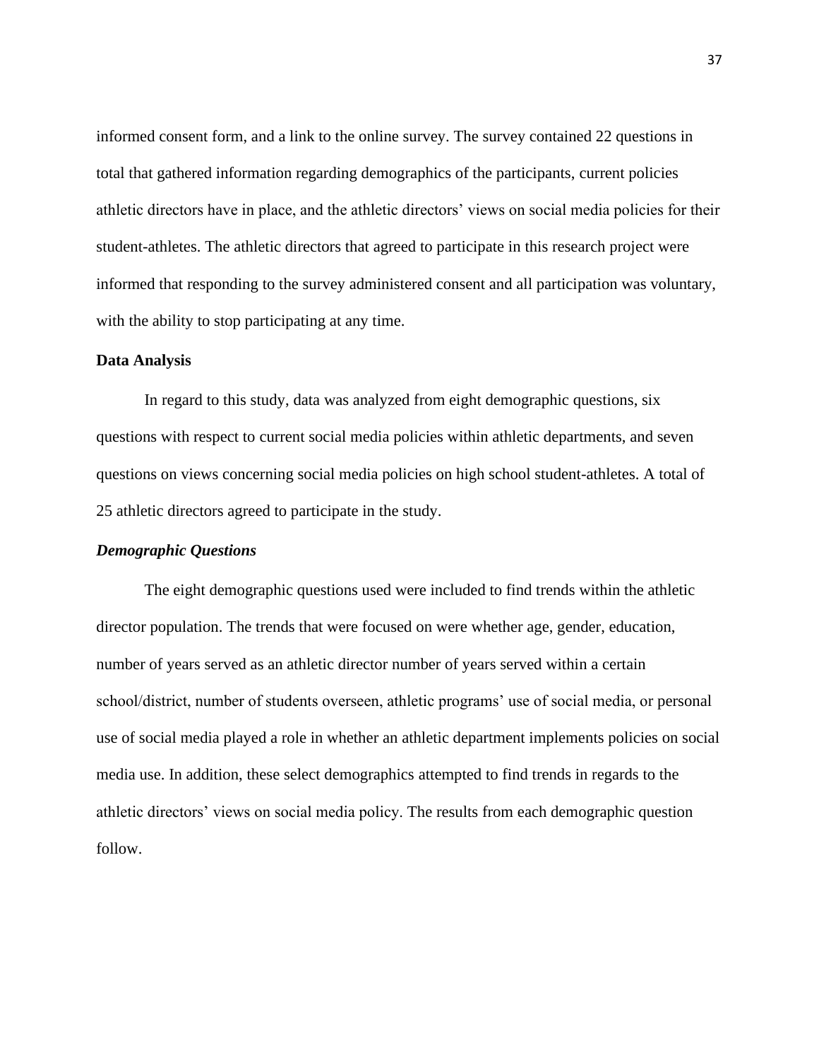informed consent form, and a link to the online survey. The survey contained 22 questions in total that gathered information regarding demographics of the participants, current policies athletic directors have in place, and the athletic directors' views on social media policies for their student-athletes. The athletic directors that agreed to participate in this research project were informed that responding to the survey administered consent and all participation was voluntary, with the ability to stop participating at any time.

## Data Analysis

In regard to this study, data was analyzed from eight demographic questions, six questions with respect to current social media policies within athletic departments, and seven questions on views concerning social media policies on high school student-athletes. A total of 25 athletic directors agreed to participate in the study.

### *Demographic Questions*

The eight demographic questions used were included to find trends within the athletic director population. The trends that were focused on were whether age, gender, education, number of years served as an athletic director number of years served within a certain school/district, number of students overseen, athletic programs' use of social media, or personal use of social media played a role in whether an athletic department implements policies on social media use. In addition, these select demographics attempted to find trends in regards to the athletic directors' views on social media policy. The results from each demographic question follow.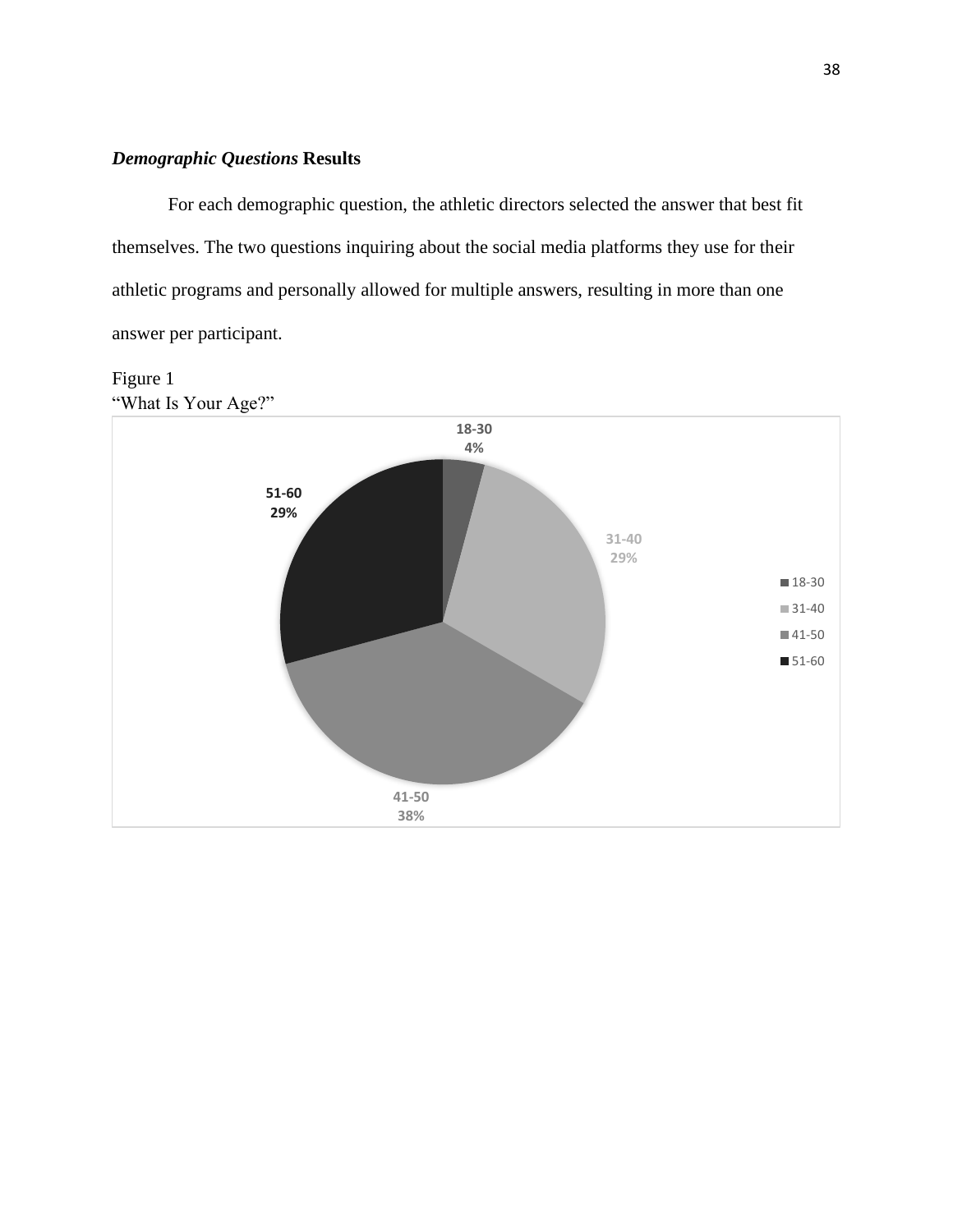***Demographic Questions* Results**

For each demographic question, the athletic directors selected the answer that best fit themselves. The two questions inquiring about the social media platforms they use for their athletic programs and personally allowed for multiple answers, resulting in more than one answer per participant.

Figure 1
"What Is Your Age?"

18-30
4%

31-40
29%

41-50
38%

51-60
29%

- 18-30
- 31-40
- 41-50
- 51-60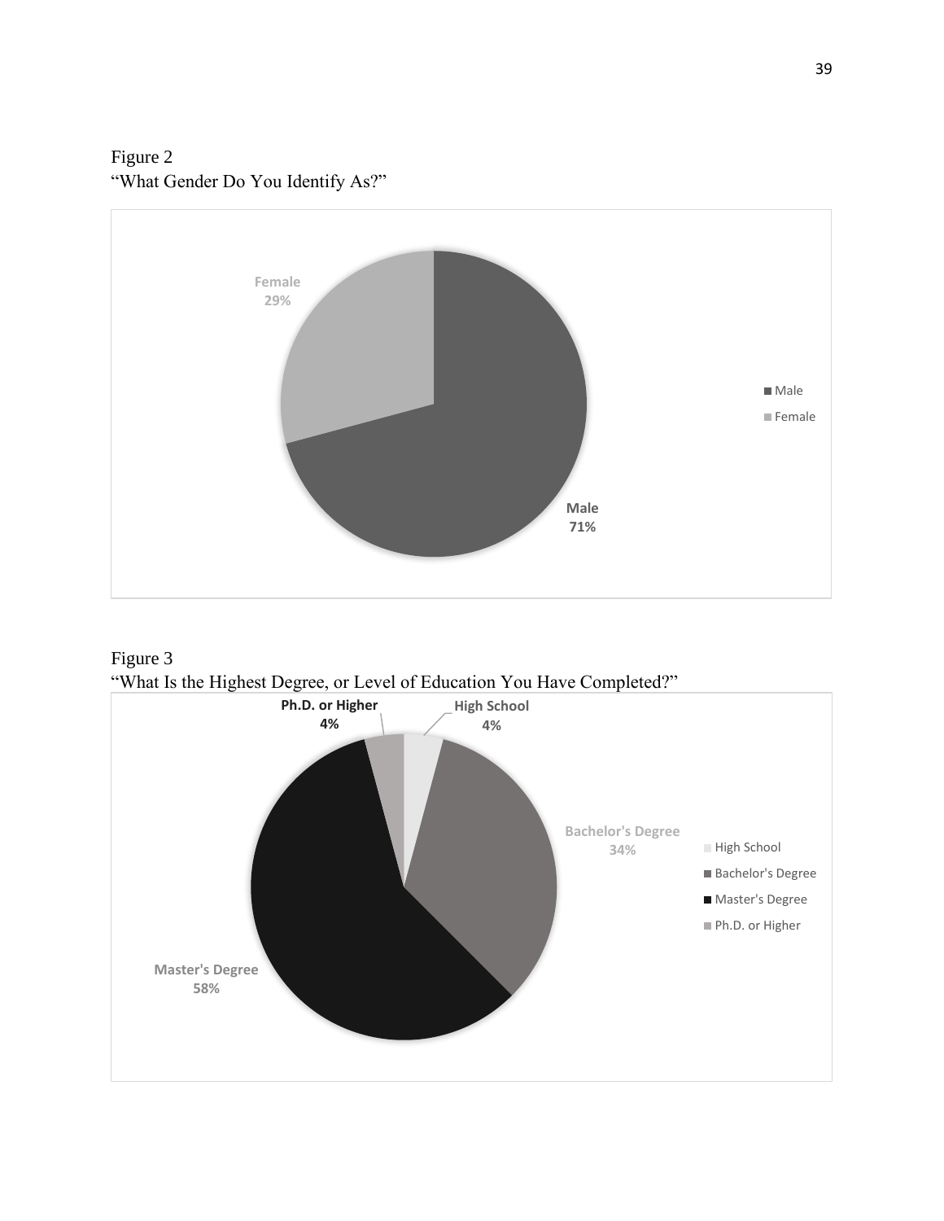Figure 2
"What Gender Do You Identify As?"

Female 29%
Male 71%

- Male
- Female

Figure 3
"What Is the Highest Degree, or Level of Education You Have Completed?"

Ph.D. or Higher 4%
High School 4%
Bachelor's Degree 34%
Master's Degree 58%

- High School
- Bachelor's Degree
- Master's Degree
- Ph.D. or Higher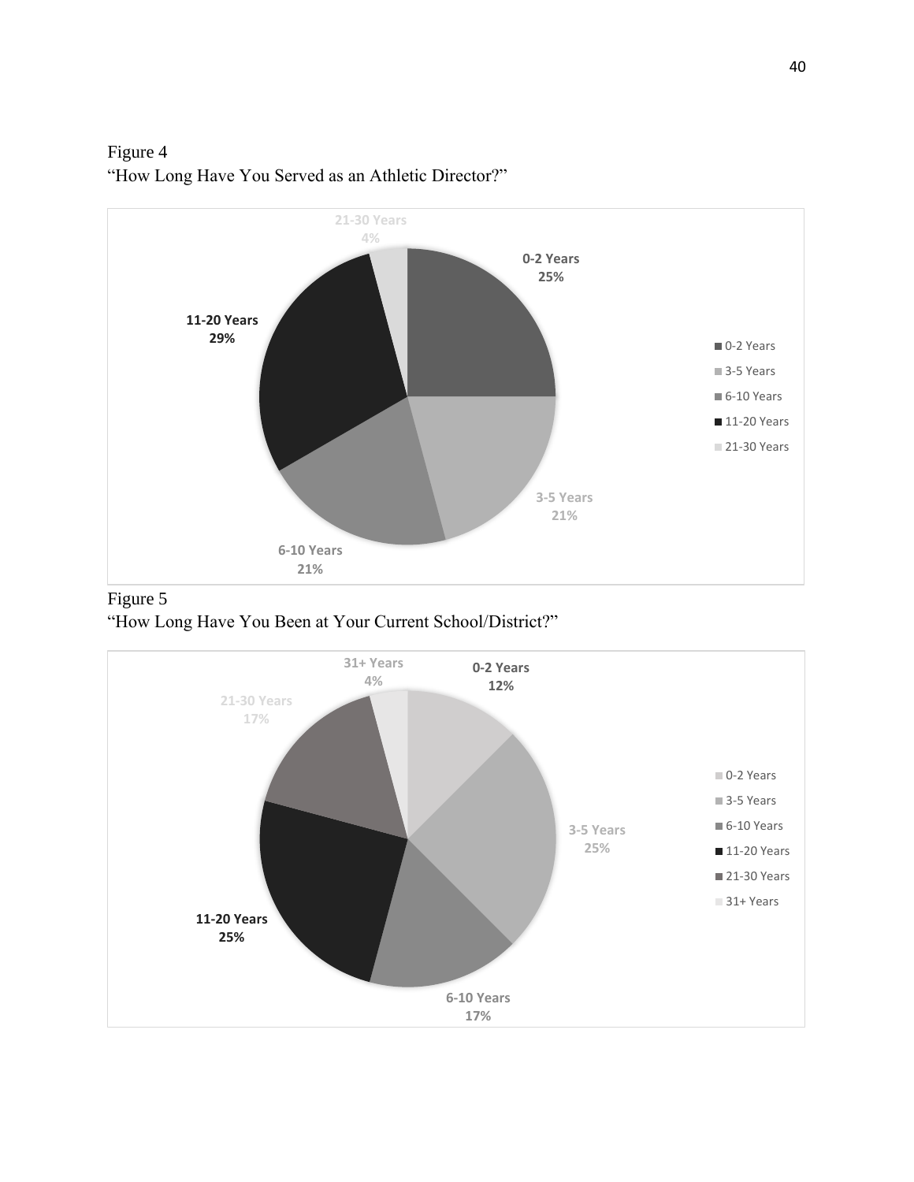Figure 4
"How Long Have You Served as an Athletic Director?"

| Years | Percentage |
| --- | --- |
| 0-2 Years | 25% |
| 3-5 Years | 21% |
| 6-10 Years | 21% |
| 11-20 Years | 29% |
| 21-30 Years | 4% |

Figure 5
"How Long Have You Been at Your Current School/District?"

| Years | Percentage |
| --- | --- |
| 0-2 Years | 12% |
| 3-5 Years | 25% |
| 6-10 Years | 17% |
| 11-20 Years | 25% |
| 21-30 Years | 17% |
| 31+ Years | 4% |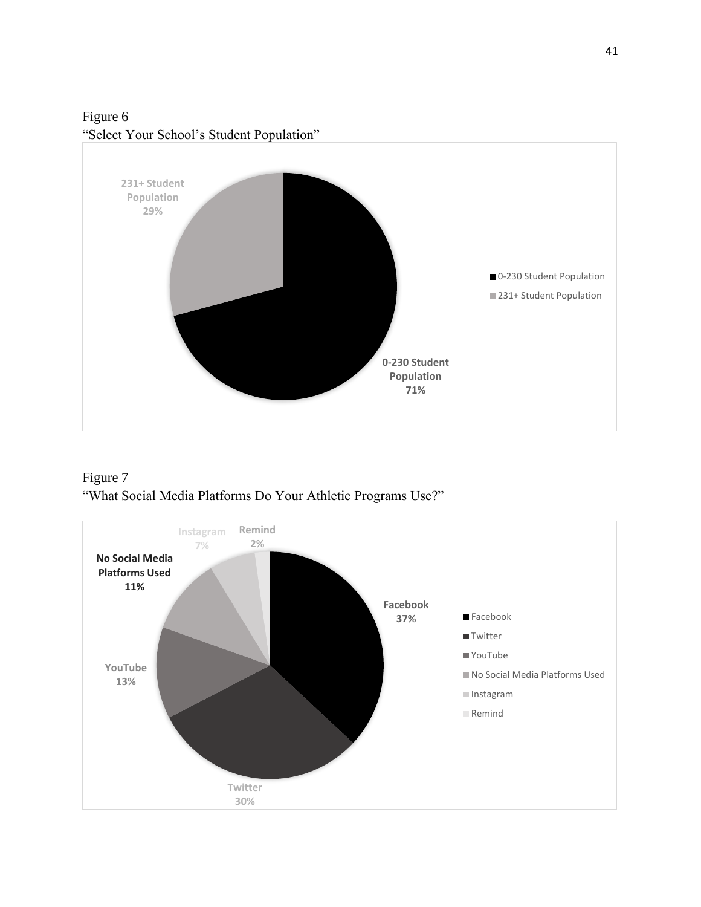Figure 6
"Select Your School's Student Population"

| Student Population | Percentage |
|---|---|
| 0-230 Student Population | 71% |
| 231+ Student Population | 29% |

Figure 7
"What Social Media Platforms Do Your Athletic Programs Use?"

| Platform | Percentage |
|---|---|
| Facebook | 37% |
| Twitter | 30% |
| YouTube | 13% |
| No Social Media Platforms Used | 11% |
| Instagram | 7% |
| Remind | 2% |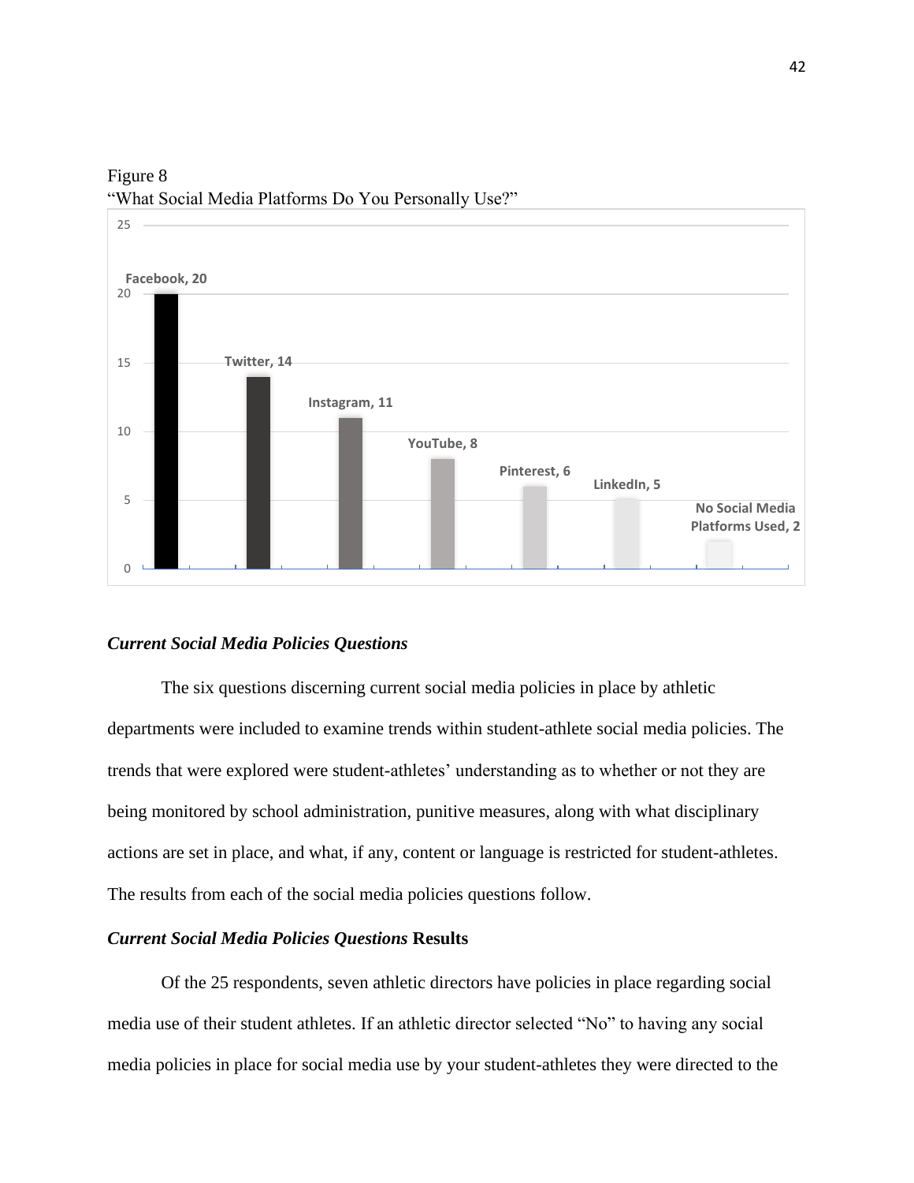Figure 8
"What Social Media Platforms Do You Personally Use?"

| Platform | Count |
|---|---|
| Facebook | 20 |
| Twitter | 14 |
| Instagram | 11 |
| YouTube | 8 |
| Pinterest | 6 |
| LinkedIn | 5 |
| No Social Media Platforms Used | 2 |

### *Current Social Media Policies Questions*

The six questions discerning current social media policies in place by athletic departments were included to examine trends within student-athlete social media policies. The trends that were explored were student-athletes' understanding as to whether or not they are being monitored by school administration, punitive measures, along with what disciplinary actions are set in place, and what, if any, content or language is restricted for student-athletes. The results from each of the social media policies questions follow.

### *Current Social Media Policies Questions* Results

Of the 25 respondents, seven athletic directors have policies in place regarding social media use of their student athletes. If an athletic director selected "No" to having any social media policies in place for social media use by your student-athletes they were directed to the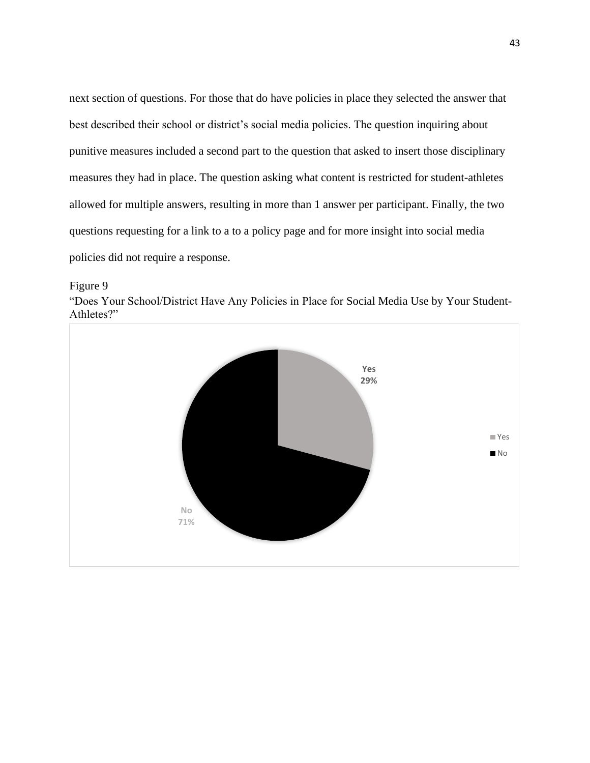next section of questions. For those that do have policies in place they selected the answer that best described their school or district's social media policies. The question inquiring about punitive measures included a second part to the question that asked to insert those disciplinary measures they had in place. The question asking what content is restricted for student-athletes allowed for multiple answers, resulting in more than 1 answer per participant. Finally, the two questions requesting for a link to a to a policy page and for more insight into social media policies did not require a response.

Figure 9
"Does Your School/District Have Any Policies in Place for Social Media Use by Your Student-Athletes?"

Yes 29%

No 71%

Yes
No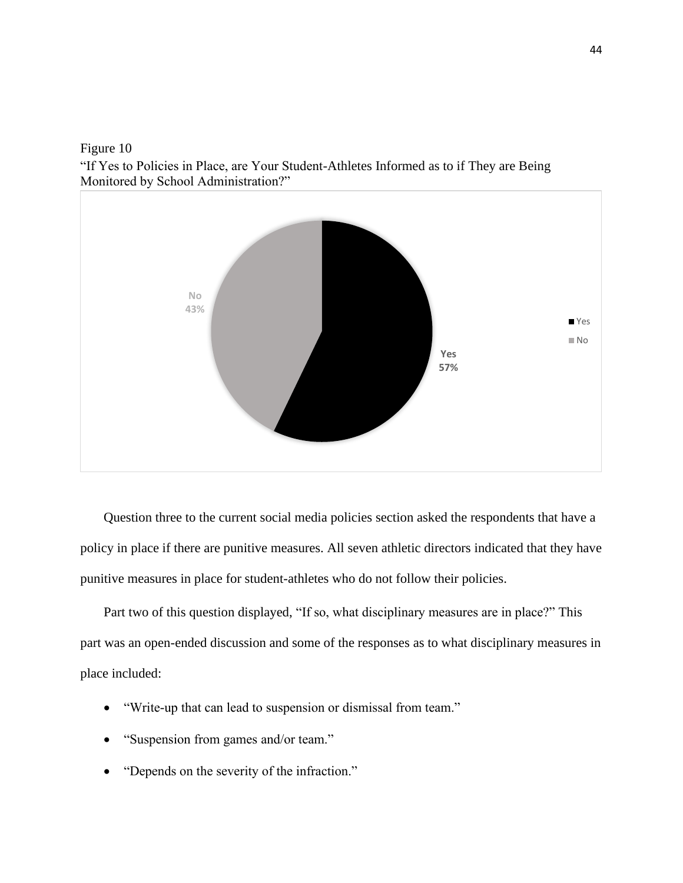Figure 10

"If Yes to Policies in Place, are Your Student-Athletes Informed as to if They are Being Monitored by School Administration?"

Question three to the current social media policies section asked the respondents that have a policy in place if there are punitive measures. All seven athletic directors indicated that they have punitive measures in place for student-athletes who do not follow their policies.

Part two of this question displayed, "If so, what disciplinary measures are in place?" This part was an open-ended discussion and some of the responses as to what disciplinary measures in place included:

- "Write-up that can lead to suspension or dismissal from team."
- "Suspension from games and/or team."
- "Depends on the severity of the infraction."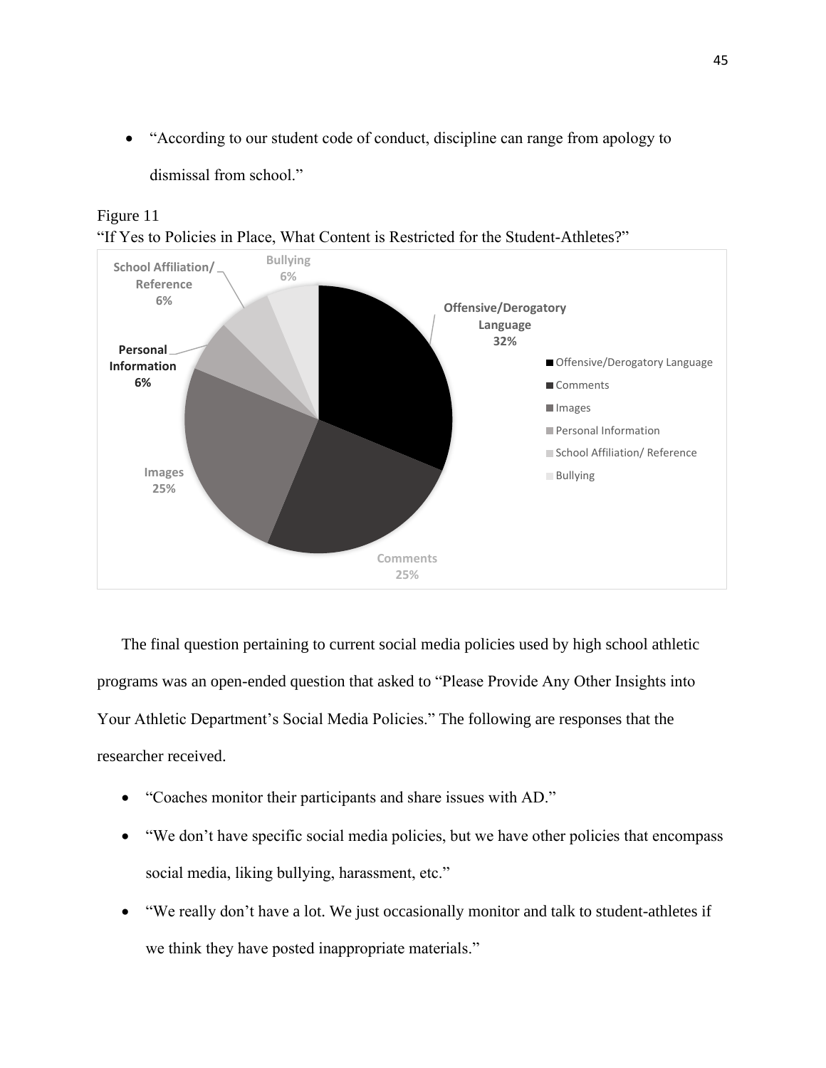- "According to our student code of conduct, discipline can range from apology to dismissal from school."

Figure 11
"If Yes to Policies in Place, What Content is Restricted for the Student-Athletes?"

| Category | Percentage |
|---|---|
| Offensive/Derogatory Language | 32% |
| Comments | 25% |
| Images | 25% |
| Personal Information | 6% |
| School Affiliation/ Reference | 6% |
| Bullying | 6% |

The final question pertaining to current social media policies used by high school athletic programs was an open-ended question that asked to "Please Provide Any Other Insights into Your Athletic Department's Social Media Policies." The following are responses that the researcher received.

- "Coaches monitor their participants and share issues with AD."
- "We don't have specific social media policies, but we have other policies that encompass social media, liking bullying, harassment, etc."
- "We really don't have a lot. We just occasionally monitor and talk to student-athletes if we think they have posted inappropriate materials."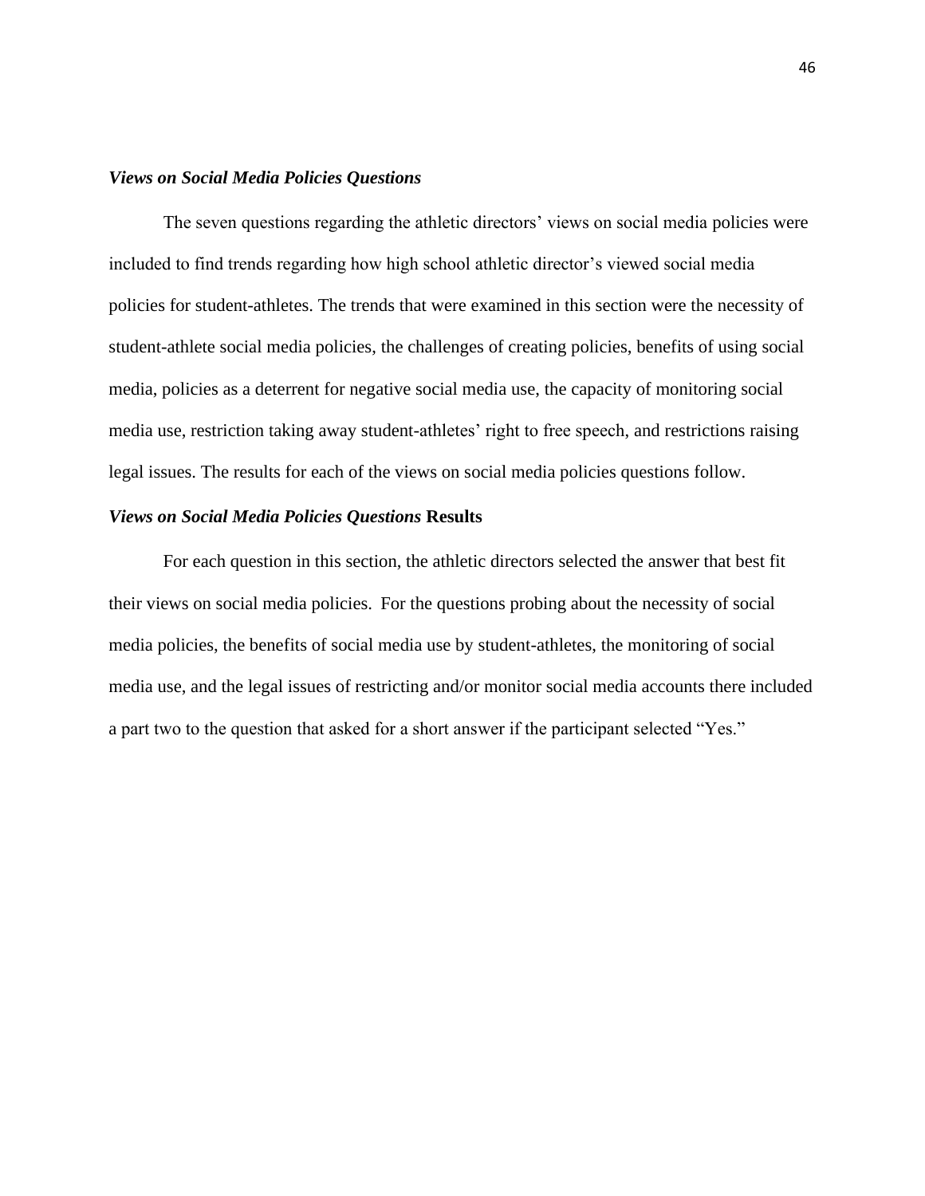### *Views on Social Media Policies Questions*

The seven questions regarding the athletic directors' views on social media policies were included to find trends regarding how high school athletic director's viewed social media policies for student-athletes. The trends that were examined in this section were the necessity of student-athlete social media policies, the challenges of creating policies, benefits of using social media, policies as a deterrent for negative social media use, the capacity of monitoring social media use, restriction taking away student-athletes' right to free speech, and restrictions raising legal issues. The results for each of the views on social media policies questions follow.

### *Views on Social Media Policies Questions* Results

For each question in this section, the athletic directors selected the answer that best fit their views on social media policies. For the questions probing about the necessity of social media policies, the benefits of social media use by student-athletes, the monitoring of social media use, and the legal issues of restricting and/or monitor social media accounts there included a part two to the question that asked for a short answer if the participant selected "Yes."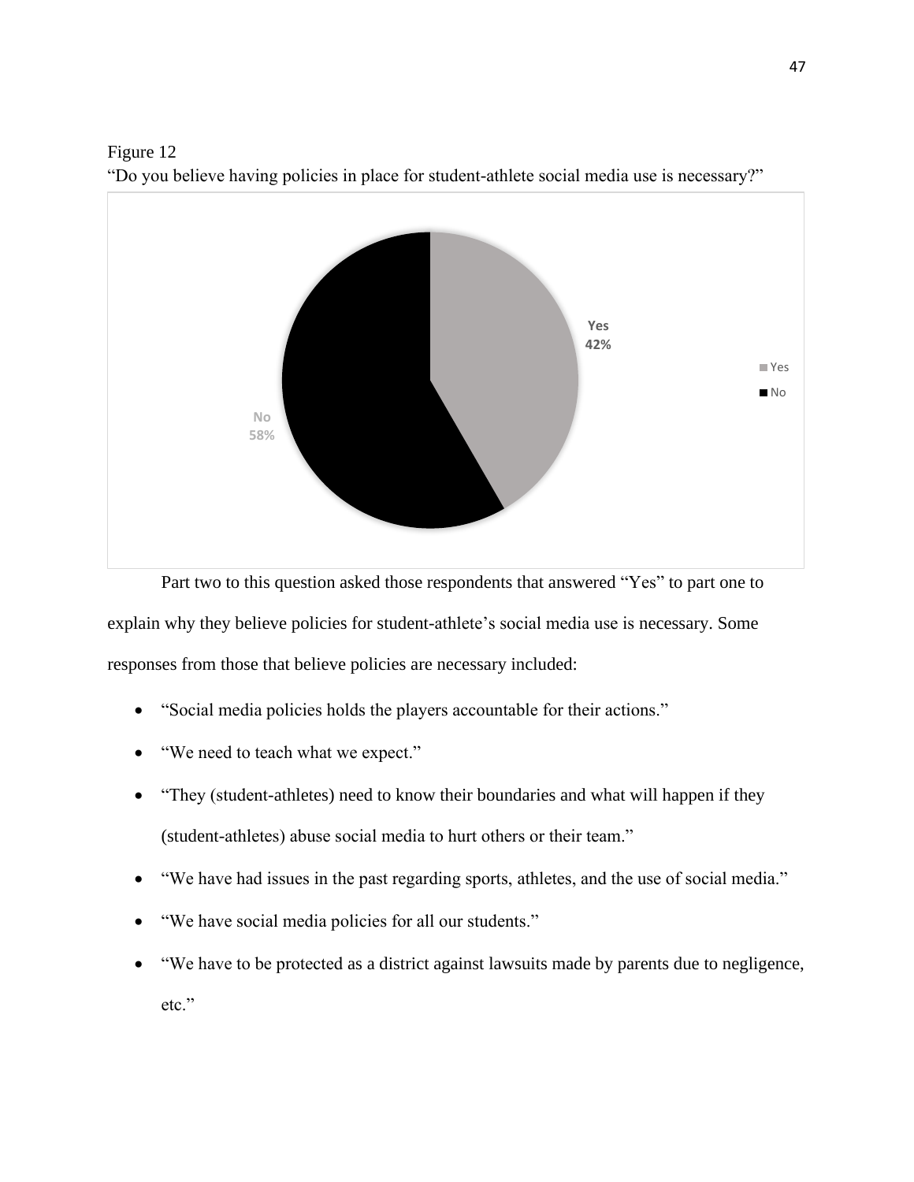Figure 12

"Do you believe having policies in place for student-athlete social media use is necessary?"

Part two to this question asked those respondents that answered "Yes" to part one to explain why they believe policies for student-athlete's social media use is necessary. Some responses from those that believe policies are necessary included:

- "Social media policies holds the players accountable for their actions."
- "We need to teach what we expect."
- "They (student-athletes) need to know their boundaries and what will happen if they (student-athletes) abuse social media to hurt others or their team."
- "We have had issues in the past regarding sports, athletes, and the use of social media."
- "We have social media policies for all our students."
- "We have to be protected as a district against lawsuits made by parents due to negligence, etc."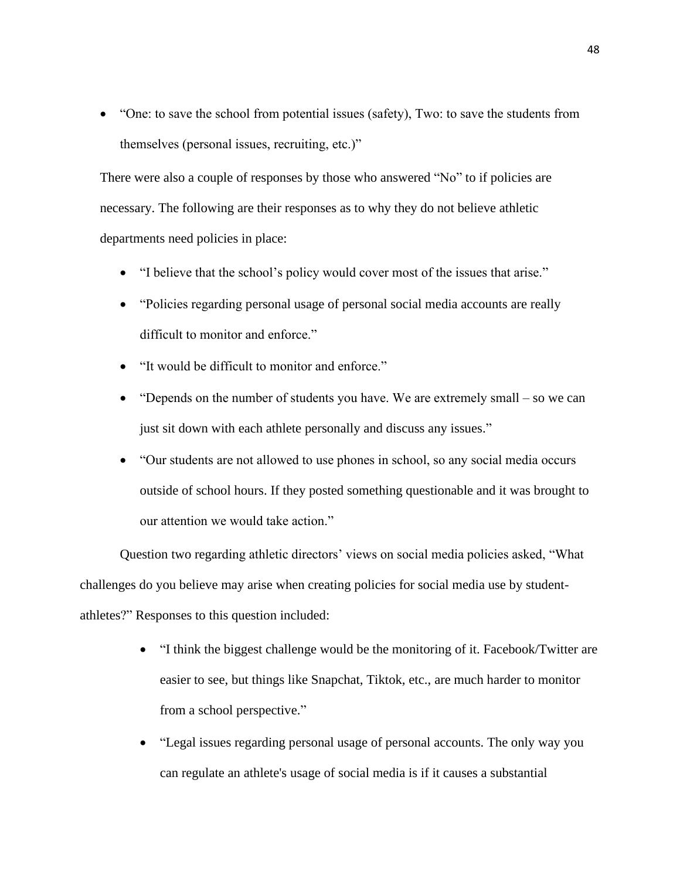- “One: to save the school from potential issues (safety), Two: to save the students from themselves (personal issues, recruiting, etc.)”

There were also a couple of responses by those who answered “No” to if policies are necessary. The following are their responses as to why they do not believe athletic departments need policies in place:

- “I believe that the school’s policy would cover most of the issues that arise.”
- “Policies regarding personal usage of personal social media accounts are really difficult to monitor and enforce.”
- “It would be difficult to monitor and enforce.”
- “Depends on the number of students you have. We are extremely small – so we can just sit down with each athlete personally and discuss any issues.”
- “Our students are not allowed to use phones in school, so any social media occurs outside of school hours. If they posted something questionable and it was brought to our attention we would take action.”

Question two regarding athletic directors’ views on social media policies asked, “What challenges do you believe may arise when creating policies for social media use by student-athletes?” Responses to this question included:

- “I think the biggest challenge would be the monitoring of it. Facebook/Twitter are easier to see, but things like Snapchat, Tiktok, etc., are much harder to monitor from a school perspective.”
- “Legal issues regarding personal usage of personal accounts. The only way you can regulate an athlete's usage of social media is if it causes a substantial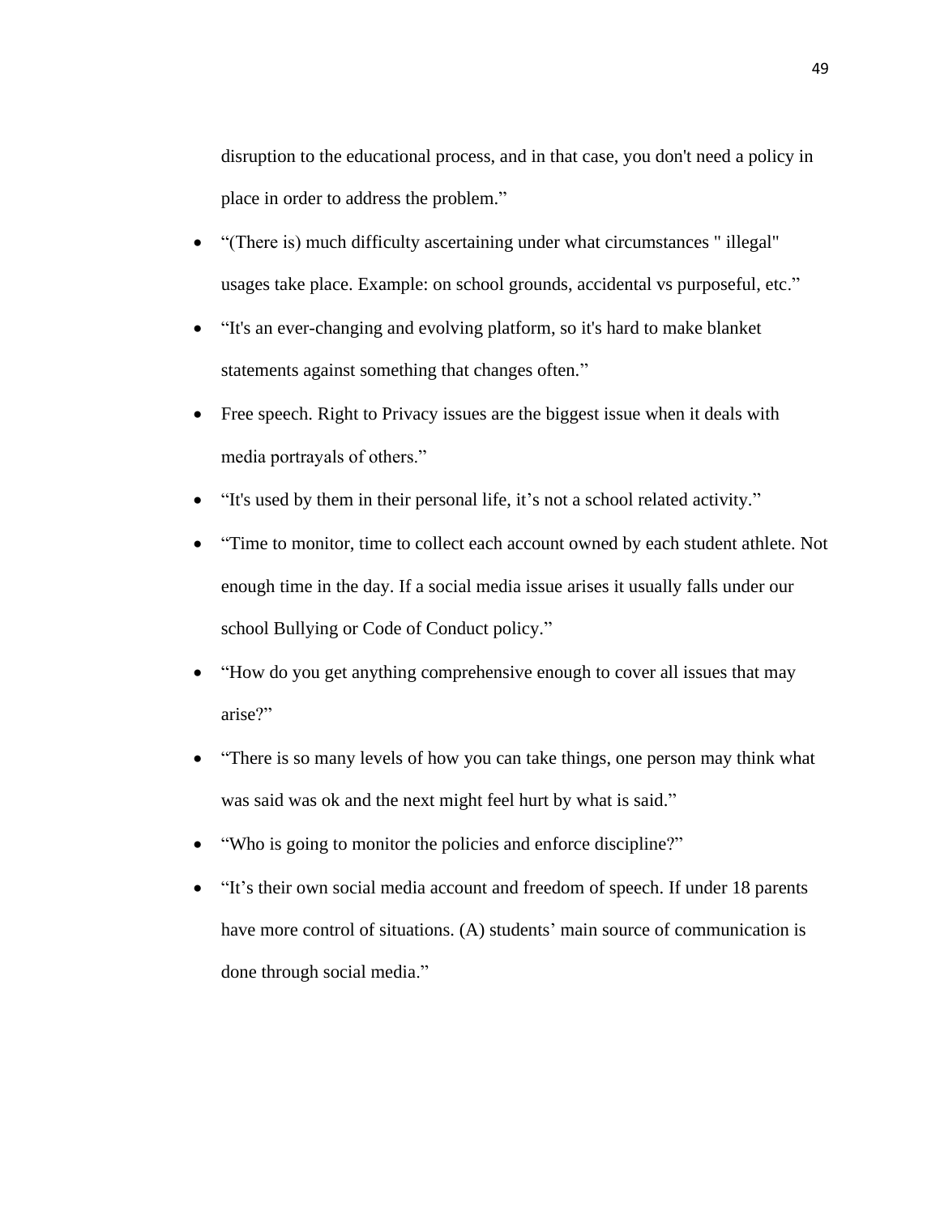disruption to the educational process, and in that case, you don't need a policy in place in order to address the problem."

- "(There is) much difficulty ascertaining under what circumstances " illegal" usages take place. Example: on school grounds, accidental vs purposeful, etc."
- "It's an ever-changing and evolving platform, so it's hard to make blanket statements against something that changes often."
- Free speech. Right to Privacy issues are the biggest issue when it deals with media portrayals of others."
- "It's used by them in their personal life, it's not a school related activity."
- "Time to monitor, time to collect each account owned by each student athlete. Not enough time in the day. If a social media issue arises it usually falls under our school Bullying or Code of Conduct policy."
- "How do you get anything comprehensive enough to cover all issues that may arise?"
- "There is so many levels of how you can take things, one person may think what was said was ok and the next might feel hurt by what is said."
- "Who is going to monitor the policies and enforce discipline?"
- "It's their own social media account and freedom of speech. If under 18 parents have more control of situations. (A) students' main source of communication is done through social media."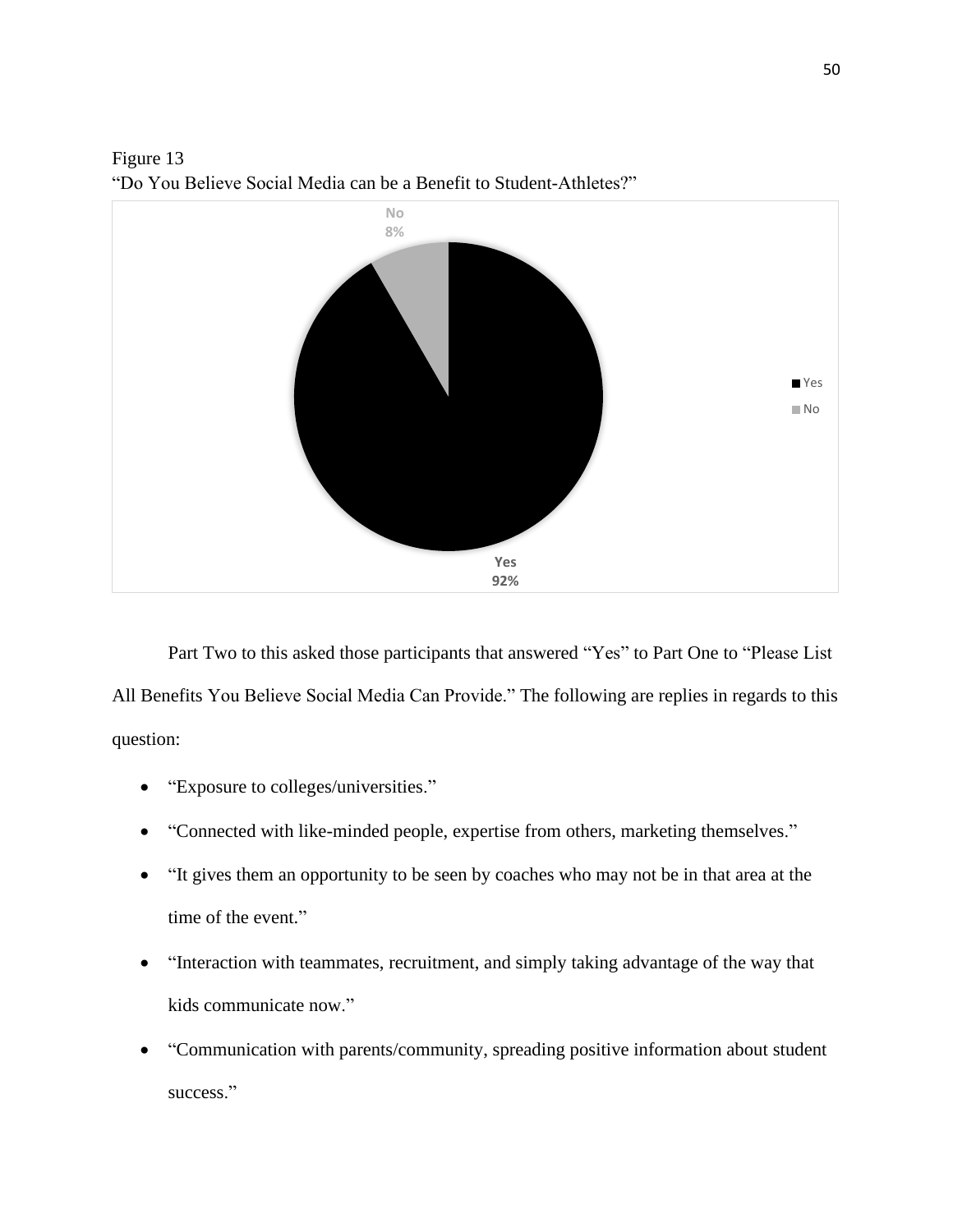Figure 13
"Do You Believe Social Media can be a Benefit to Student-Athletes?"

| Response | Percentage |
|---|---|
| Yes | 92% |
| No | 8% |

Part Two to this asked those participants that answered "Yes" to Part One to "Please List All Benefits You Believe Social Media Can Provide." The following are replies in regards to this question:

- "Exposure to colleges/universities."
- "Connected with like-minded people, expertise from others, marketing themselves."
- "It gives them an opportunity to be seen by coaches who may not be in that area at the time of the event."
- "Interaction with teammates, recruitment, and simply taking advantage of the way that kids communicate now."
- "Communication with parents/community, spreading positive information about student success."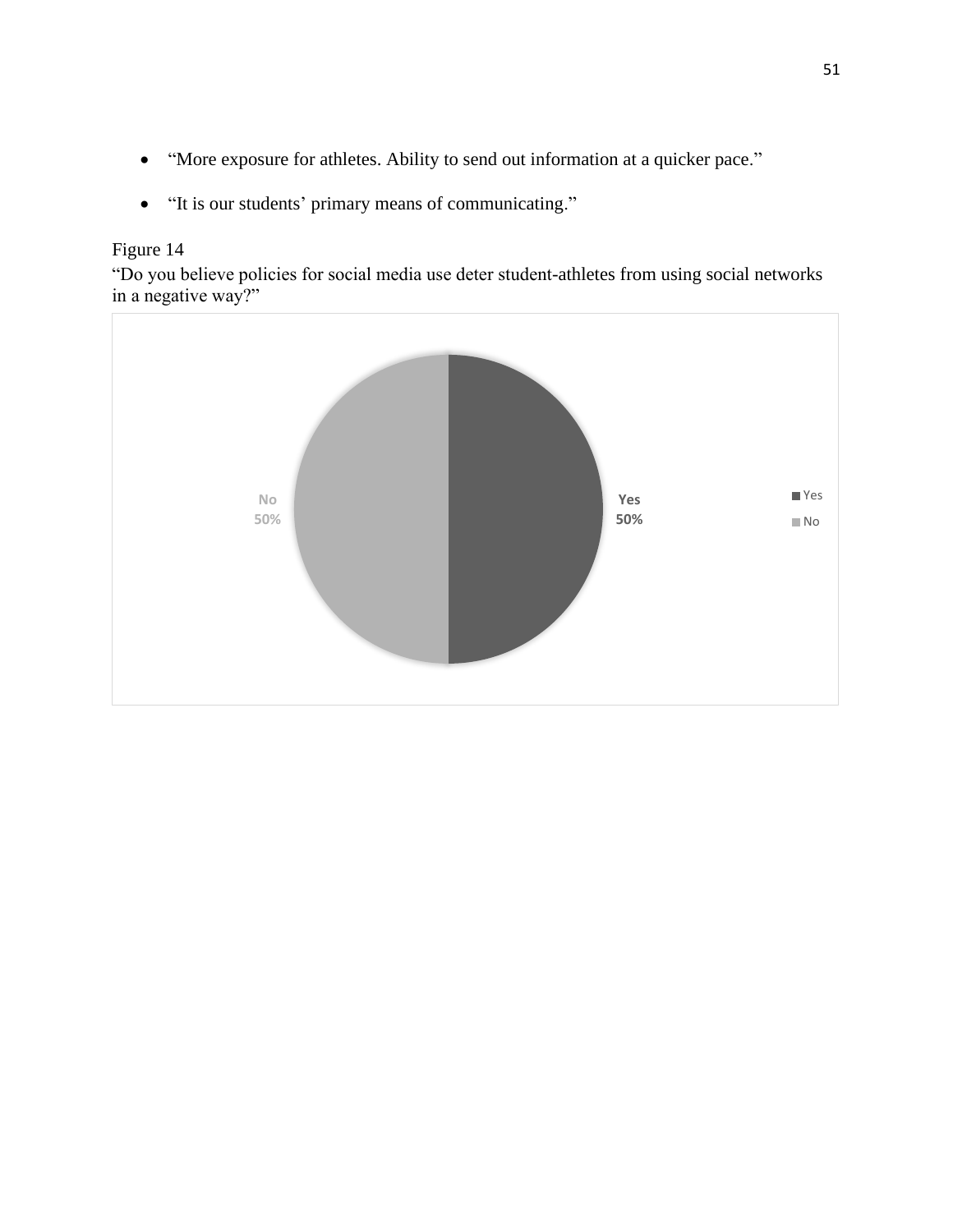- "More exposure for athletes. Ability to send out information at a quicker pace."

- "It is our students' primary means of communicating."

Figure 14

"Do you believe policies for social media use deter student-athletes from using social networks in a negative way?"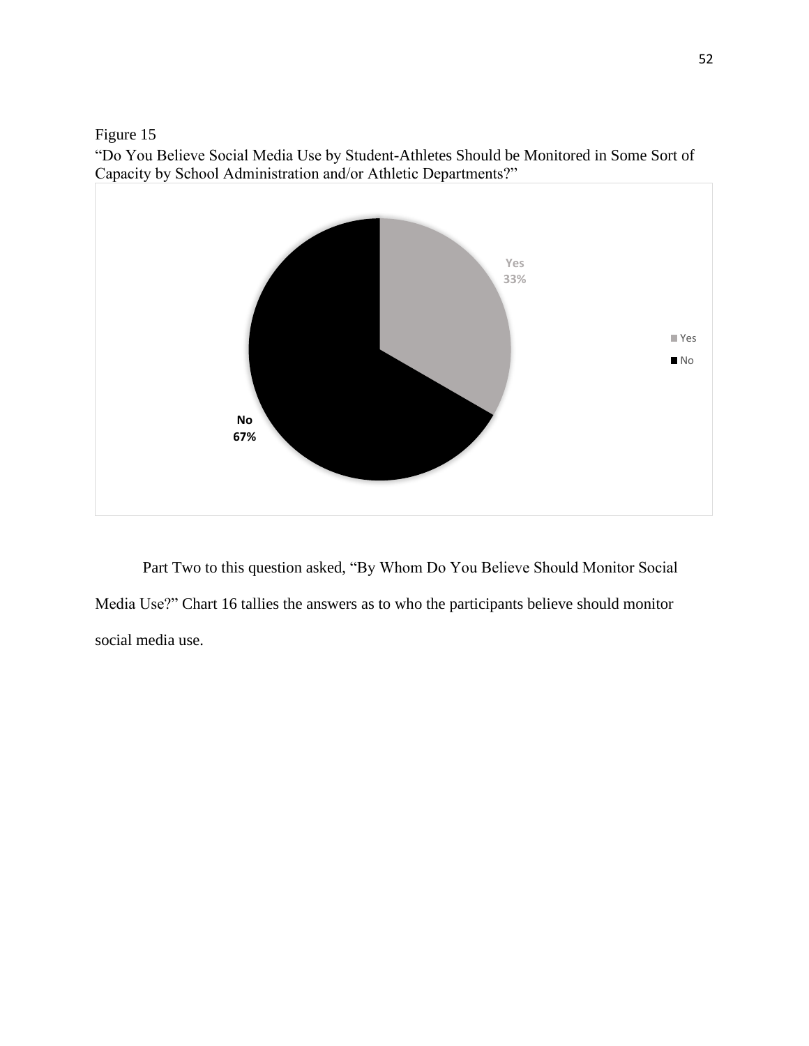Figure 15

"Do You Believe Social Media Use by Student-Athletes Should be Monitored in Some Sort of Capacity by School Administration and/or Athletic Departments?"

Part Two to this question asked, "By Whom Do You Believe Should Monitor Social Media Use?" Chart 16 tallies the answers as to who the participants believe should monitor social media use.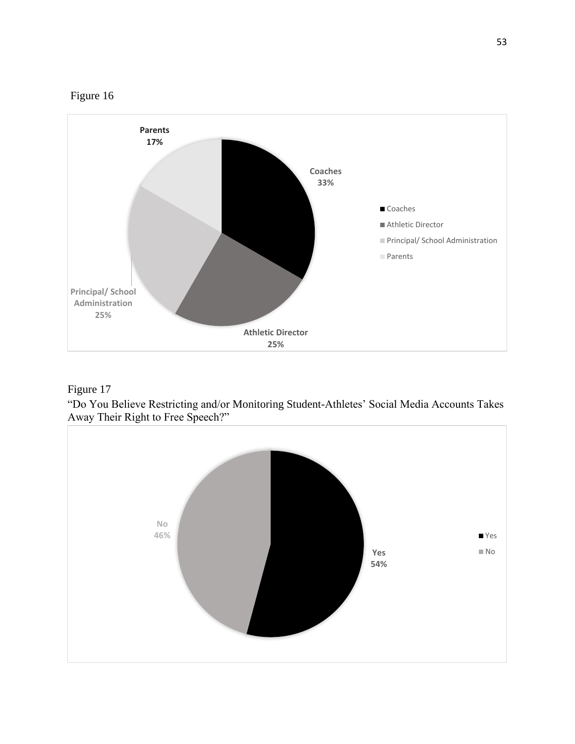Figure 16

Figure 17

"Do You Believe Restricting and/or Monitoring Student-Athletes' Social Media Accounts Takes Away Their Right to Free Speech?"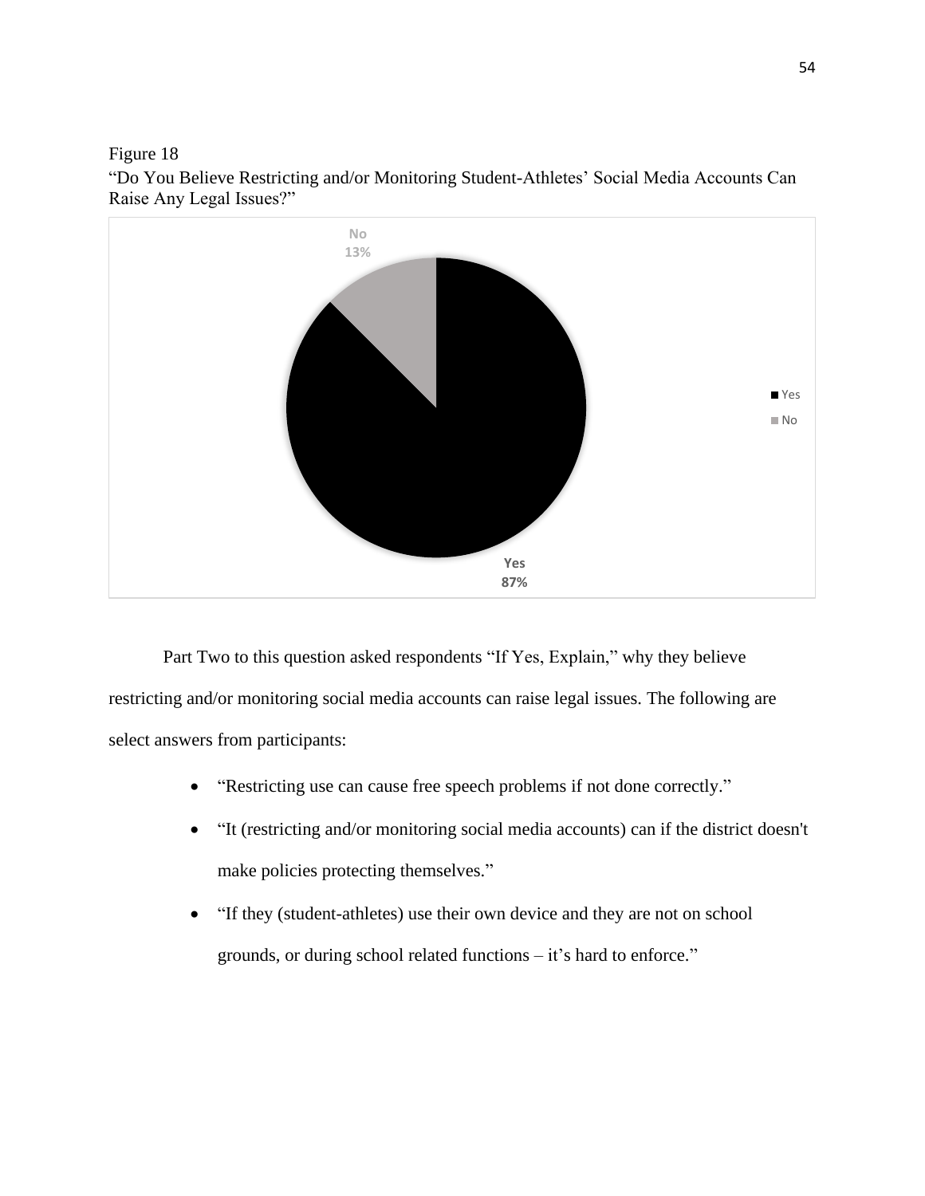Figure 18

"Do You Believe Restricting and/or Monitoring Student-Athletes' Social Media Accounts Can Raise Any Legal Issues?"

Part Two to this question asked respondents "If Yes, Explain," why they believe restricting and/or monitoring social media accounts can raise legal issues. The following are select answers from participants:

- "Restricting use can cause free speech problems if not done correctly."
- "It (restricting and/or monitoring social media accounts) can if the district doesn't make policies protecting themselves."
- "If they (student-athletes) use their own device and they are not on school grounds, or during school related functions – it's hard to enforce."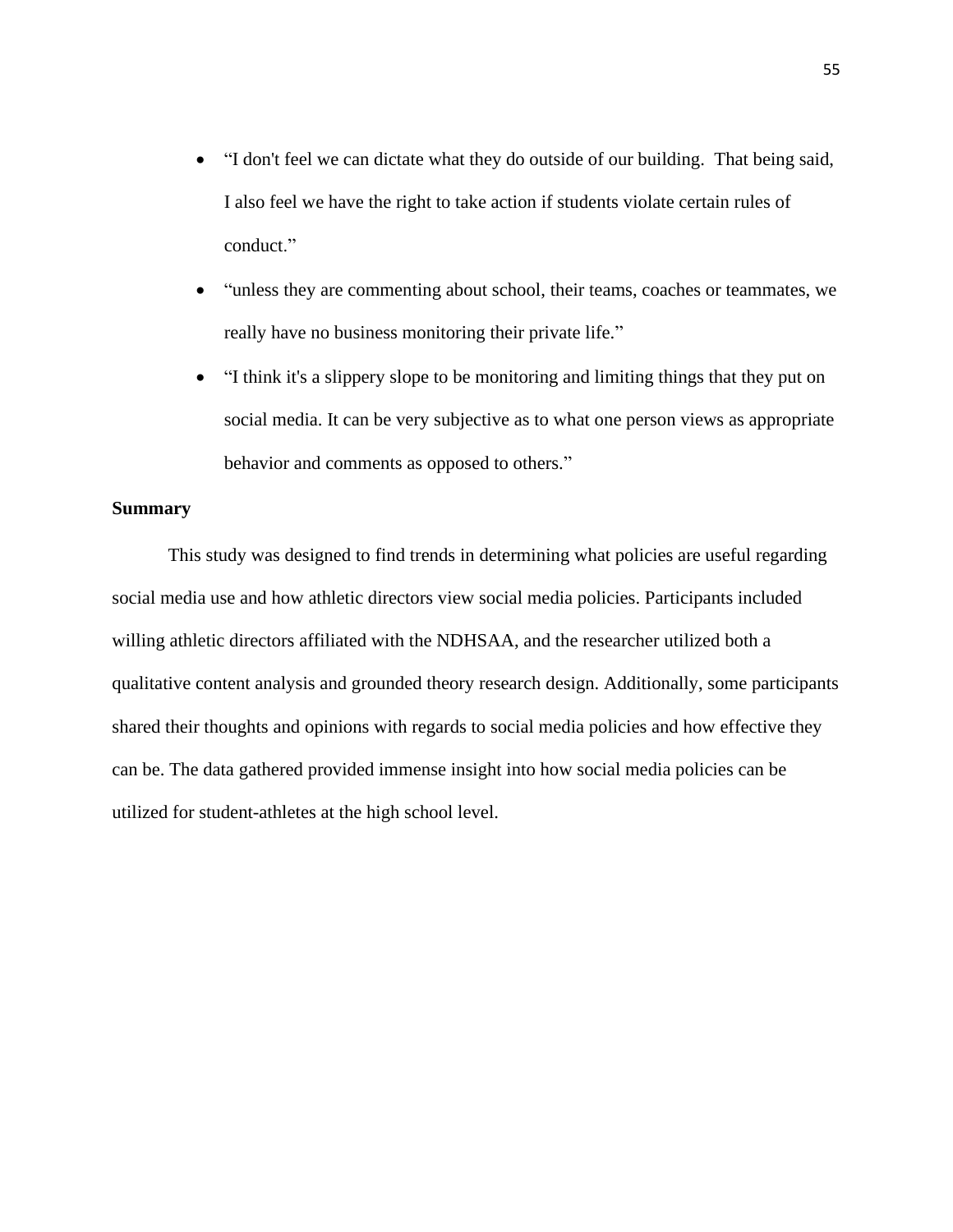- “I don't feel we can dictate what they do outside of our building. That being said, I also feel we have the right to take action if students violate certain rules of conduct.”
- “unless they are commenting about school, their teams, coaches or teammates, we really have no business monitoring their private life.”
- “I think it's a slippery slope to be monitoring and limiting things that they put on social media. It can be very subjective as to what one person views as appropriate behavior and comments as opposed to others.”

**Summary**

This study was designed to find trends in determining what policies are useful regarding social media use and how athletic directors view social media policies. Participants included willing athletic directors affiliated with the NDHSAA, and the researcher utilized both a qualitative content analysis and grounded theory research design. Additionally, some participants shared their thoughts and opinions with regards to social media policies and how effective they can be. The data gathered provided immense insight into how social media policies can be utilized for student-athletes at the high school level.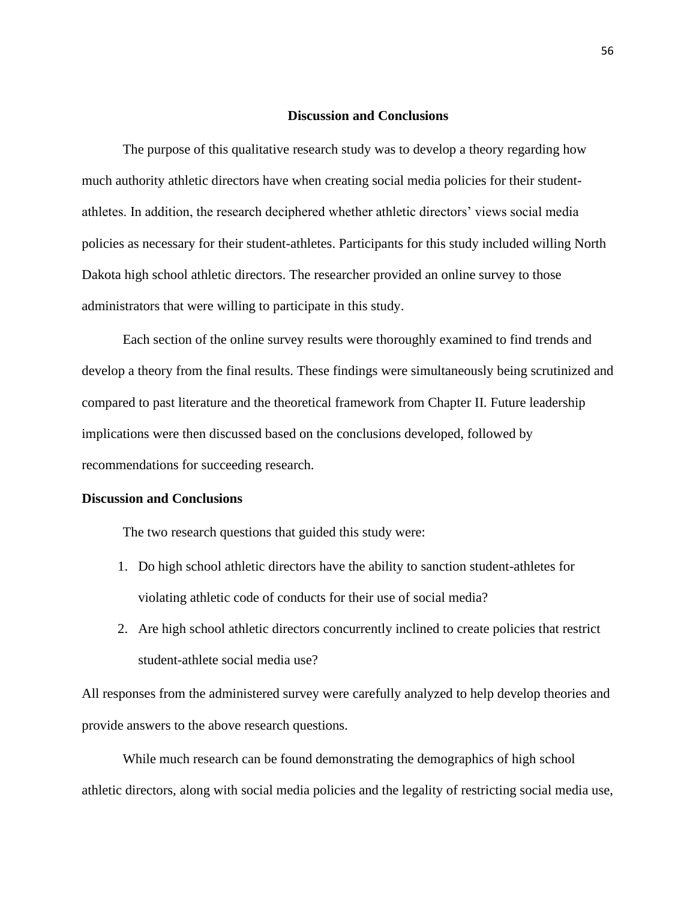# Discussion and Conclusions

The purpose of this qualitative research study was to develop a theory regarding how much authority athletic directors have when creating social media policies for their student-athletes. In addition, the research deciphered whether athletic directors' views social media policies as necessary for their student-athletes. Participants for this study included willing North Dakota high school athletic directors. The researcher provided an online survey to those administrators that were willing to participate in this study.

Each section of the online survey results were thoroughly examined to find trends and develop a theory from the final results. These findings were simultaneously being scrutinized and compared to past literature and the theoretical framework from Chapter II. Future leadership implications were then discussed based on the conclusions developed, followed by recommendations for succeeding research.

## Discussion and Conclusions

The two research questions that guided this study were:

1. Do high school athletic directors have the ability to sanction student-athletes for violating athletic code of conducts for their use of social media?
2. Are high school athletic directors concurrently inclined to create policies that restrict student-athlete social media use?

All responses from the administered survey were carefully analyzed to help develop theories and provide answers to the above research questions.

While much research can be found demonstrating the demographics of high school athletic directors, along with social media policies and the legality of restricting social media use,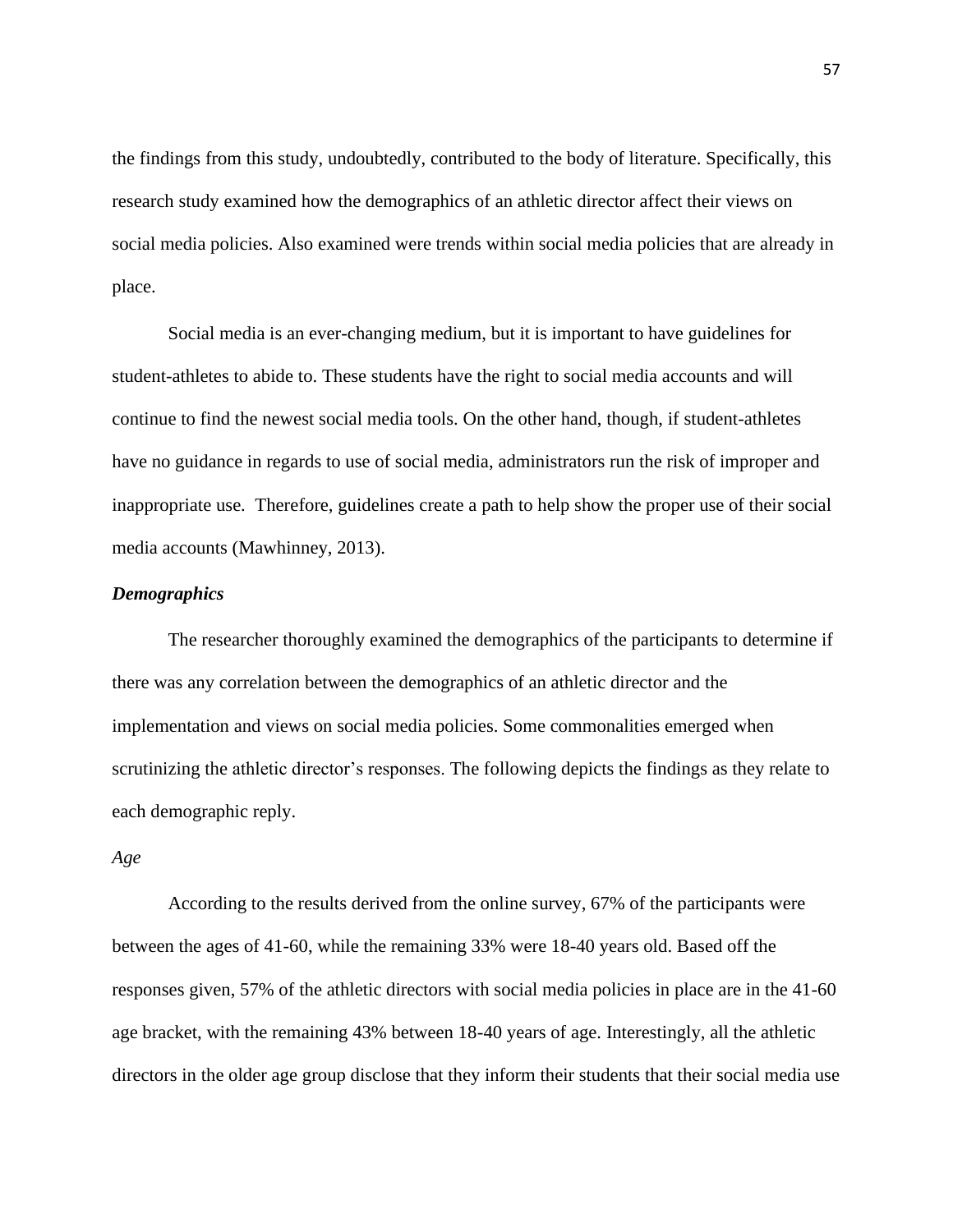the findings from this study, undoubtedly, contributed to the body of literature. Specifically, this research study examined how the demographics of an athletic director affect their views on social media policies. Also examined were trends within social media policies that are already in place.

Social media is an ever-changing medium, but it is important to have guidelines for student-athletes to abide to. These students have the right to social media accounts and will continue to find the newest social media tools. On the other hand, though, if student-athletes have no guidance in regards to use of social media, administrators run the risk of improper and inappropriate use. Therefore, guidelines create a path to help show the proper use of their social media accounts (Mawhinney, 2013).

***Demographics***

The researcher thoroughly examined the demographics of the participants to determine if there was any correlation between the demographics of an athletic director and the implementation and views on social media policies. Some commonalities emerged when scrutinizing the athletic director's responses. The following depicts the findings as they relate to each demographic reply.

*Age*

According to the results derived from the online survey, 67% of the participants were between the ages of 41-60, while the remaining 33% were 18-40 years old. Based off the responses given, 57% of the athletic directors with social media policies in place are in the 41-60 age bracket, with the remaining 43% between 18-40 years of age. Interestingly, all the athletic directors in the older age group disclose that they inform their students that their social media use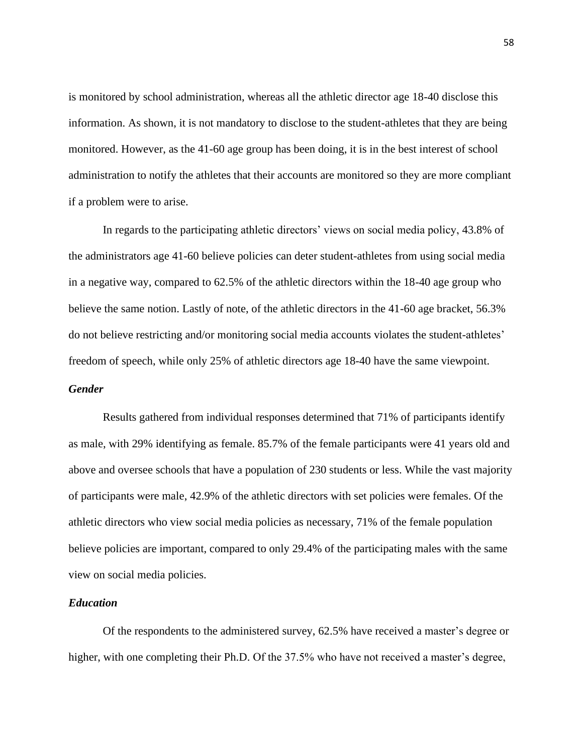is monitored by school administration, whereas all the athletic director age 18-40 disclose this information. As shown, it is not mandatory to disclose to the student-athletes that they are being monitored. However, as the 41-60 age group has been doing, it is in the best interest of school administration to notify the athletes that their accounts are monitored so they are more compliant if a problem were to arise.

In regards to the participating athletic directors' views on social media policy, 43.8% of the administrators age 41-60 believe policies can deter student-athletes from using social media in a negative way, compared to 62.5% of the athletic directors within the 18-40 age group who believe the same notion. Lastly of note, of the athletic directors in the 41-60 age bracket, 56.3% do not believe restricting and/or monitoring social media accounts violates the student-athletes' freedom of speech, while only 25% of athletic directors age 18-40 have the same viewpoint.

### *Gender*

Results gathered from individual responses determined that 71% of participants identify as male, with 29% identifying as female. 85.7% of the female participants were 41 years old and above and oversee schools that have a population of 230 students or less. While the vast majority of participants were male, 42.9% of the athletic directors with set policies were females. Of the athletic directors who view social media policies as necessary, 71% of the female population believe policies are important, compared to only 29.4% of the participating males with the same view on social media policies.

### *Education*

Of the respondents to the administered survey, 62.5% have received a master's degree or higher, with one completing their Ph.D. Of the 37.5% who have not received a master's degree,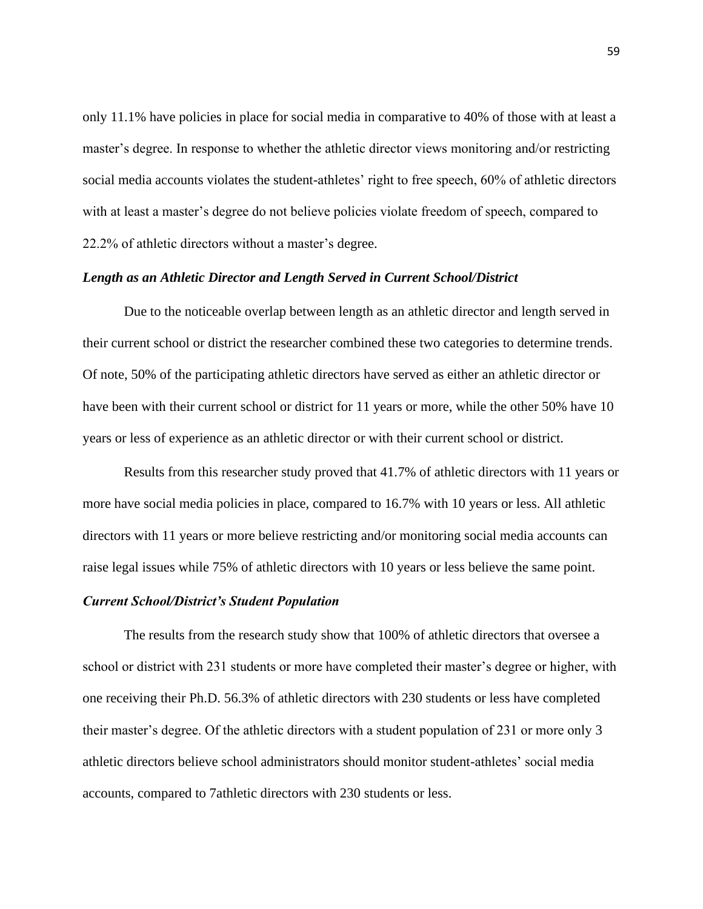only 11.1% have policies in place for social media in comparative to 40% of those with at least a master's degree. In response to whether the athletic director views monitoring and/or restricting social media accounts violates the student-athletes' right to free speech, 60% of athletic directors with at least a master's degree do not believe policies violate freedom of speech, compared to 22.2% of athletic directors without a master's degree.

### *Length as an Athletic Director and Length Served in Current School/District*

Due to the noticeable overlap between length as an athletic director and length served in their current school or district the researcher combined these two categories to determine trends. Of note, 50% of the participating athletic directors have served as either an athletic director or have been with their current school or district for 11 years or more, while the other 50% have 10 years or less of experience as an athletic director or with their current school or district.

Results from this researcher study proved that 41.7% of athletic directors with 11 years or more have social media policies in place, compared to 16.7% with 10 years or less. All athletic directors with 11 years or more believe restricting and/or monitoring social media accounts can raise legal issues while 75% of athletic directors with 10 years or less believe the same point.

### *Current School/District's Student Population*

The results from the research study show that 100% of athletic directors that oversee a school or district with 231 students or more have completed their master's degree or higher, with one receiving their Ph.D. 56.3% of athletic directors with 230 students or less have completed their master's degree. Of the athletic directors with a student population of 231 or more only 3 athletic directors believe school administrators should monitor student-athletes' social media accounts, compared to 7athletic directors with 230 students or less.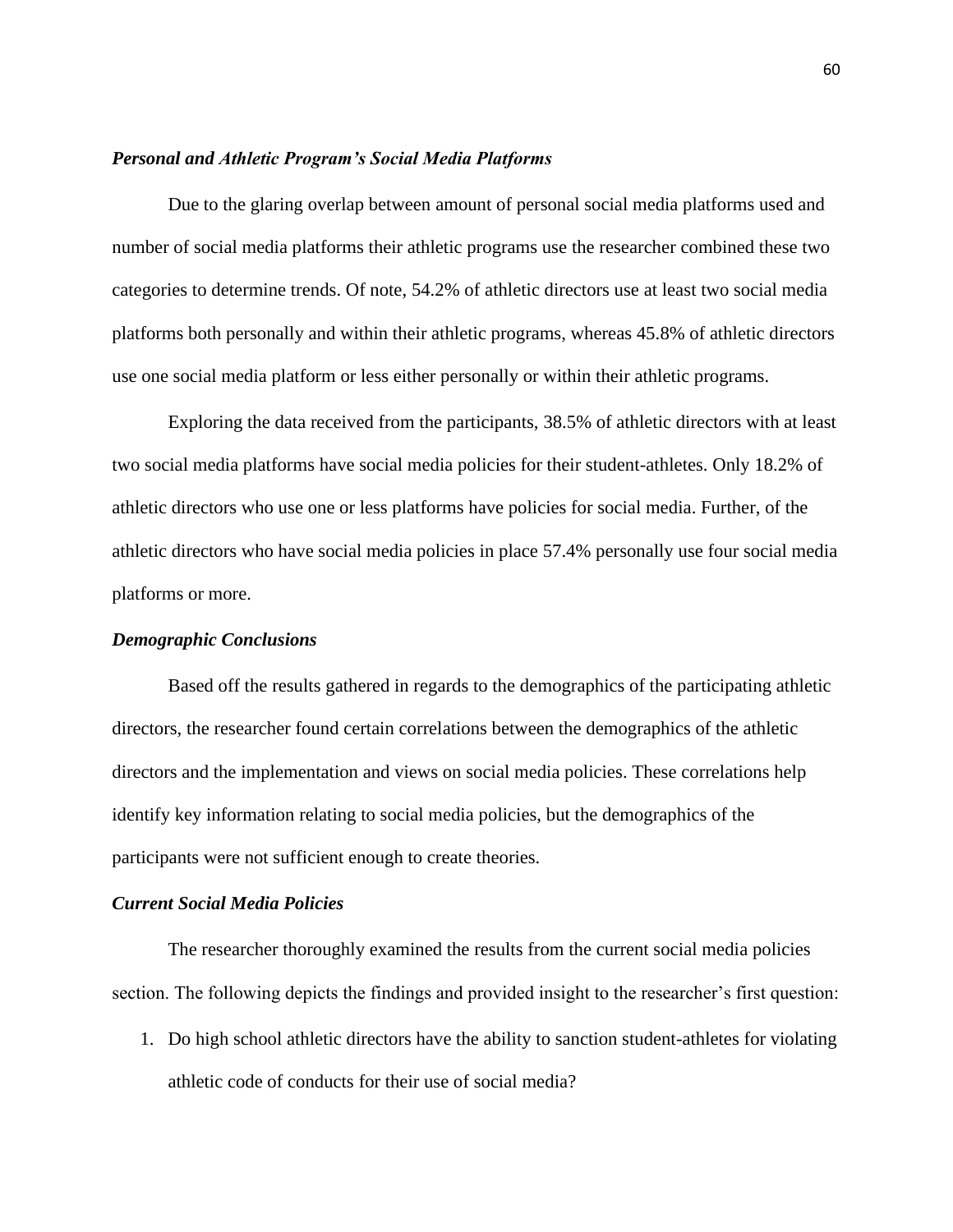### *Personal and Athletic Program's Social Media Platforms*

Due to the glaring overlap between amount of personal social media platforms used and number of social media platforms their athletic programs use the researcher combined these two categories to determine trends. Of note, 54.2% of athletic directors use at least two social media platforms both personally and within their athletic programs, whereas 45.8% of athletic directors use one social media platform or less either personally or within their athletic programs.

Exploring the data received from the participants, 38.5% of athletic directors with at least two social media platforms have social media policies for their student-athletes. Only 18.2% of athletic directors who use one or less platforms have policies for social media. Further, of the athletic directors who have social media policies in place 57.4% personally use four social media platforms or more.

### *Demographic Conclusions*

Based off the results gathered in regards to the demographics of the participating athletic directors, the researcher found certain correlations between the demographics of the athletic directors and the implementation and views on social media policies. These correlations help identify key information relating to social media policies, but the demographics of the participants were not sufficient enough to create theories.

### *Current Social Media Policies*

The researcher thoroughly examined the results from the current social media policies section. The following depicts the findings and provided insight to the researcher's first question:

1. Do high school athletic directors have the ability to sanction student-athletes for violating athletic code of conducts for their use of social media?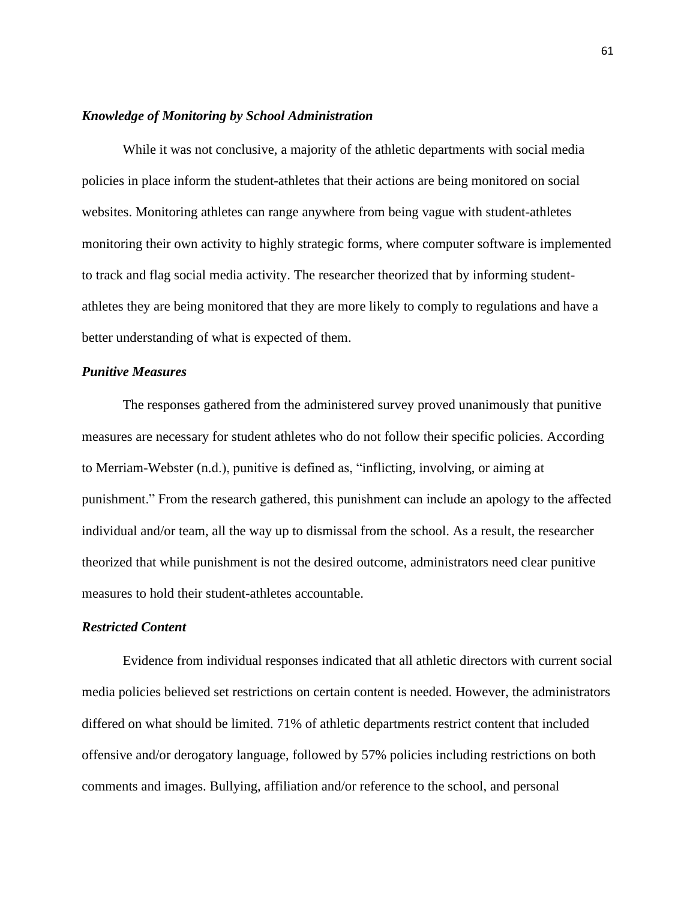### *Knowledge of Monitoring by School Administration*

While it was not conclusive, a majority of the athletic departments with social media policies in place inform the student-athletes that their actions are being monitored on social websites. Monitoring athletes can range anywhere from being vague with student-athletes monitoring their own activity to highly strategic forms, where computer software is implemented to track and flag social media activity. The researcher theorized that by informing student-athletes they are being monitored that they are more likely to comply to regulations and have a better understanding of what is expected of them.

### *Punitive Measures*

The responses gathered from the administered survey proved unanimously that punitive measures are necessary for student athletes who do not follow their specific policies. According to Merriam-Webster (n.d.), punitive is defined as, "inflicting, involving, or aiming at punishment." From the research gathered, this punishment can include an apology to the affected individual and/or team, all the way up to dismissal from the school. As a result, the researcher theorized that while punishment is not the desired outcome, administrators need clear punitive measures to hold their student-athletes accountable.

### *Restricted Content*

Evidence from individual responses indicated that all athletic directors with current social media policies believed set restrictions on certain content is needed. However, the administrators differed on what should be limited. 71% of athletic departments restrict content that included offensive and/or derogatory language, followed by 57% policies including restrictions on both comments and images. Bullying, affiliation and/or reference to the school, and personal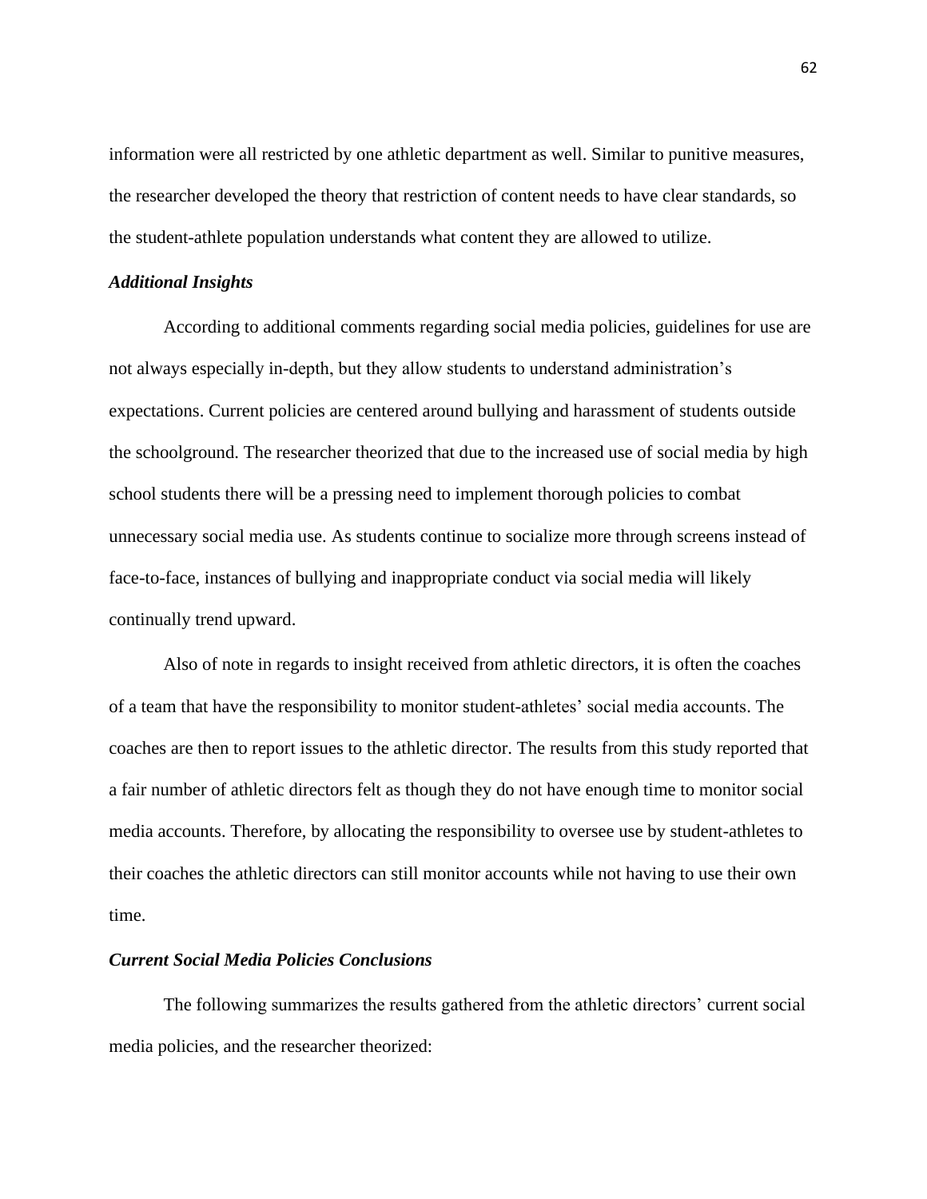information were all restricted by one athletic department as well. Similar to punitive measures, the researcher developed the theory that restriction of content needs to have clear standards, so the student-athlete population understands what content they are allowed to utilize.

### *Additional Insights*

According to additional comments regarding social media policies, guidelines for use are not always especially in-depth, but they allow students to understand administration's expectations. Current policies are centered around bullying and harassment of students outside the schoolground. The researcher theorized that due to the increased use of social media by high school students there will be a pressing need to implement thorough policies to combat unnecessary social media use. As students continue to socialize more through screens instead of face-to-face, instances of bullying and inappropriate conduct via social media will likely continually trend upward.

Also of note in regards to insight received from athletic directors, it is often the coaches of a team that have the responsibility to monitor student-athletes' social media accounts. The coaches are then to report issues to the athletic director. The results from this study reported that a fair number of athletic directors felt as though they do not have enough time to monitor social media accounts. Therefore, by allocating the responsibility to oversee use by student-athletes to their coaches the athletic directors can still monitor accounts while not having to use their own time.

### *Current Social Media Policies Conclusions*

The following summarizes the results gathered from the athletic directors' current social media policies, and the researcher theorized: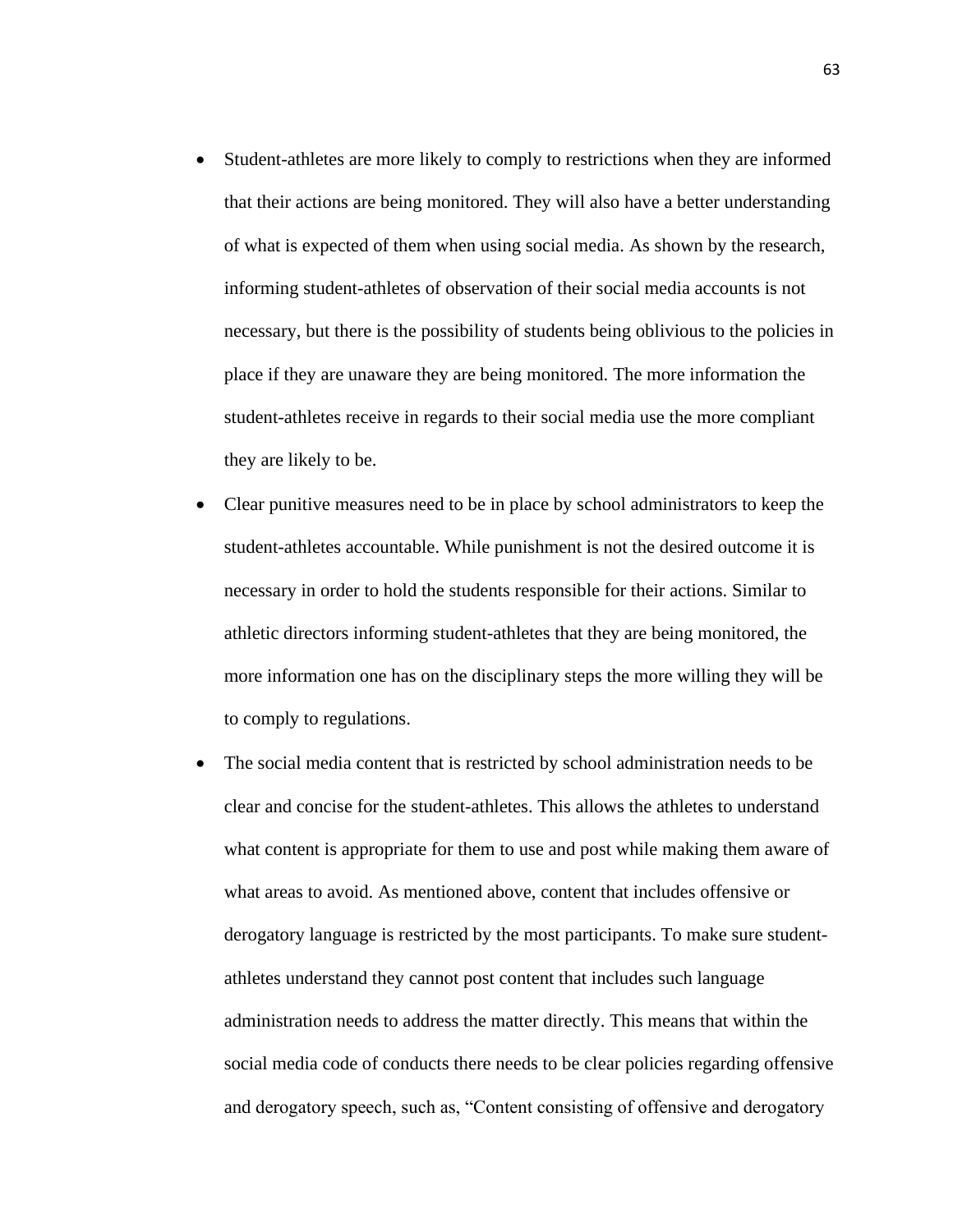- Student-athletes are more likely to comply to restrictions when they are informed that their actions are being monitored. They will also have a better understanding of what is expected of them when using social media. As shown by the research, informing student-athletes of observation of their social media accounts is not necessary, but there is the possibility of students being oblivious to the policies in place if they are unaware they are being monitored. The more information the student-athletes receive in regards to their social media use the more compliant they are likely to be.
- Clear punitive measures need to be in place by school administrators to keep the student-athletes accountable. While punishment is not the desired outcome it is necessary in order to hold the students responsible for their actions. Similar to athletic directors informing student-athletes that they are being monitored, the more information one has on the disciplinary steps the more willing they will be to comply to regulations.
- The social media content that is restricted by school administration needs to be clear and concise for the student-athletes. This allows the athletes to understand what content is appropriate for them to use and post while making them aware of what areas to avoid. As mentioned above, content that includes offensive or derogatory language is restricted by the most participants. To make sure student-athletes understand they cannot post content that includes such language administration needs to address the matter directly. This means that within the social media code of conducts there needs to be clear policies regarding offensive and derogatory speech, such as, "Content consisting of offensive and derogatory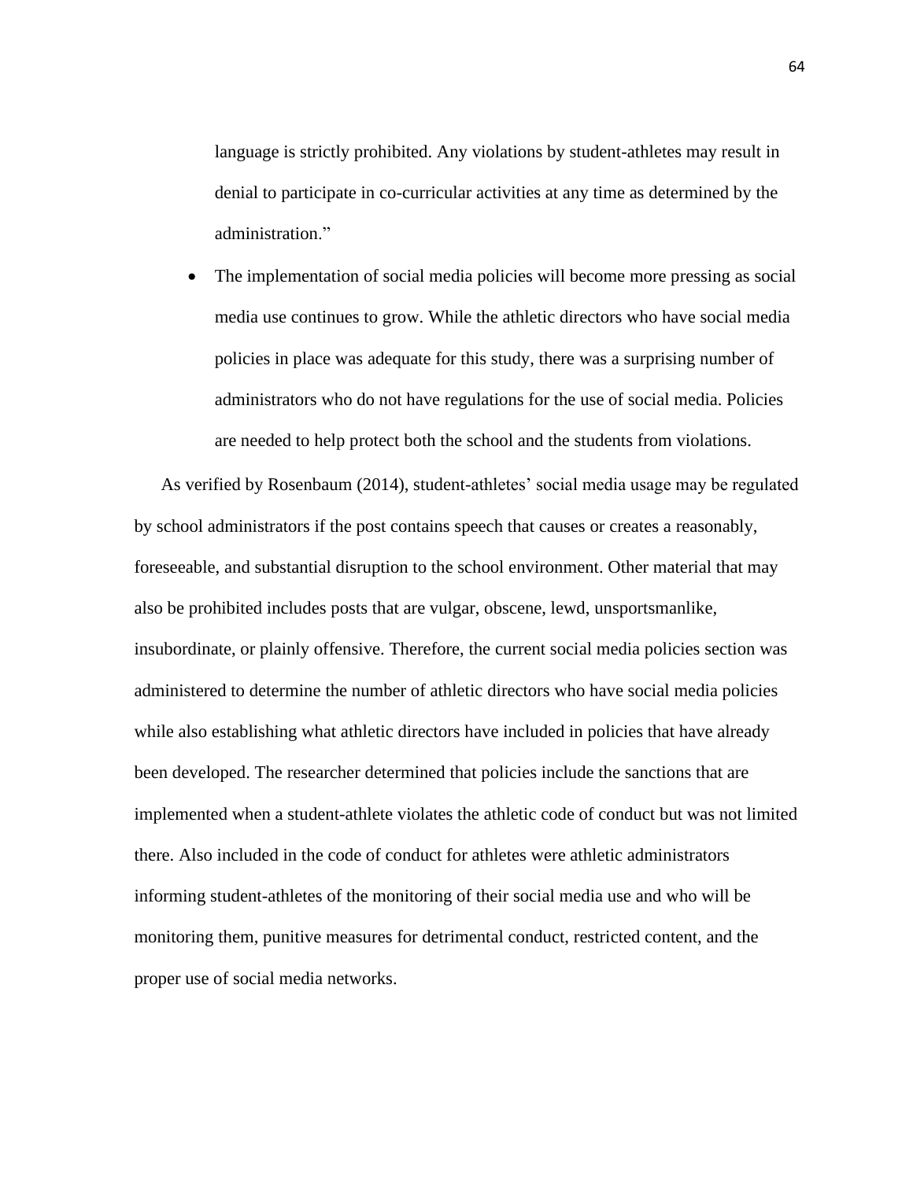language is strictly prohibited. Any violations by student-athletes may result in denial to participate in co-curricular activities at any time as determined by the administration."

- The implementation of social media policies will become more pressing as social media use continues to grow. While the athletic directors who have social media policies in place was adequate for this study, there was a surprising number of administrators who do not have regulations for the use of social media. Policies are needed to help protect both the school and the students from violations.

As verified by Rosenbaum (2014), student-athletes' social media usage may be regulated by school administrators if the post contains speech that causes or creates a reasonably, foreseeable, and substantial disruption to the school environment. Other material that may also be prohibited includes posts that are vulgar, obscene, lewd, unsportsmanlike, insubordinate, or plainly offensive. Therefore, the current social media policies section was administered to determine the number of athletic directors who have social media policies while also establishing what athletic directors have included in policies that have already been developed. The researcher determined that policies include the sanctions that are implemented when a student-athlete violates the athletic code of conduct but was not limited there. Also included in the code of conduct for athletes were athletic administrators informing student-athletes of the monitoring of their social media use and who will be monitoring them, punitive measures for detrimental conduct, restricted content, and the proper use of social media networks.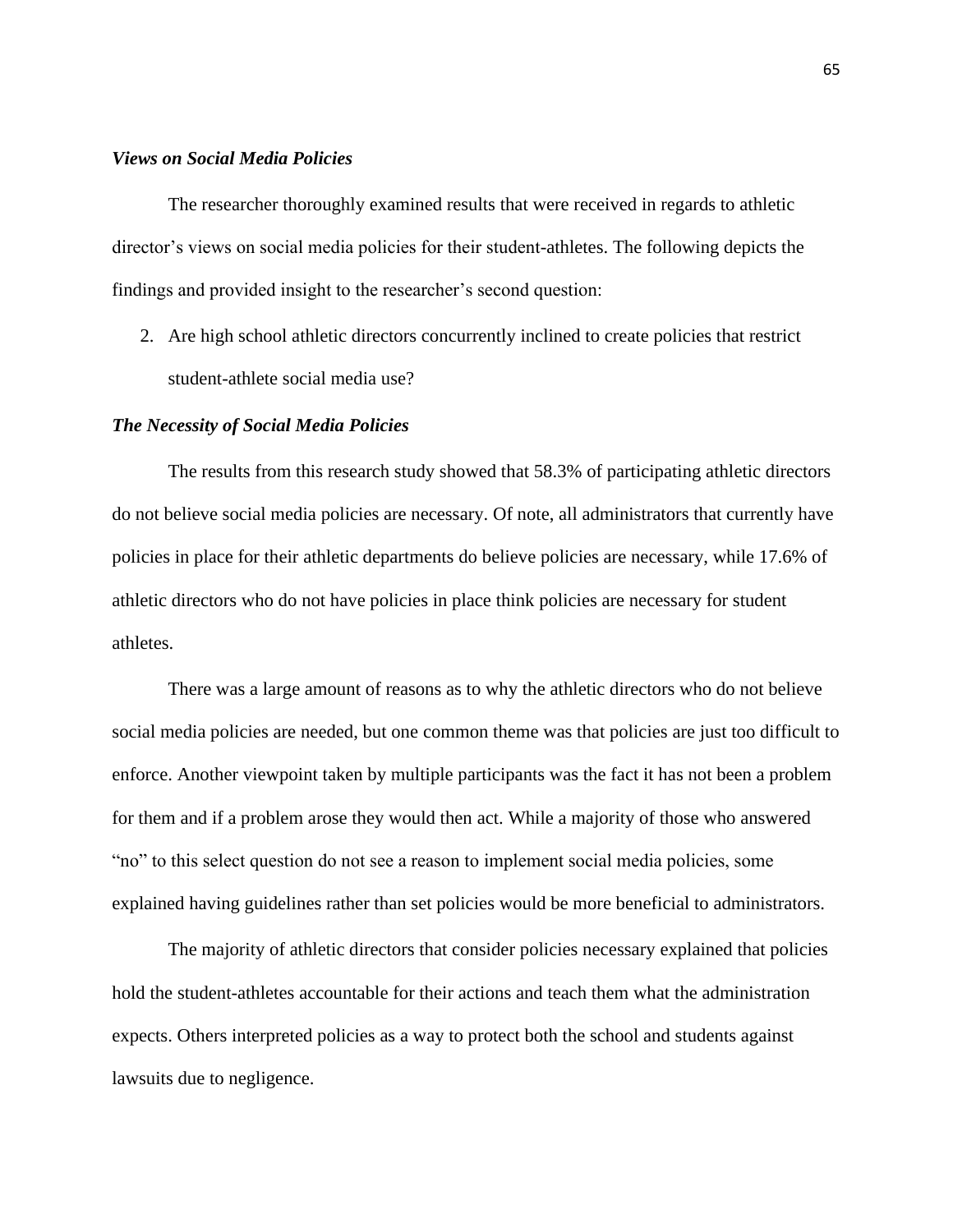### *Views on Social Media Policies*

The researcher thoroughly examined results that were received in regards to athletic director's views on social media policies for their student-athletes. The following depicts the findings and provided insight to the researcher's second question:

2. Are high school athletic directors concurrently inclined to create policies that restrict student-athlete social media use?

### *The Necessity of Social Media Policies*

The results from this research study showed that 58.3% of participating athletic directors do not believe social media policies are necessary. Of note, all administrators that currently have policies in place for their athletic departments do believe policies are necessary, while 17.6% of athletic directors who do not have policies in place think policies are necessary for student athletes.

There was a large amount of reasons as to why the athletic directors who do not believe social media policies are needed, but one common theme was that policies are just too difficult to enforce. Another viewpoint taken by multiple participants was the fact it has not been a problem for them and if a problem arose they would then act. While a majority of those who answered "no" to this select question do not see a reason to implement social media policies, some explained having guidelines rather than set policies would be more beneficial to administrators.

The majority of athletic directors that consider policies necessary explained that policies hold the student-athletes accountable for their actions and teach them what the administration expects. Others interpreted policies as a way to protect both the school and students against lawsuits due to negligence.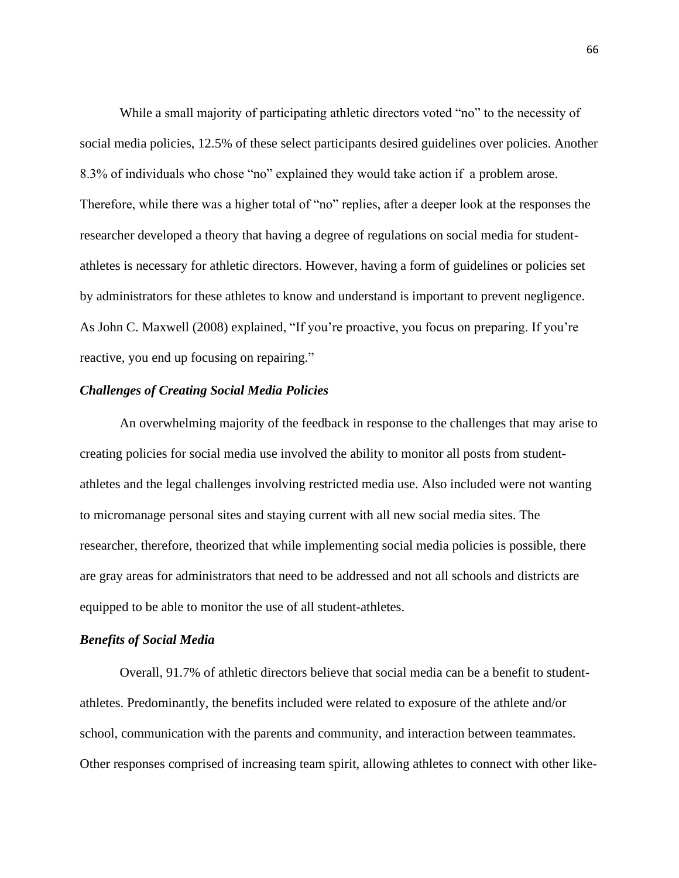While a small majority of participating athletic directors voted "no" to the necessity of social media policies, 12.5% of these select participants desired guidelines over policies. Another 8.3% of individuals who chose "no" explained they would take action if a problem arose. Therefore, while there was a higher total of "no" replies, after a deeper look at the responses the researcher developed a theory that having a degree of regulations on social media for student-athletes is necessary for athletic directors. However, having a form of guidelines or policies set by administrators for these athletes to know and understand is important to prevent negligence. As John C. Maxwell (2008) explained, "If you're proactive, you focus on preparing. If you're reactive, you end up focusing on repairing."

### *Challenges of Creating Social Media Policies*

An overwhelming majority of the feedback in response to the challenges that may arise to creating policies for social media use involved the ability to monitor all posts from student-athletes and the legal challenges involving restricted media use. Also included were not wanting to micromanage personal sites and staying current with all new social media sites. The researcher, therefore, theorized that while implementing social media policies is possible, there are gray areas for administrators that need to be addressed and not all schools and districts are equipped to be able to monitor the use of all student-athletes.

### *Benefits of Social Media*

Overall, 91.7% of athletic directors believe that social media can be a benefit to student-athletes. Predominantly, the benefits included were related to exposure of the athlete and/or school, communication with the parents and community, and interaction between teammates. Other responses comprised of increasing team spirit, allowing athletes to connect with other like-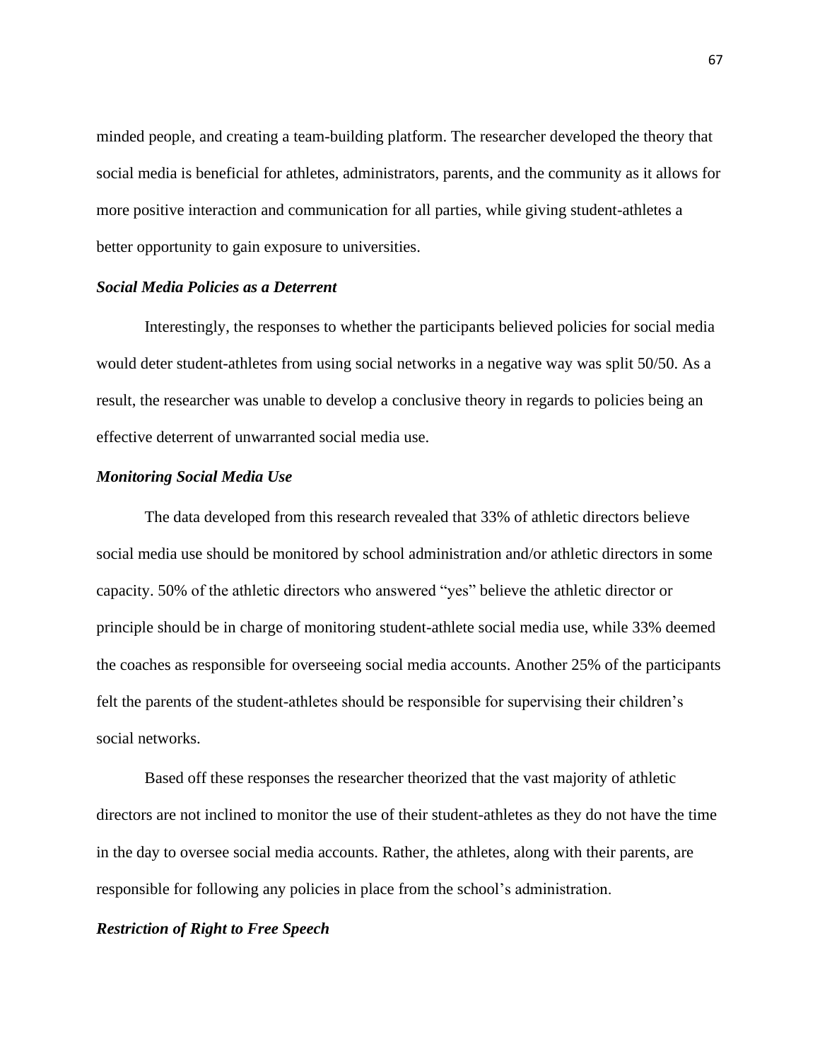minded people, and creating a team-building platform. The researcher developed the theory that social media is beneficial for athletes, administrators, parents, and the community as it allows for more positive interaction and communication for all parties, while giving student-athletes a better opportunity to gain exposure to universities.

### *Social Media Policies as a Deterrent*

Interestingly, the responses to whether the participants believed policies for social media would deter student-athletes from using social networks in a negative way was split 50/50. As a result, the researcher was unable to develop a conclusive theory in regards to policies being an effective deterrent of unwarranted social media use.

### *Monitoring Social Media Use*

The data developed from this research revealed that 33% of athletic directors believe social media use should be monitored by school administration and/or athletic directors in some capacity. 50% of the athletic directors who answered "yes" believe the athletic director or principle should be in charge of monitoring student-athlete social media use, while 33% deemed the coaches as responsible for overseeing social media accounts. Another 25% of the participants felt the parents of the student-athletes should be responsible for supervising their children's social networks.

Based off these responses the researcher theorized that the vast majority of athletic directors are not inclined to monitor the use of their student-athletes as they do not have the time in the day to oversee social media accounts. Rather, the athletes, along with their parents, are responsible for following any policies in place from the school's administration.

### *Restriction of Right to Free Speech*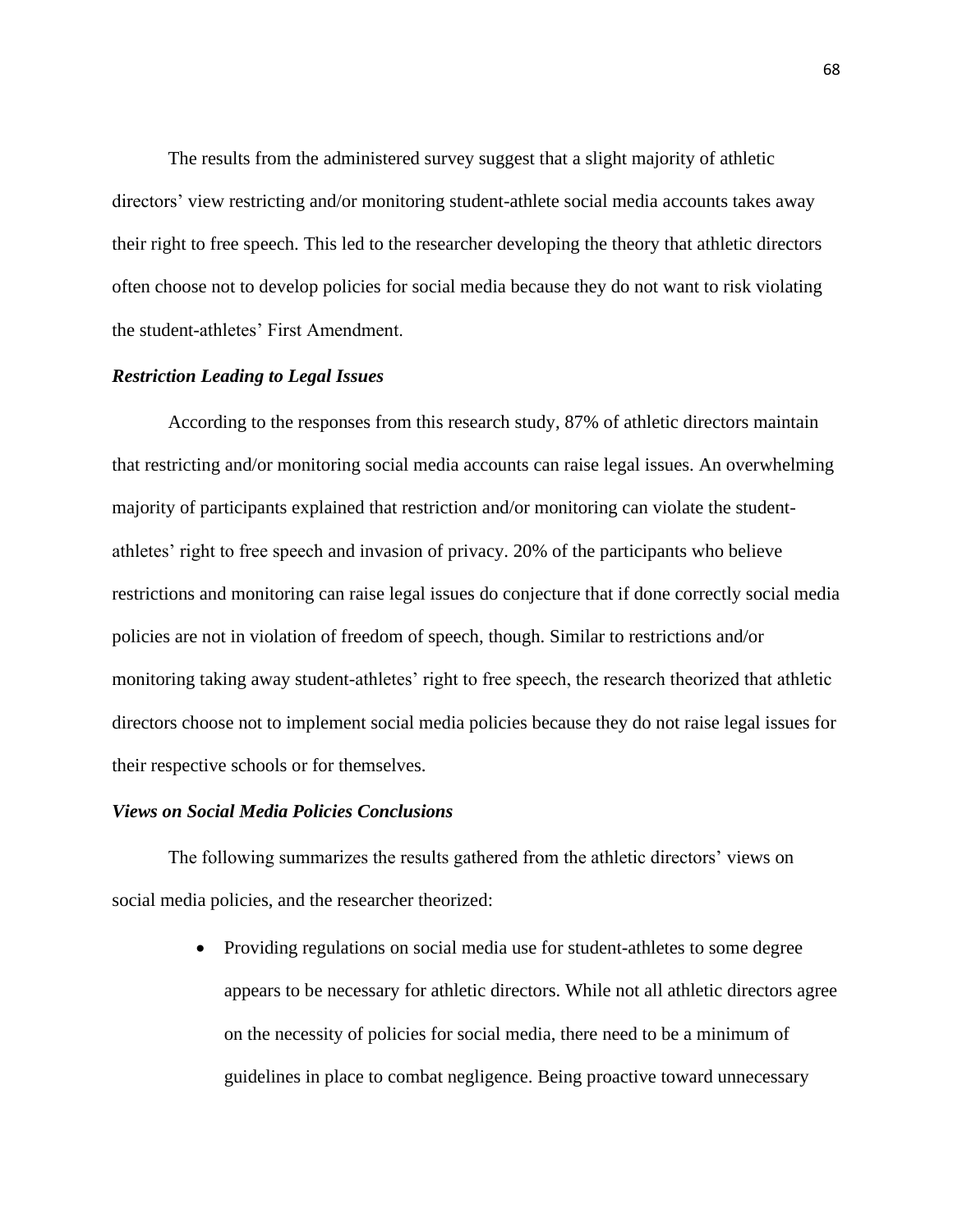The results from the administered survey suggest that a slight majority of athletic directors' view restricting and/or monitoring student-athlete social media accounts takes away their right to free speech. This led to the researcher developing the theory that athletic directors often choose not to develop policies for social media because they do not want to risk violating the student-athletes' First Amendment.

***Restriction Leading to Legal Issues***

According to the responses from this research study, 87% of athletic directors maintain that restricting and/or monitoring social media accounts can raise legal issues. An overwhelming majority of participants explained that restriction and/or monitoring can violate the student-athletes' right to free speech and invasion of privacy. 20% of the participants who believe restrictions and monitoring can raise legal issues do conjecture that if done correctly social media policies are not in violation of freedom of speech, though. Similar to restrictions and/or monitoring taking away student-athletes' right to free speech, the research theorized that athletic directors choose not to implement social media policies because they do not raise legal issues for their respective schools or for themselves.

***Views on Social Media Policies Conclusions***

The following summarizes the results gathered from the athletic directors' views on social media policies, and the researcher theorized:

- Providing regulations on social media use for student-athletes to some degree appears to be necessary for athletic directors. While not all athletic directors agree on the necessity of policies for social media, there need to be a minimum of guidelines in place to combat negligence. Being proactive toward unnecessary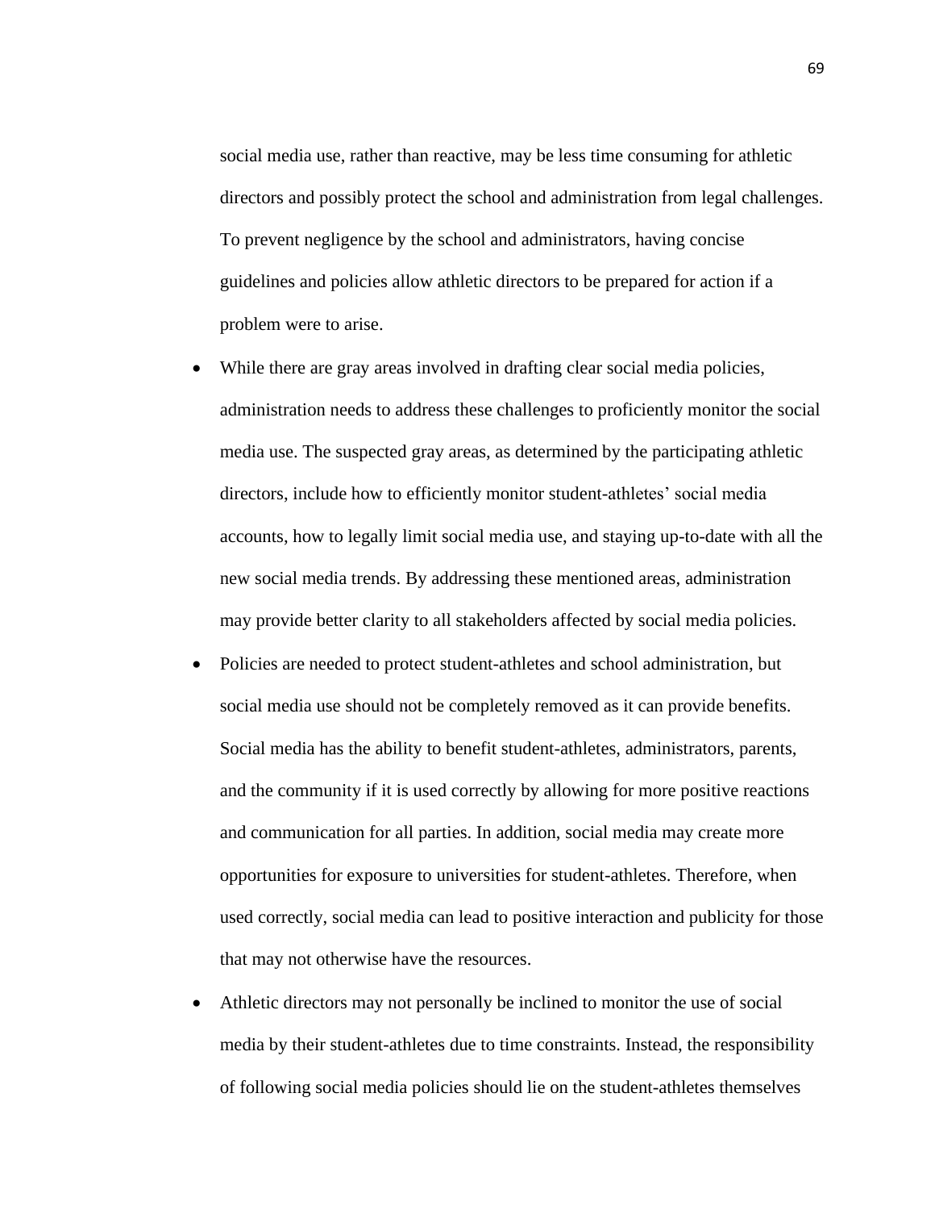social media use, rather than reactive, may be less time consuming for athletic directors and possibly protect the school and administration from legal challenges. To prevent negligence by the school and administrators, having concise guidelines and policies allow athletic directors to be prepared for action if a problem were to arise.

- While there are gray areas involved in drafting clear social media policies, administration needs to address these challenges to proficiently monitor the social media use. The suspected gray areas, as determined by the participating athletic directors, include how to efficiently monitor student-athletes' social media accounts, how to legally limit social media use, and staying up-to-date with all the new social media trends. By addressing these mentioned areas, administration may provide better clarity to all stakeholders affected by social media policies.
- Policies are needed to protect student-athletes and school administration, but social media use should not be completely removed as it can provide benefits. Social media has the ability to benefit student-athletes, administrators, parents, and the community if it is used correctly by allowing for more positive reactions and communication for all parties. In addition, social media may create more opportunities for exposure to universities for student-athletes. Therefore, when used correctly, social media can lead to positive interaction and publicity for those that may not otherwise have the resources.
- Athletic directors may not personally be inclined to monitor the use of social media by their student-athletes due to time constraints. Instead, the responsibility of following social media policies should lie on the student-athletes themselves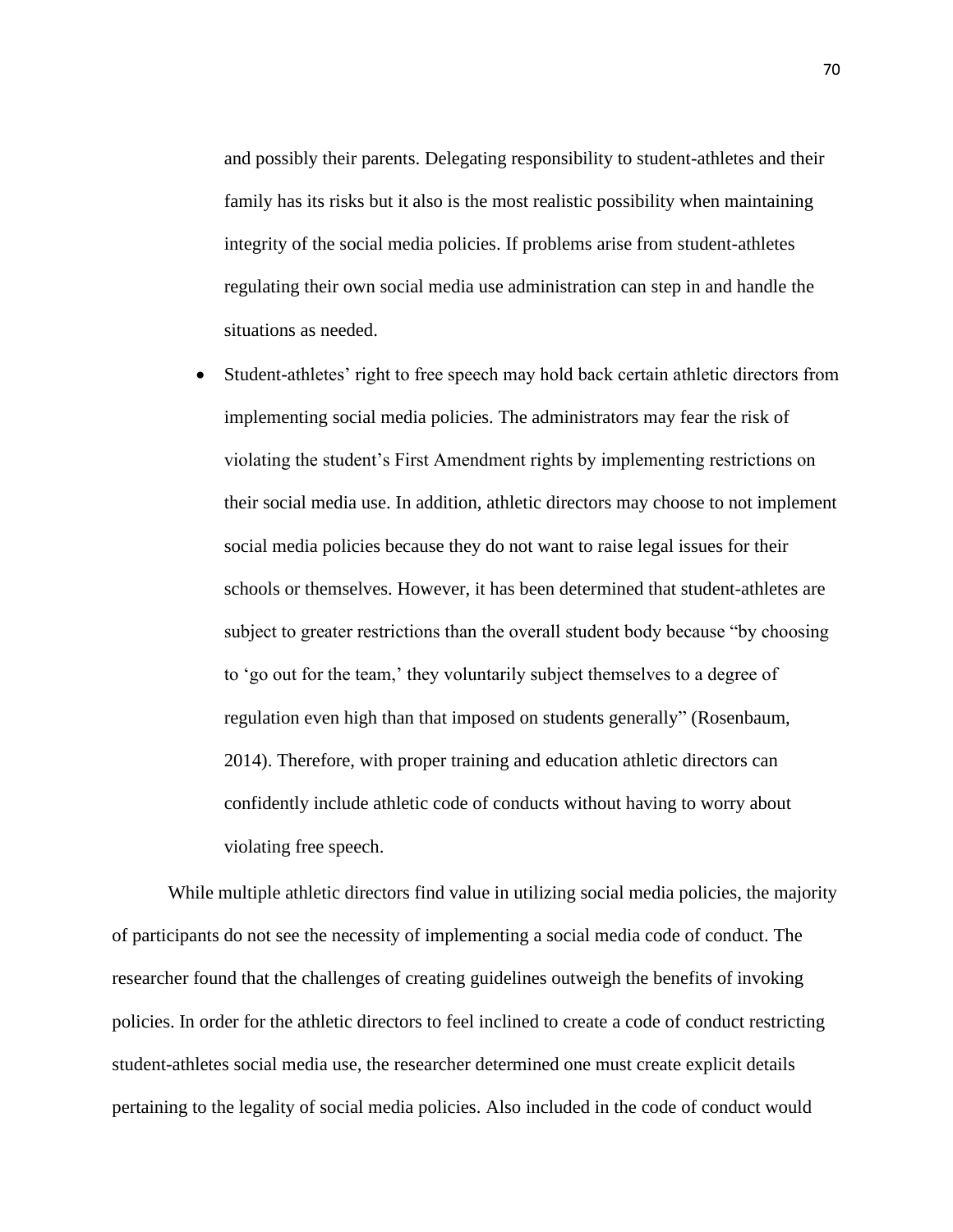and possibly their parents. Delegating responsibility to student-athletes and their family has its risks but it also is the most realistic possibility when maintaining integrity of the social media policies. If problems arise from student-athletes regulating their own social media use administration can step in and handle the situations as needed.

- Student-athletes' right to free speech may hold back certain athletic directors from implementing social media policies. The administrators may fear the risk of violating the student's First Amendment rights by implementing restrictions on their social media use. In addition, athletic directors may choose to not implement social media policies because they do not want to raise legal issues for their schools or themselves. However, it has been determined that student-athletes are subject to greater restrictions than the overall student body because "by choosing to 'go out for the team,' they voluntarily subject themselves to a degree of regulation even high than that imposed on students generally" (Rosenbaum, 2014). Therefore, with proper training and education athletic directors can confidently include athletic code of conducts without having to worry about violating free speech.

While multiple athletic directors find value in utilizing social media policies, the majority of participants do not see the necessity of implementing a social media code of conduct. The researcher found that the challenges of creating guidelines outweigh the benefits of invoking policies. In order for the athletic directors to feel inclined to create a code of conduct restricting student-athletes social media use, the researcher determined one must create explicit details pertaining to the legality of social media policies. Also included in the code of conduct would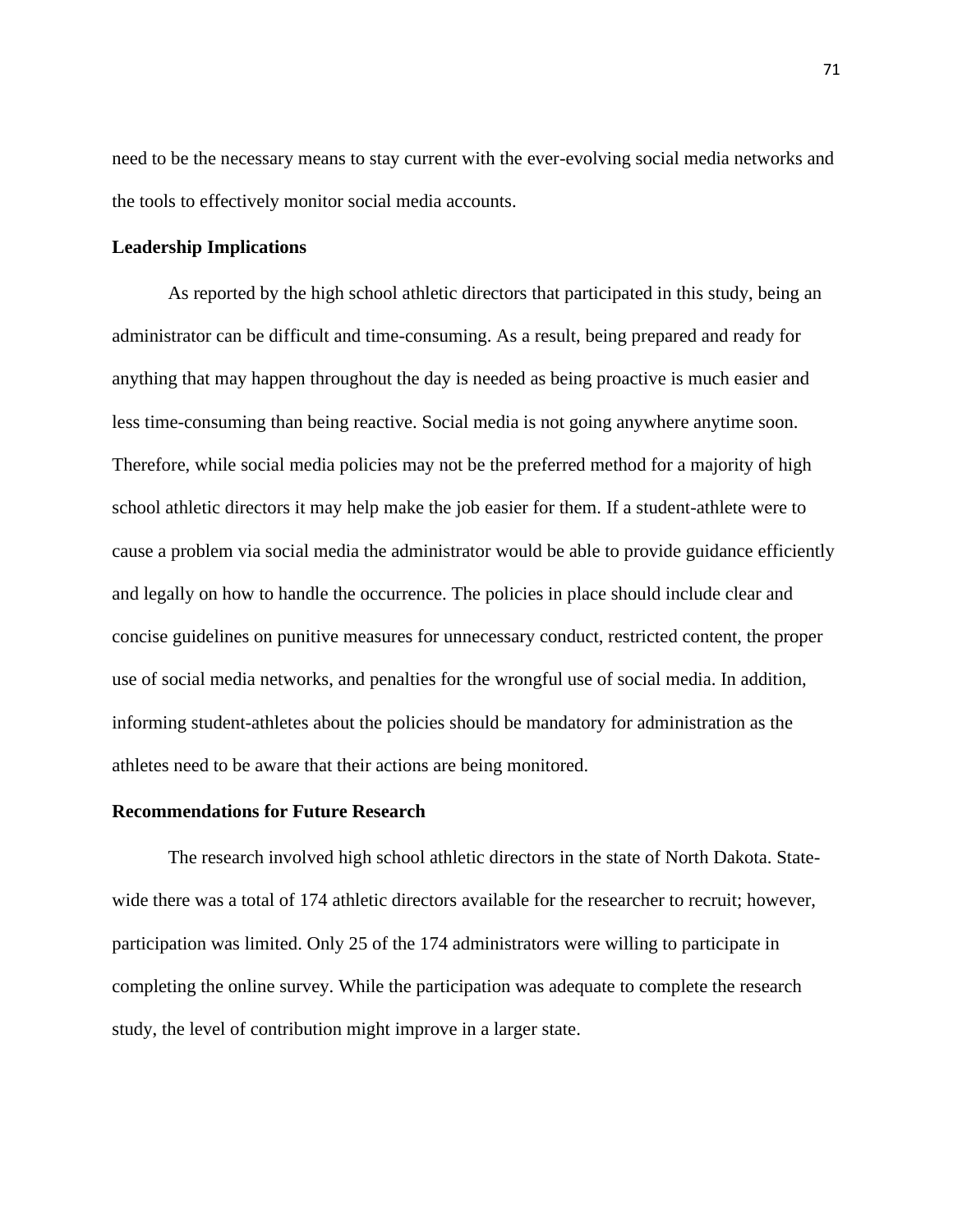need to be the necessary means to stay current with the ever-evolving social media networks and the tools to effectively monitor social media accounts.

## Leadership Implications

As reported by the high school athletic directors that participated in this study, being an administrator can be difficult and time-consuming. As a result, being prepared and ready for anything that may happen throughout the day is needed as being proactive is much easier and less time-consuming than being reactive. Social media is not going anywhere anytime soon. Therefore, while social media policies may not be the preferred method for a majority of high school athletic directors it may help make the job easier for them. If a student-athlete were to cause a problem via social media the administrator would be able to provide guidance efficiently and legally on how to handle the occurrence. The policies in place should include clear and concise guidelines on punitive measures for unnecessary conduct, restricted content, the proper use of social media networks, and penalties for the wrongful use of social media. In addition, informing student-athletes about the policies should be mandatory for administration as the athletes need to be aware that their actions are being monitored.

## Recommendations for Future Research

The research involved high school athletic directors in the state of North Dakota. State-wide there was a total of 174 athletic directors available for the researcher to recruit; however, participation was limited. Only 25 of the 174 administrators were willing to participate in completing the online survey. While the participation was adequate to complete the research study, the level of contribution might improve in a larger state.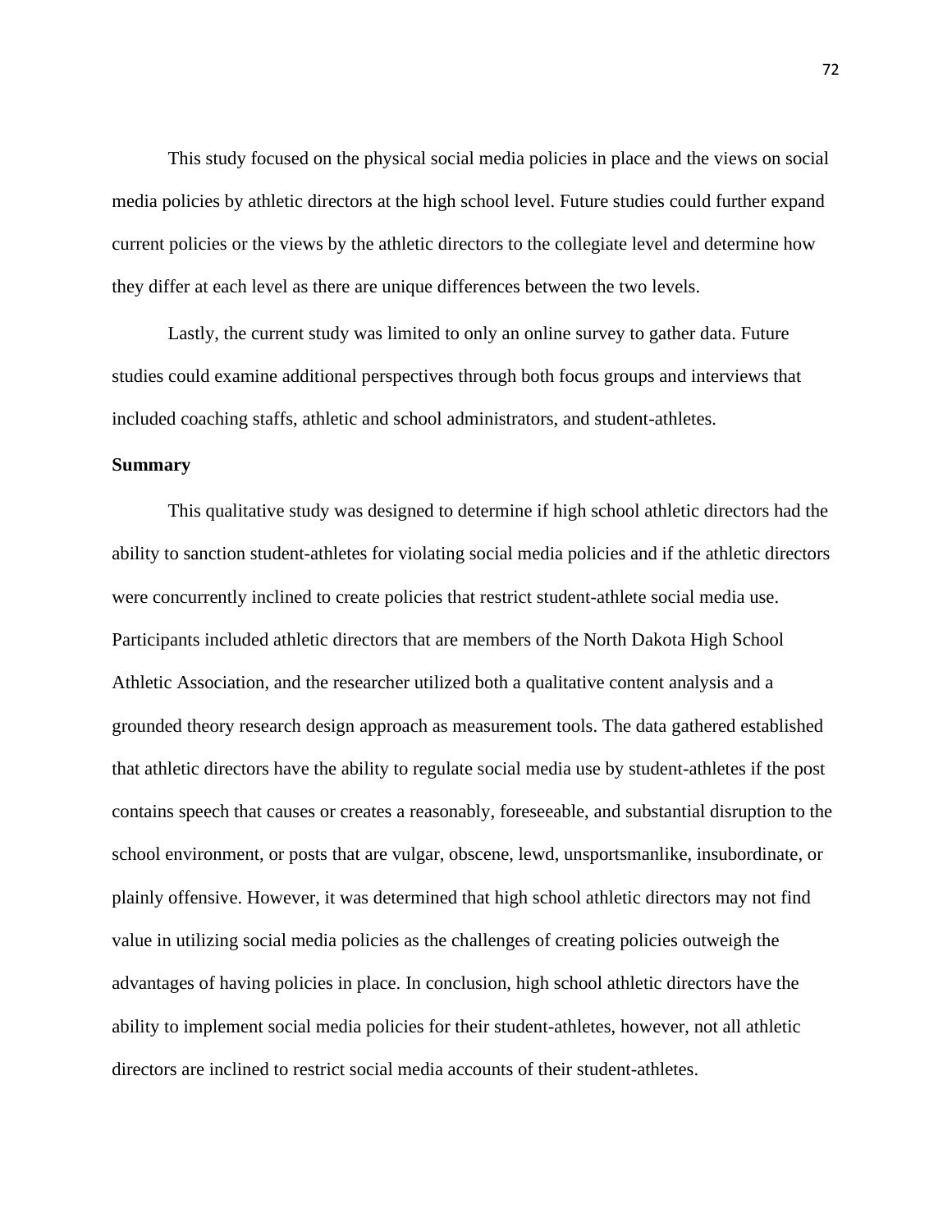This study focused on the physical social media policies in place and the views on social media policies by athletic directors at the high school level. Future studies could further expand current policies or the views by the athletic directors to the collegiate level and determine how they differ at each level as there are unique differences between the two levels.

Lastly, the current study was limited to only an online survey to gather data. Future studies could examine additional perspectives through both focus groups and interviews that included coaching staffs, athletic and school administrators, and student-athletes.

## Summary

This qualitative study was designed to determine if high school athletic directors had the ability to sanction student-athletes for violating social media policies and if the athletic directors were concurrently inclined to create policies that restrict student-athlete social media use. Participants included athletic directors that are members of the North Dakota High School Athletic Association, and the researcher utilized both a qualitative content analysis and a grounded theory research design approach as measurement tools. The data gathered established that athletic directors have the ability to regulate social media use by student-athletes if the post contains speech that causes or creates a reasonably, foreseeable, and substantial disruption to the school environment, or posts that are vulgar, obscene, lewd, unsportsmanlike, insubordinate, or plainly offensive. However, it was determined that high school athletic directors may not find value in utilizing social media policies as the challenges of creating policies outweigh the advantages of having policies in place. In conclusion, high school athletic directors have the ability to implement social media policies for their student-athletes, however, not all athletic directors are inclined to restrict social media accounts of their student-athletes.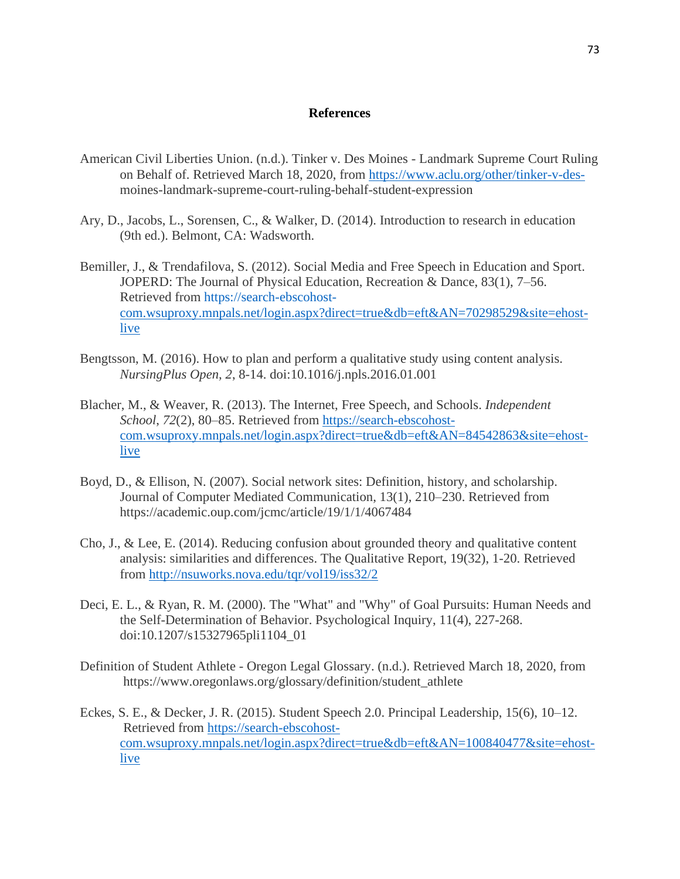# References

American Civil Liberties Union. (n.d.). Tinker v. Des Moines - Landmark Supreme Court Ruling on Behalf of. Retrieved March 18, 2020, from https://www.aclu.org/other/tinker-v-des-moines-landmark-supreme-court-ruling-behalf-student-expression

Ary, D., Jacobs, L., Sorensen, C., & Walker, D. (2014). Introduction to research in education (9th ed.). Belmont, CA: Wadsworth.

Bemiller, J., & Trendafilova, S. (2012). Social Media and Free Speech in Education and Sport. JOPERD: The Journal of Physical Education, Recreation & Dance, 83(1), 7–56. Retrieved from https://search-ebscohost-com.wsuproxy.mnpals.net/login.aspx?direct=true&db=eft&AN=70298529&site=ehost-live

Bengtsson, M. (2016). How to plan and perform a qualitative study using content analysis. *NursingPlus Open*, *2*, 8-14. doi:10.1016/j.npls.2016.01.001

Blacher, M., & Weaver, R. (2013). The Internet, Free Speech, and Schools. *Independent School*, *72*(2), 80–85. Retrieved from https://search-ebscohost-com.wsuproxy.mnpals.net/login.aspx?direct=true&db=eft&AN=84542863&site=ehost-live

Boyd, D., & Ellison, N. (2007). Social network sites: Definition, history, and scholarship. Journal of Computer Mediated Communication, 13(1), 210–230. Retrieved from https://academic.oup.com/jcmc/article/19/1/1/4067484

Cho, J., & Lee, E. (2014). Reducing confusion about grounded theory and qualitative content analysis: similarities and differences. The Qualitative Report, 19(32), 1-20. Retrieved from http://nsuworks.nova.edu/tqr/vol19/iss32/2

Deci, E. L., & Ryan, R. M. (2000). The "What" and "Why" of Goal Pursuits: Human Needs and the Self-Determination of Behavior. Psychological Inquiry, 11(4), 227-268. doi:10.1207/s15327965pli1104_01

Definition of Student Athlete - Oregon Legal Glossary. (n.d.). Retrieved March 18, 2020, from https://www.oregonlaws.org/glossary/definition/student_athlete

Eckes, S. E., & Decker, J. R. (2015). Student Speech 2.0. Principal Leadership, 15(6), 10–12. Retrieved from https://search-ebscohost-com.wsuproxy.mnpals.net/login.aspx?direct=true&db=eft&AN=100840477&site=ehost-live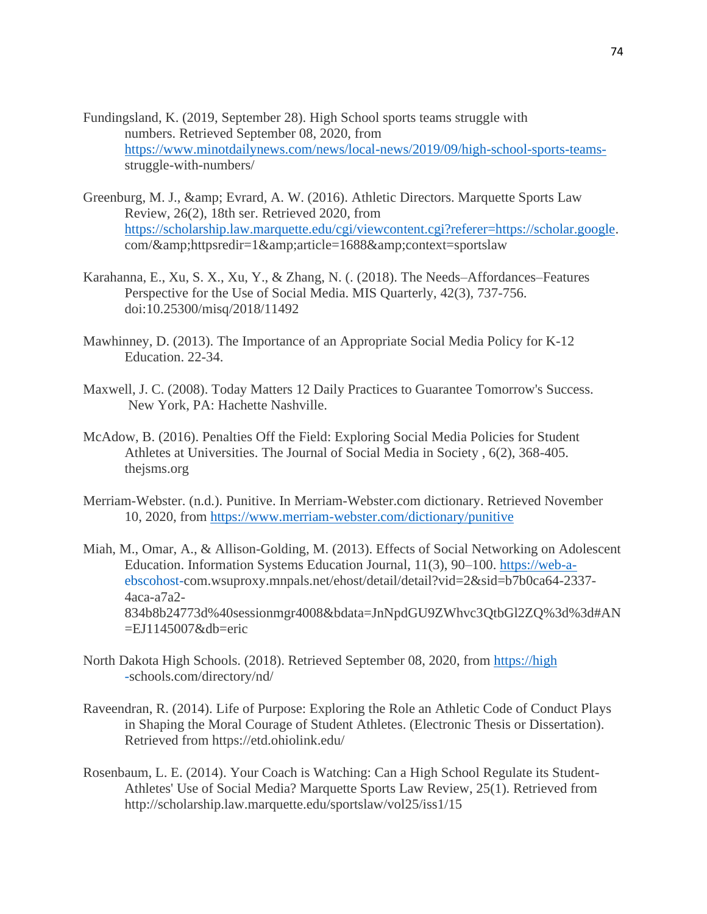Fundingsland, K. (2019, September 28). High School sports teams struggle with numbers. Retrieved September 08, 2020, from https://www.minotdailynews.com/news/local-news/2019/09/high-school-sports-teams-struggle-with-numbers/

Greenburg, M. J., &amp; Evrard, A. W. (2016). Athletic Directors. Marquette Sports Law Review, 26(2), 18th ser. Retrieved 2020, from https://scholarship.law.marquette.edu/cgi/viewcontent.cgi?referer=https://scholar.google.com/&amp;httpsredir=1&amp;article=1688&amp;context=sportslaw

Karahanna, E., Xu, S. X., Xu, Y., & Zhang, N. (. (2018). The Needs–Affordances–Features Perspective for the Use of Social Media. MIS Quarterly, 42(3), 737-756. doi:10.25300/misq/2018/11492

Mawhinney, D. (2013). The Importance of an Appropriate Social Media Policy for K-12 Education. 22-34.

Maxwell, J. C. (2008). Today Matters 12 Daily Practices to Guarantee Tomorrow's Success. New York, PA: Hachette Nashville.

McAdow, B. (2016). Penalties Off the Field: Exploring Social Media Policies for Student Athletes at Universities. The Journal of Social Media in Society , 6(2), 368-405. thejsms.org

Merriam-Webster. (n.d.). Punitive. In Merriam-Webster.com dictionary. Retrieved November 10, 2020, from https://www.merriam-webster.com/dictionary/punitive

Miah, M., Omar, A., & Allison-Golding, M. (2013). Effects of Social Networking on Adolescent Education. Information Systems Education Journal, 11(3), 90–100. https://web-a-ebscohost-com.wsuproxy.mnpals.net/ehost/detail/detail?vid=2&sid=b7b0ca64-2337-4aca-a7a2-834b8b24773d%40sessionmgr4008&bdata=JnNpdGU9ZWhvc3QtbGl2ZQ%3d%3d#AN=EJ1145007&db=eric

North Dakota High Schools. (2018). Retrieved September 08, 2020, from https://high-schools.com/directory/nd/

Raveendran, R. (2014). Life of Purpose: Exploring the Role an Athletic Code of Conduct Plays in Shaping the Moral Courage of Student Athletes. (Electronic Thesis or Dissertation). Retrieved from https://etd.ohiolink.edu/

Rosenbaum, L. E. (2014). Your Coach is Watching: Can a High School Regulate its Student-Athletes' Use of Social Media? Marquette Sports Law Review, 25(1). Retrieved from http://scholarship.law.marquette.edu/sportslaw/vol25/iss1/15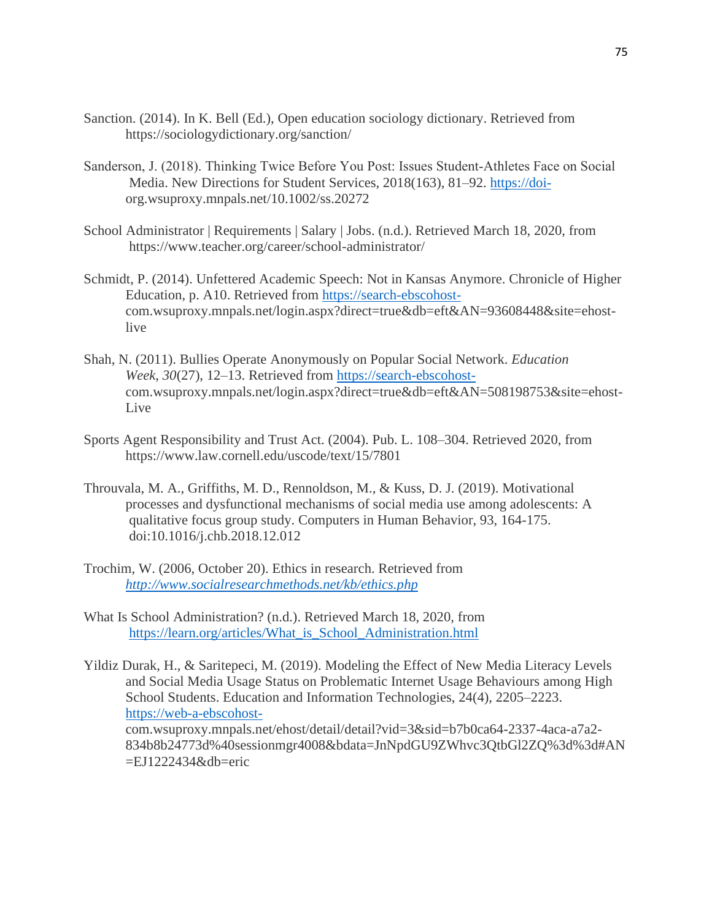Sanction. (2014). In K. Bell (Ed.), Open education sociology dictionary. Retrieved from https://sociologydictionary.org/sanction/

Sanderson, J. (2018). Thinking Twice Before You Post: Issues Student-Athletes Face on Social Media. New Directions for Student Services, 2018(163), 81–92. https://doi-org.wsuproxy.mnpals.net/10.1002/ss.20272

School Administrator | Requirements | Salary | Jobs. (n.d.). Retrieved March 18, 2020, from https://www.teacher.org/career/school-administrator/

Schmidt, P. (2014). Unfettered Academic Speech: Not in Kansas Anymore. Chronicle of Higher Education, p. A10. Retrieved from https://search-ebscohost-com.wsuproxy.mnpals.net/login.aspx?direct=true&db=eft&AN=93608448&site=ehost-live

Shah, N. (2011). Bullies Operate Anonymously on Popular Social Network. *Education Week*, *30*(27), 12–13. Retrieved from https://search-ebscohost-com.wsuproxy.mnpals.net/login.aspx?direct=true&db=eft&AN=508198753&site=ehost-Live

Sports Agent Responsibility and Trust Act. (2004). Pub. L. 108–304. Retrieved 2020, from https://www.law.cornell.edu/uscode/text/15/7801

Throuvala, M. A., Griffiths, M. D., Rennoldson, M., & Kuss, D. J. (2019). Motivational processes and dysfunctional mechanisms of social media use among adolescents: A qualitative focus group study. Computers in Human Behavior, 93, 164-175. doi:10.1016/j.chb.2018.12.012

Trochim, W. (2006, October 20). Ethics in research. Retrieved from *http://www.socialresearchmethods.net/kb/ethics.php*

What Is School Administration? (n.d.). Retrieved March 18, 2020, from https://learn.org/articles/What_is_School_Administration.html

Yildiz Durak, H., & Saritepeci, M. (2019). Modeling the Effect of New Media Literacy Levels and Social Media Usage Status on Problematic Internet Usage Behaviours among High School Students. Education and Information Technologies, 24(4), 2205–2223. https://web-a-ebscohost-com.wsuproxy.mnpals.net/ehost/detail/detail?vid=3&sid=b7b0ca64-2337-4aca-a7a2-834b8b24773d%40sessionmgr4008&bdata=JnNpdGU9ZWhvc3QtbGl2ZQ%3d%3d#AN=EJ1222434&db=eric